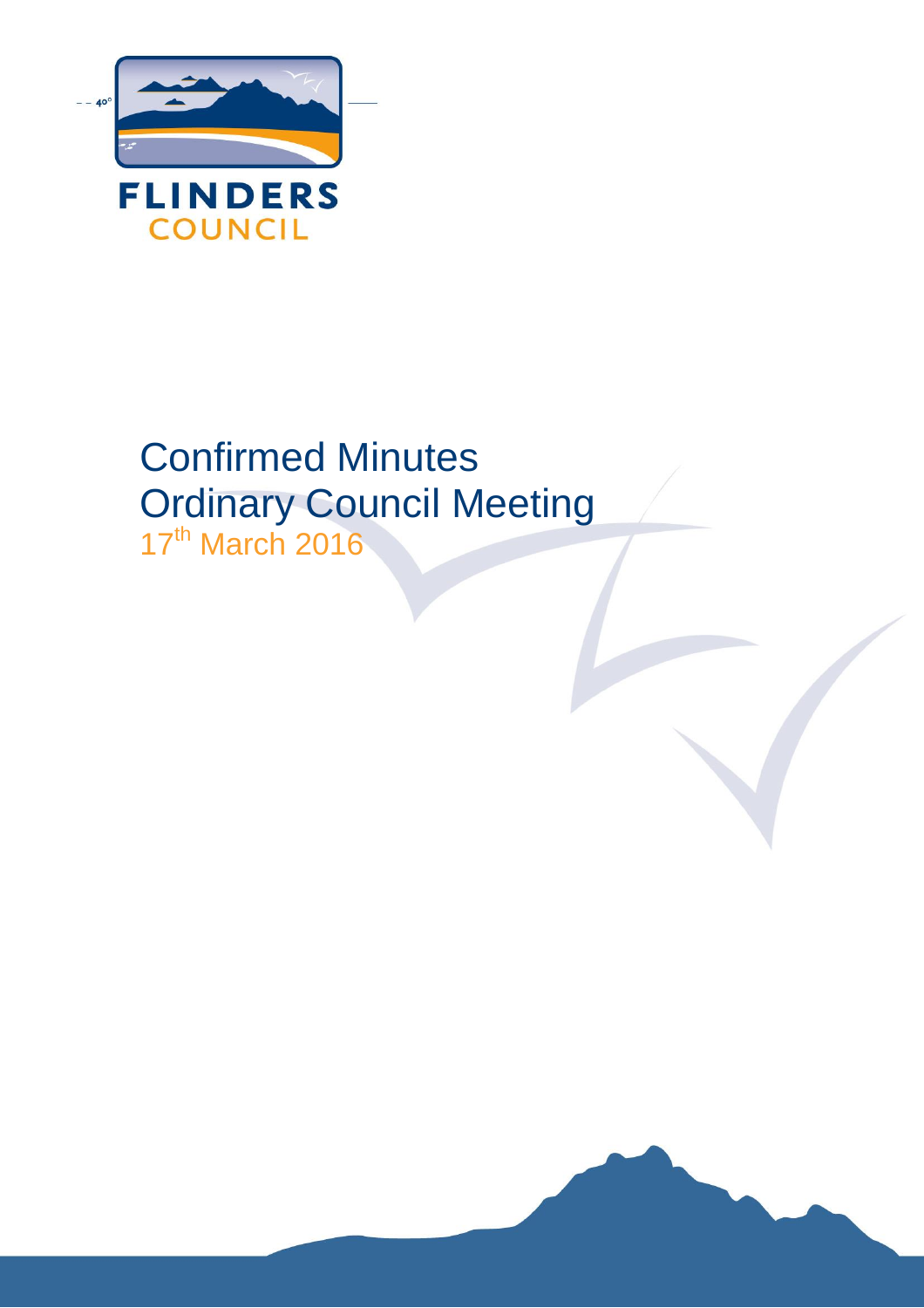FLINDERS
COUNCIL

# Confirmed Minutes
# Ordinary Council Meeting
17th March 2016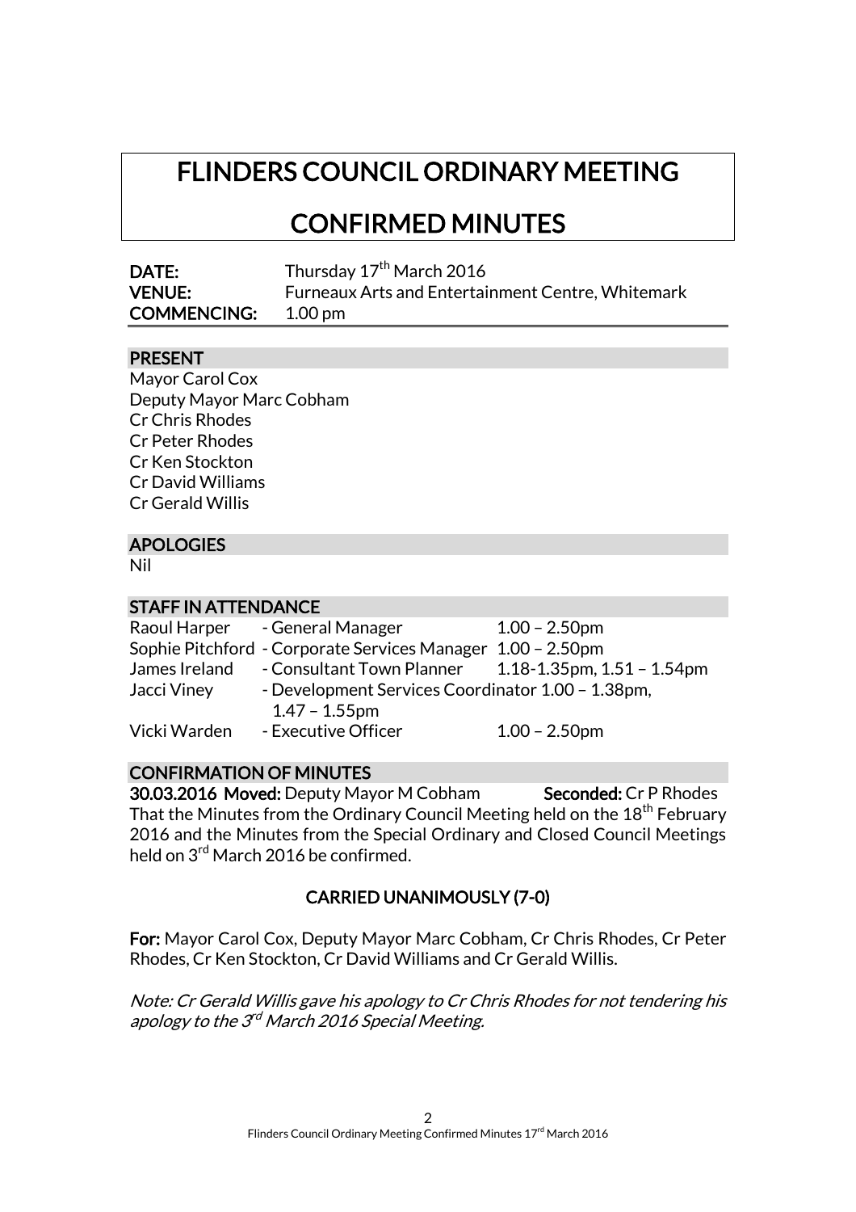# FLINDERS COUNCIL ORDINARY MEETING

# CONFIRMED MINUTES

**DATE:** Thursday 17th March 2016
**VENUE:** Furneaux Arts and Entertainment Centre, Whitemark
**COMMENCING:** 1.00 pm

## PRESENT

Mayor Carol Cox
Deputy Mayor Marc Cobham
Cr Chris Rhodes
Cr Peter Rhodes
Cr Ken Stockton
Cr David Williams
Cr Gerald Willis

## APOLOGIES

Nil

## STAFF IN ATTENDANCE

| | | |
|---|---|---|
| Raoul Harper | - General Manager | 1.00 – 2.50pm |
| Sophie Pitchford | - Corporate Services Manager | 1.00 – 2.50pm |
| James Ireland | - Consultant Town Planner | 1.18-1.35pm, 1.51 – 1.54pm |
| Jacci Viney | - Development Services Coordinator | 1.00 – 1.38pm, 1.47 – 1.55pm |
| Vicki Warden | - Executive Officer | 1.00 – 2.50pm |

## CONFIRMATION OF MINUTES

**30.03.2016 Moved:** Deputy Mayor M Cobham **Seconded:** Cr P Rhodes
That the Minutes from the Ordinary Council Meeting held on the 18th February 2016 and the Minutes from the Special Ordinary and Closed Council Meetings held on 3rd March 2016 be confirmed.

**CARRIED UNANIMOUSLY (7-0)**

**For:** Mayor Carol Cox, Deputy Mayor Marc Cobham, Cr Chris Rhodes, Cr Peter Rhodes, Cr Ken Stockton, Cr David Williams and Cr Gerald Willis.

*Note: Cr Gerald Willis gave his apology to Cr Chris Rhodes for not tendering his apology to the 3rd March 2016 Special Meeting.*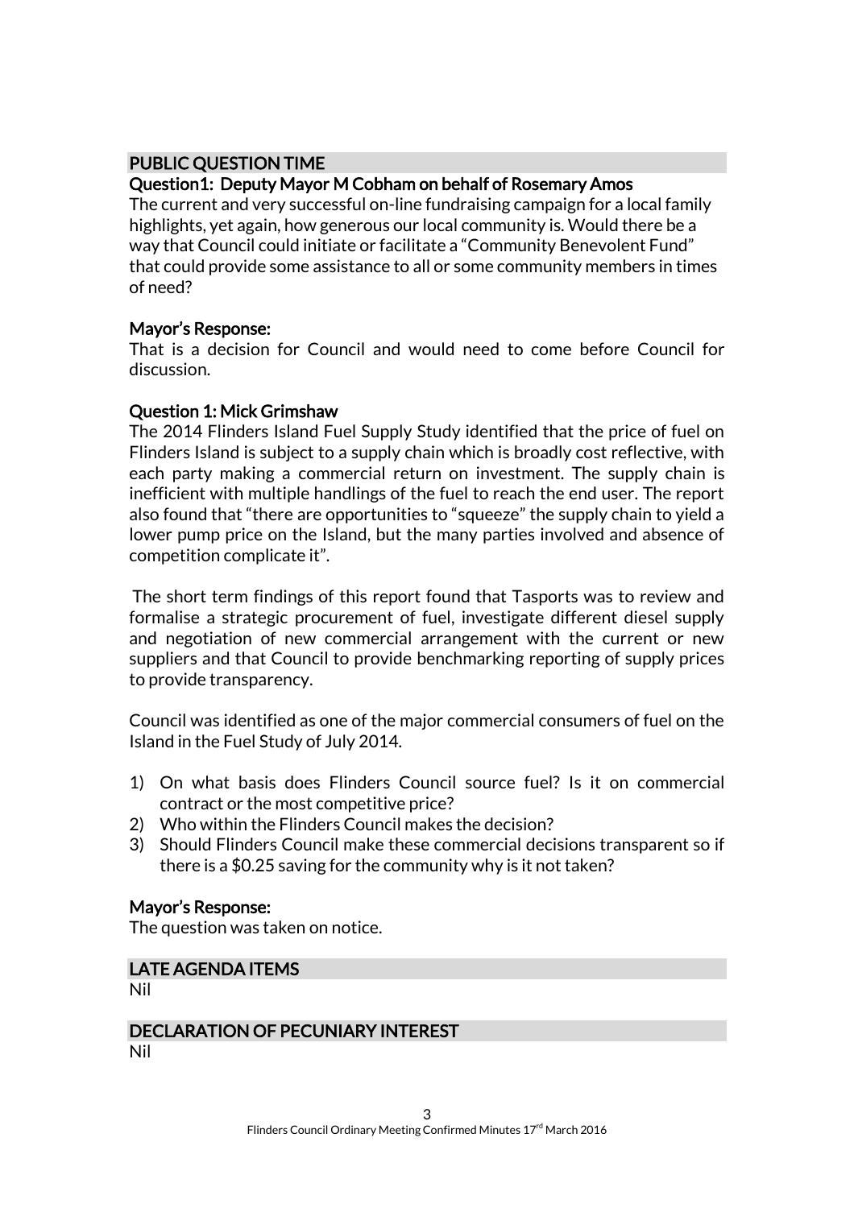## PUBLIC QUESTION TIME

### Question1: Deputy Mayor M Cobham on behalf of Rosemary Amos

The current and very successful on-line fundraising campaign for a local family highlights, yet again, how generous our local community is. Would there be a way that Council could initiate or facilitate a "Community Benevolent Fund" that could provide some assistance to all or some community members in times of need?

### Mayor's Response:

That is a decision for Council and would need to come before Council for discussion.

### Question 1: Mick Grimshaw

The 2014 Flinders Island Fuel Supply Study identified that the price of fuel on Flinders Island is subject to a supply chain which is broadly cost reflective, with each party making a commercial return on investment. The supply chain is inefficient with multiple handlings of the fuel to reach the end user. The report also found that "there are opportunities to "squeeze" the supply chain to yield a lower pump price on the Island, but the many parties involved and absence of competition complicate it".

The short term findings of this report found that Tasports was to review and formalise a strategic procurement of fuel, investigate different diesel supply and negotiation of new commercial arrangement with the current or new suppliers and that Council to provide benchmarking reporting of supply prices to provide transparency.

Council was identified as one of the major commercial consumers of fuel on the Island in the Fuel Study of July 2014.

1) On what basis does Flinders Council source fuel? Is it on commercial contract or the most competitive price?
2) Who within the Flinders Council makes the decision?
3) Should Flinders Council make these commercial decisions transparent so if there is a $0.25 saving for the community why is it not taken?

### Mayor's Response:

The question was taken on notice.

## LATE AGENDA ITEMS

Nil

## DECLARATION OF PECUNIARY INTEREST

Nil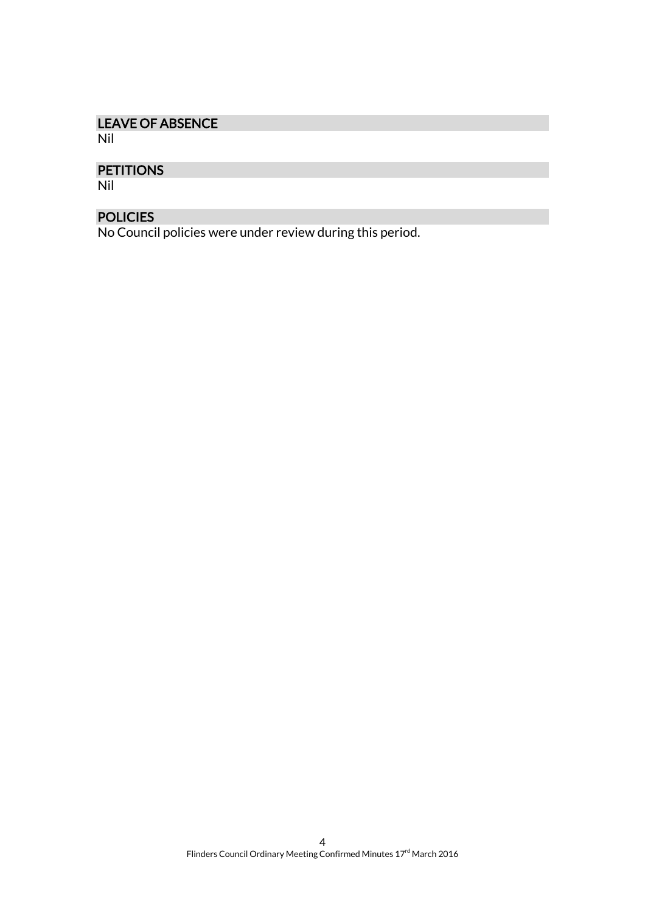## LEAVE OF ABSENCE

Nil

## PETITIONS

Nil

## POLICIES

No Council policies were under review during this period.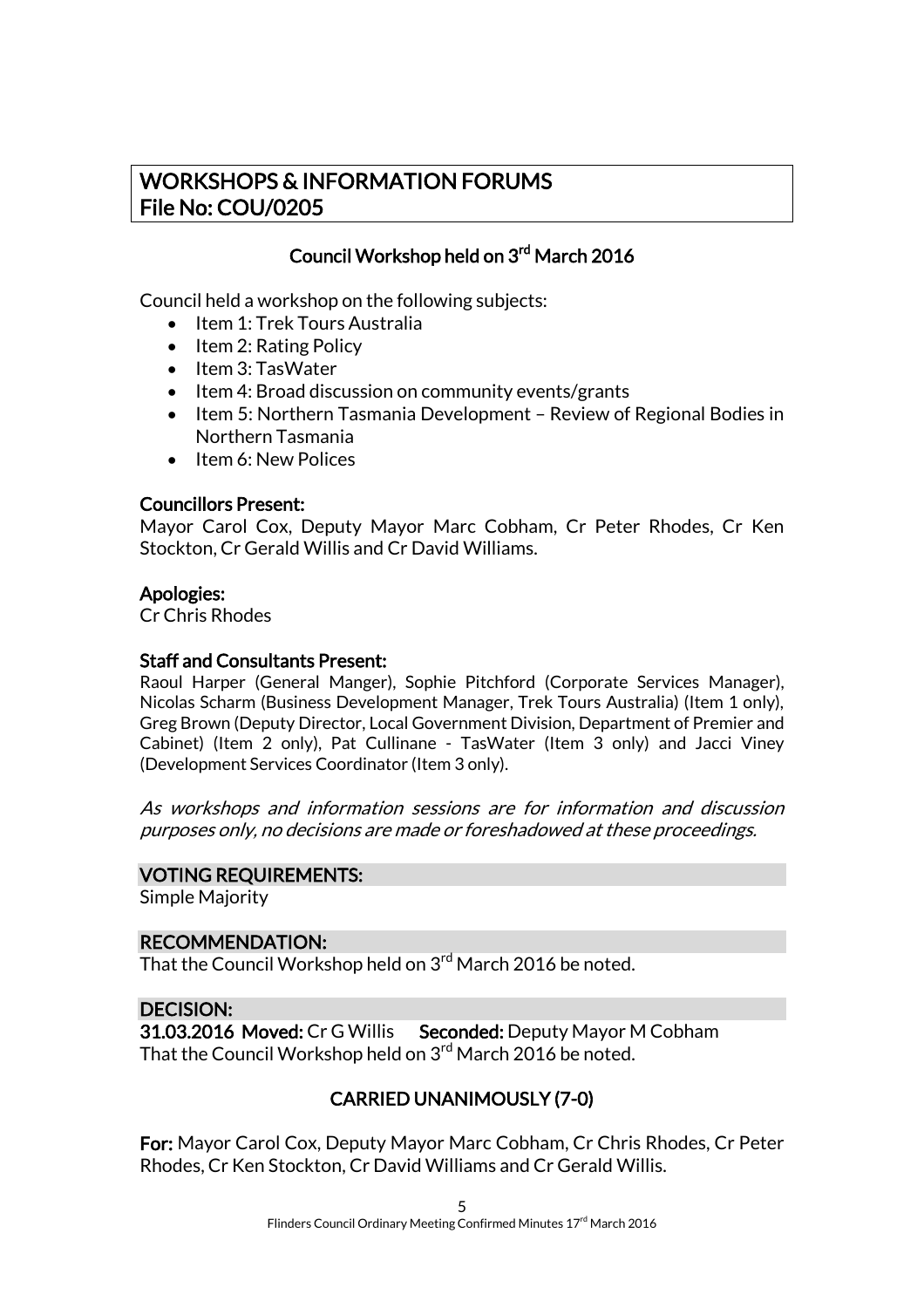# WORKSHOPS & INFORMATION FORUMS
# File No: COU/0205

### Council Workshop held on 3rd March 2016

Council held a workshop on the following subjects:

- Item 1: Trek Tours Australia
- Item 2: Rating Policy
- Item 3: TasWater
- Item 4: Broad discussion on community events/grants
- Item 5: Northern Tasmania Development – Review of Regional Bodies in Northern Tasmania
- Item 6: New Polices

**Councillors Present:**
Mayor Carol Cox, Deputy Mayor Marc Cobham, Cr Peter Rhodes, Cr Ken Stockton, Cr Gerald Willis and Cr David Williams.

**Apologies:**
Cr Chris Rhodes

**Staff and Consultants Present:**
Raoul Harper (General Manger), Sophie Pitchford (Corporate Services Manager), Nicolas Scharm (Business Development Manager, Trek Tours Australia) (Item 1 only), Greg Brown (Deputy Director, Local Government Division, Department of Premier and Cabinet) (Item 2 only), Pat Cullinane - TasWater (Item 3 only) and Jacci Viney (Development Services Coordinator (Item 3 only).

*As workshops and information sessions are for information and discussion purposes only, no decisions are made or foreshadowed at these proceedings.*

**VOTING REQUIREMENTS:**
Simple Majority

**RECOMMENDATION:**
That the Council Workshop held on 3rd March 2016 be noted.

**DECISION:**
**31.03.2016 Moved:** Cr G Willis **Seconded:** Deputy Mayor M Cobham
That the Council Workshop held on 3rd March 2016 be noted.

**CARRIED UNANIMOUSLY (7-0)**

**For:** Mayor Carol Cox, Deputy Mayor Marc Cobham, Cr Chris Rhodes, Cr Peter Rhodes, Cr Ken Stockton, Cr David Williams and Cr Gerald Willis.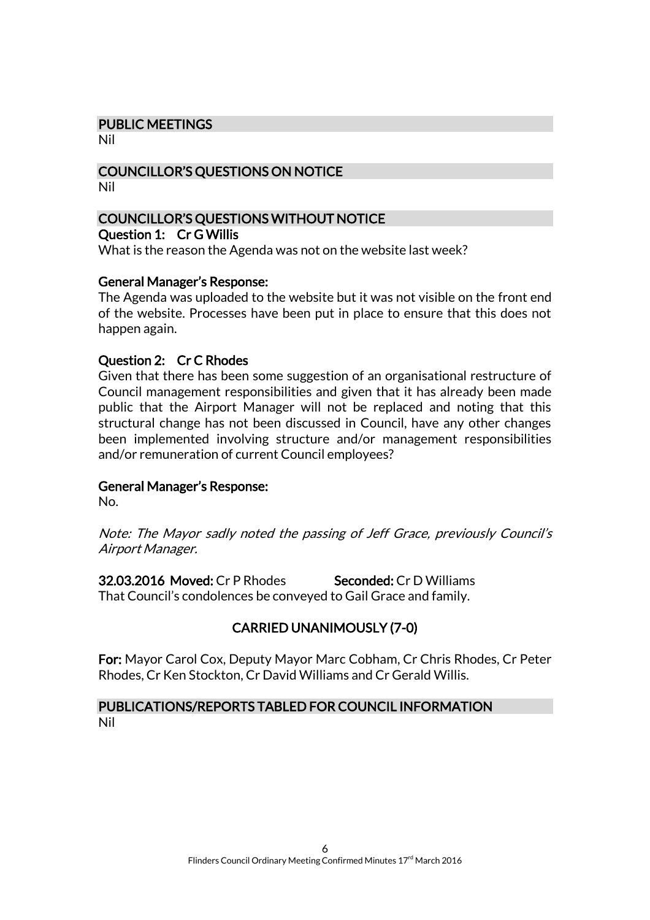## PUBLIC MEETINGS

Nil

## COUNCILLOR'S QUESTIONS ON NOTICE

Nil

## COUNCILLOR'S QUESTIONS WITHOUT NOTICE

**Question 1: Cr G Willis**

What is the reason the Agenda was not on the website last week?

**General Manager's Response:**

The Agenda was uploaded to the website but it was not visible on the front end of the website. Processes have been put in place to ensure that this does not happen again.

**Question 2: Cr C Rhodes**

Given that there has been some suggestion of an organisational restructure of Council management responsibilities and given that it has already been made public that the Airport Manager will not be replaced and noting that this structural change has not been discussed in Council, have any other changes been implemented involving structure and/or management responsibilities and/or remuneration of current Council employees?

**General Manager's Response:**

No.

*Note: The Mayor sadly noted the passing of Jeff Grace, previously Council's Airport Manager.*

**32.03.2016 Moved:** Cr P Rhodes **Seconded:** Cr D Williams

That Council's condolences be conveyed to Gail Grace and family.

**CARRIED UNANIMOUSLY (7-0)**

**For:** Mayor Carol Cox, Deputy Mayor Marc Cobham, Cr Chris Rhodes, Cr Peter Rhodes, Cr Ken Stockton, Cr David Williams and Cr Gerald Willis.

## PUBLICATIONS/REPORTS TABLED FOR COUNCIL INFORMATION

Nil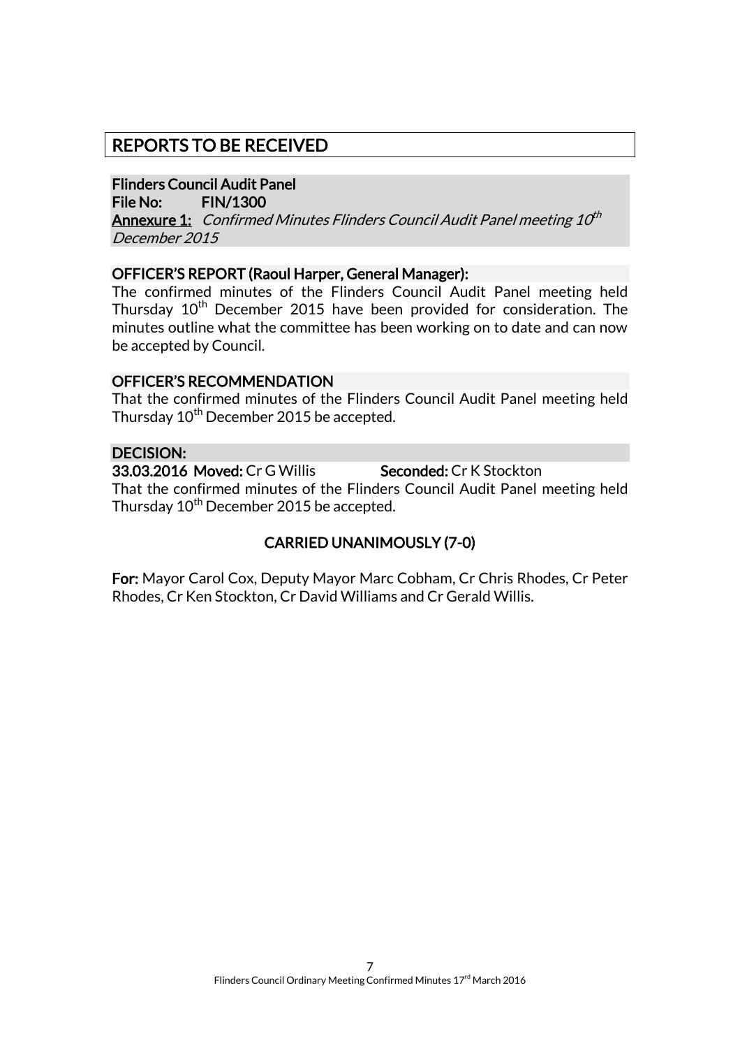## REPORTS TO BE RECEIVED

**Flinders Council Audit Panel**
**File No: FIN/1300**
**Annexure 1:** *Confirmed Minutes Flinders Council Audit Panel meeting 10th December 2015*

**OFFICER'S REPORT (Raoul Harper, General Manager):**

The confirmed minutes of the Flinders Council Audit Panel meeting held Thursday 10th December 2015 have been provided for consideration. The minutes outline what the committee has been working on to date and can now be accepted by Council.

**OFFICER'S RECOMMENDATION**

That the confirmed minutes of the Flinders Council Audit Panel meeting held Thursday 10th December 2015 be accepted.

**DECISION:**

**33.03.2016 Moved:** Cr G Willis **Seconded:** Cr K Stockton

That the confirmed minutes of the Flinders Council Audit Panel meeting held Thursday 10th December 2015 be accepted.

**CARRIED UNANIMOUSLY (7-0)**

**For:** Mayor Carol Cox, Deputy Mayor Marc Cobham, Cr Chris Rhodes, Cr Peter Rhodes, Cr Ken Stockton, Cr David Williams and Cr Gerald Willis.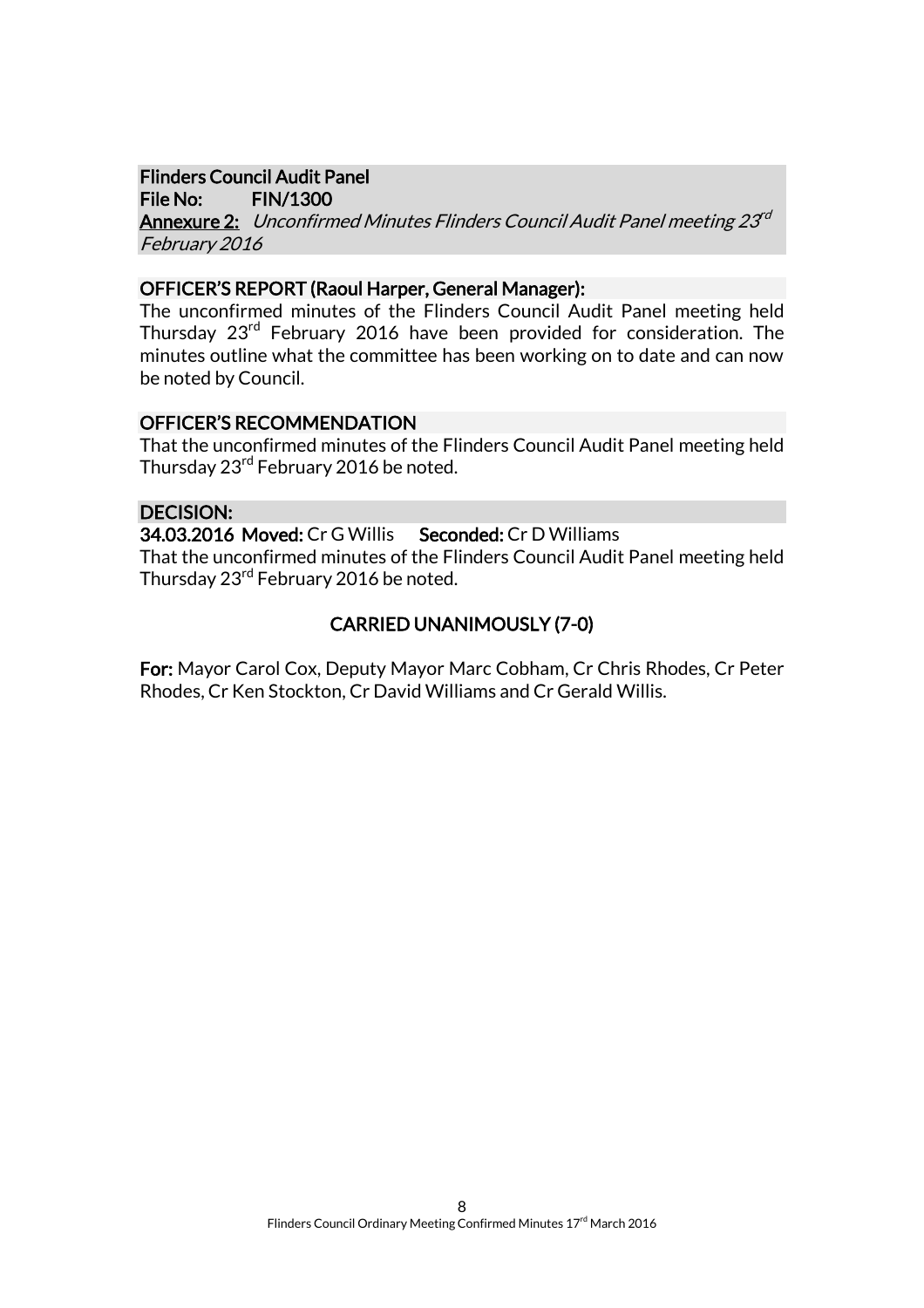**Flinders Council Audit Panel**
**File No: FIN/1300**
**Annexure 2:** *Unconfirmed Minutes Flinders Council Audit Panel meeting 23rd February 2016*

**OFFICER'S REPORT (Raoul Harper, General Manager):**

The unconfirmed minutes of the Flinders Council Audit Panel meeting held Thursday 23rd February 2016 have been provided for consideration. The minutes outline what the committee has been working on to date and can now be noted by Council.

**OFFICER'S RECOMMENDATION**

That the unconfirmed minutes of the Flinders Council Audit Panel meeting held Thursday 23rd February 2016 be noted.

**DECISION:**

**34.03.2016 Moved:** Cr G Willis **Seconded:** Cr D Williams

That the unconfirmed minutes of the Flinders Council Audit Panel meeting held Thursday 23rd February 2016 be noted.

**CARRIED UNANIMOUSLY (7-0)**

**For:** Mayor Carol Cox, Deputy Mayor Marc Cobham, Cr Chris Rhodes, Cr Peter Rhodes, Cr Ken Stockton, Cr David Williams and Cr Gerald Willis.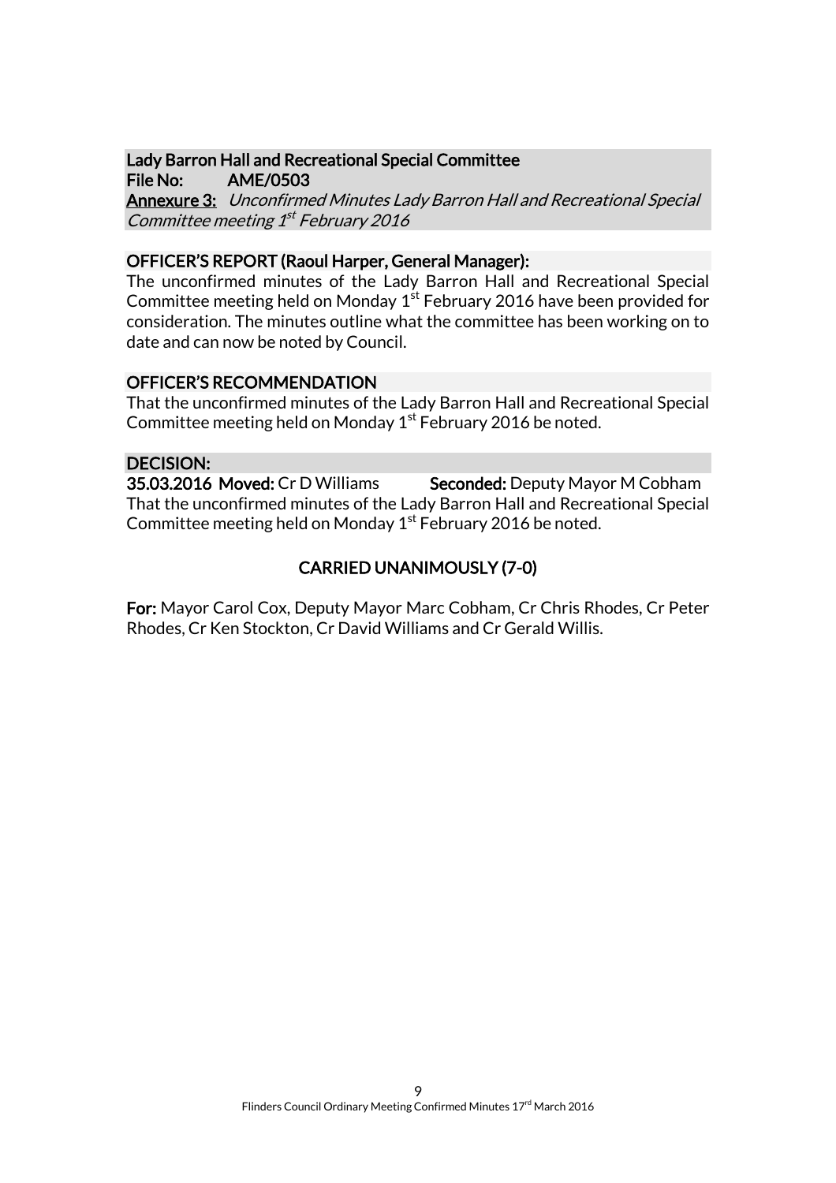**Lady Barron Hall and Recreational Special Committee**
**File No: AME/0503**
**Annexure 3:** *Unconfirmed Minutes Lady Barron Hall and Recreational Special Committee meeting 1st February 2016*

**OFFICER'S REPORT (Raoul Harper, General Manager):**

The unconfirmed minutes of the Lady Barron Hall and Recreational Special Committee meeting held on Monday 1st February 2016 have been provided for consideration. The minutes outline what the committee has been working on to date and can now be noted by Council.

**OFFICER'S RECOMMENDATION**

That the unconfirmed minutes of the Lady Barron Hall and Recreational Special Committee meeting held on Monday 1st February 2016 be noted.

**DECISION:**

**35.03.2016 Moved:** Cr D Williams **Seconded:** Deputy Mayor M Cobham

That the unconfirmed minutes of the Lady Barron Hall and Recreational Special Committee meeting held on Monday 1st February 2016 be noted.

**CARRIED UNANIMOUSLY (7-0)**

**For:** Mayor Carol Cox, Deputy Mayor Marc Cobham, Cr Chris Rhodes, Cr Peter Rhodes, Cr Ken Stockton, Cr David Williams and Cr Gerald Willis.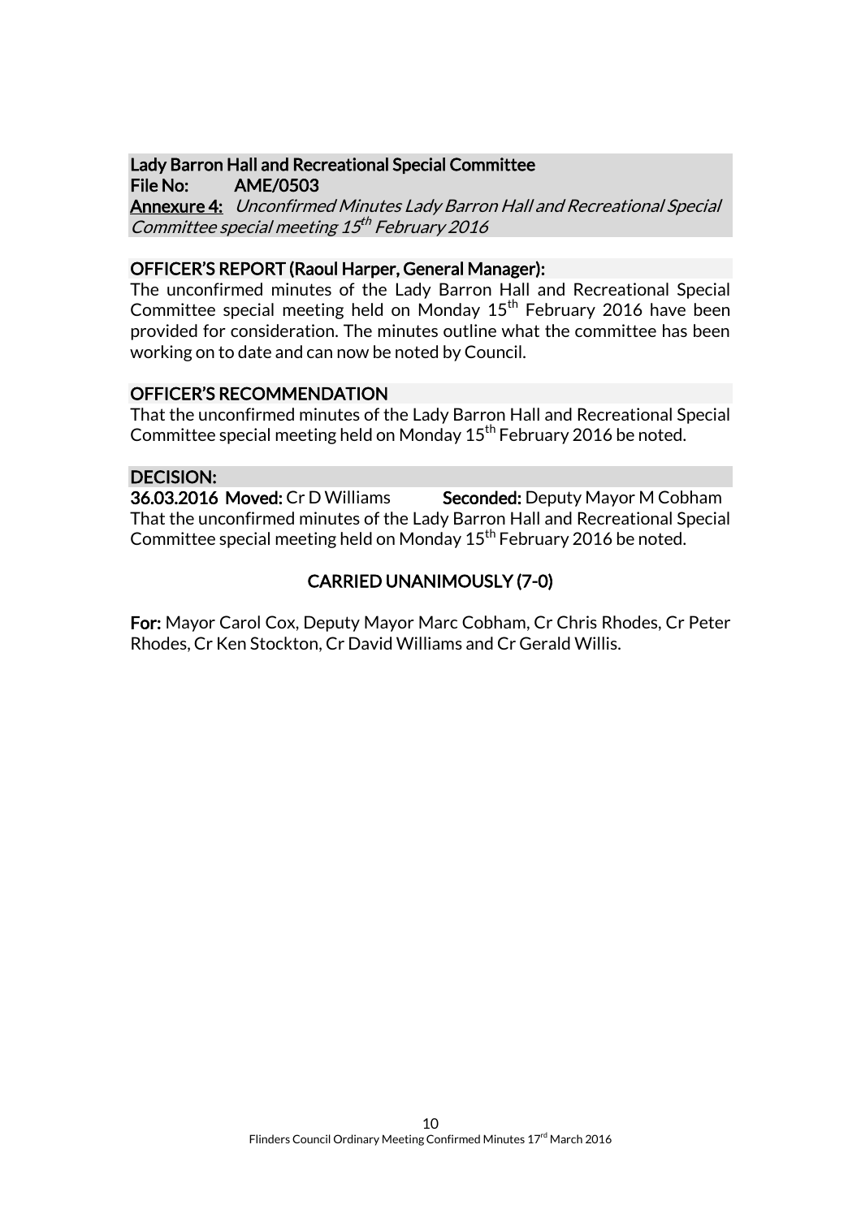**Lady Barron Hall and Recreational Special Committee**
**File No: AME/0503**
**Annexure 4:** *Unconfirmed Minutes Lady Barron Hall and Recreational Special Committee special meeting 15th February 2016*

**OFFICER'S REPORT (Raoul Harper, General Manager):**

The unconfirmed minutes of the Lady Barron Hall and Recreational Special Committee special meeting held on Monday 15th February 2016 have been provided for consideration. The minutes outline what the committee has been working on to date and can now be noted by Council.

**OFFICER'S RECOMMENDATION**

That the unconfirmed minutes of the Lady Barron Hall and Recreational Special Committee special meeting held on Monday 15th February 2016 be noted.

**DECISION:**

**36.03.2016 Moved:** Cr D Williams **Seconded:** Deputy Mayor M Cobham

That the unconfirmed minutes of the Lady Barron Hall and Recreational Special Committee special meeting held on Monday 15th February 2016 be noted.

**CARRIED UNANIMOUSLY (7-0)**

**For:** Mayor Carol Cox, Deputy Mayor Marc Cobham, Cr Chris Rhodes, Cr Peter Rhodes, Cr Ken Stockton, Cr David Williams and Cr Gerald Willis.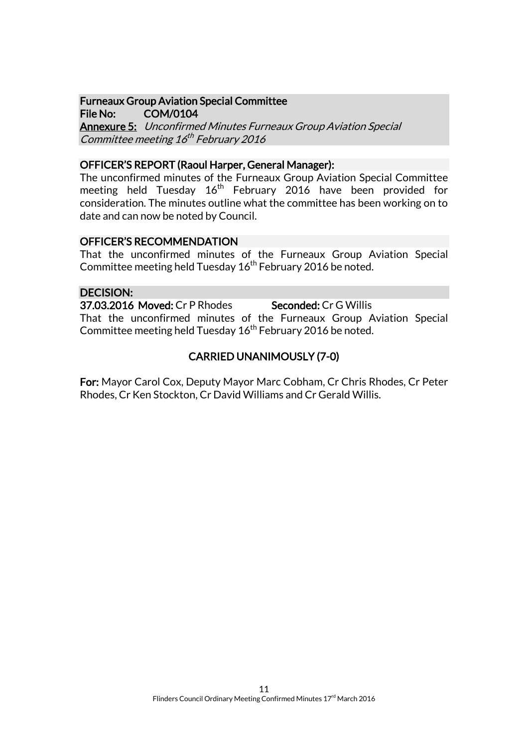**Furneaux Group Aviation Special Committee**
**File No: COM/0104**
**Annexure 5:** *Unconfirmed Minutes Furneaux Group Aviation Special Committee meeting 16th February 2016*

**OFFICER'S REPORT (Raoul Harper, General Manager):**

The unconfirmed minutes of the Furneaux Group Aviation Special Committee meeting held Tuesday 16th February 2016 have been provided for consideration. The minutes outline what the committee has been working on to date and can now be noted by Council.

**OFFICER'S RECOMMENDATION**

That the unconfirmed minutes of the Furneaux Group Aviation Special Committee meeting held Tuesday 16th February 2016 be noted.

**DECISION:**

**37.03.2016 Moved:** Cr P Rhodes **Seconded:** Cr G Willis

That the unconfirmed minutes of the Furneaux Group Aviation Special Committee meeting held Tuesday 16th February 2016 be noted.

**CARRIED UNANIMOUSLY (7-0)**

**For:** Mayor Carol Cox, Deputy Mayor Marc Cobham, Cr Chris Rhodes, Cr Peter Rhodes, Cr Ken Stockton, Cr David Williams and Cr Gerald Willis.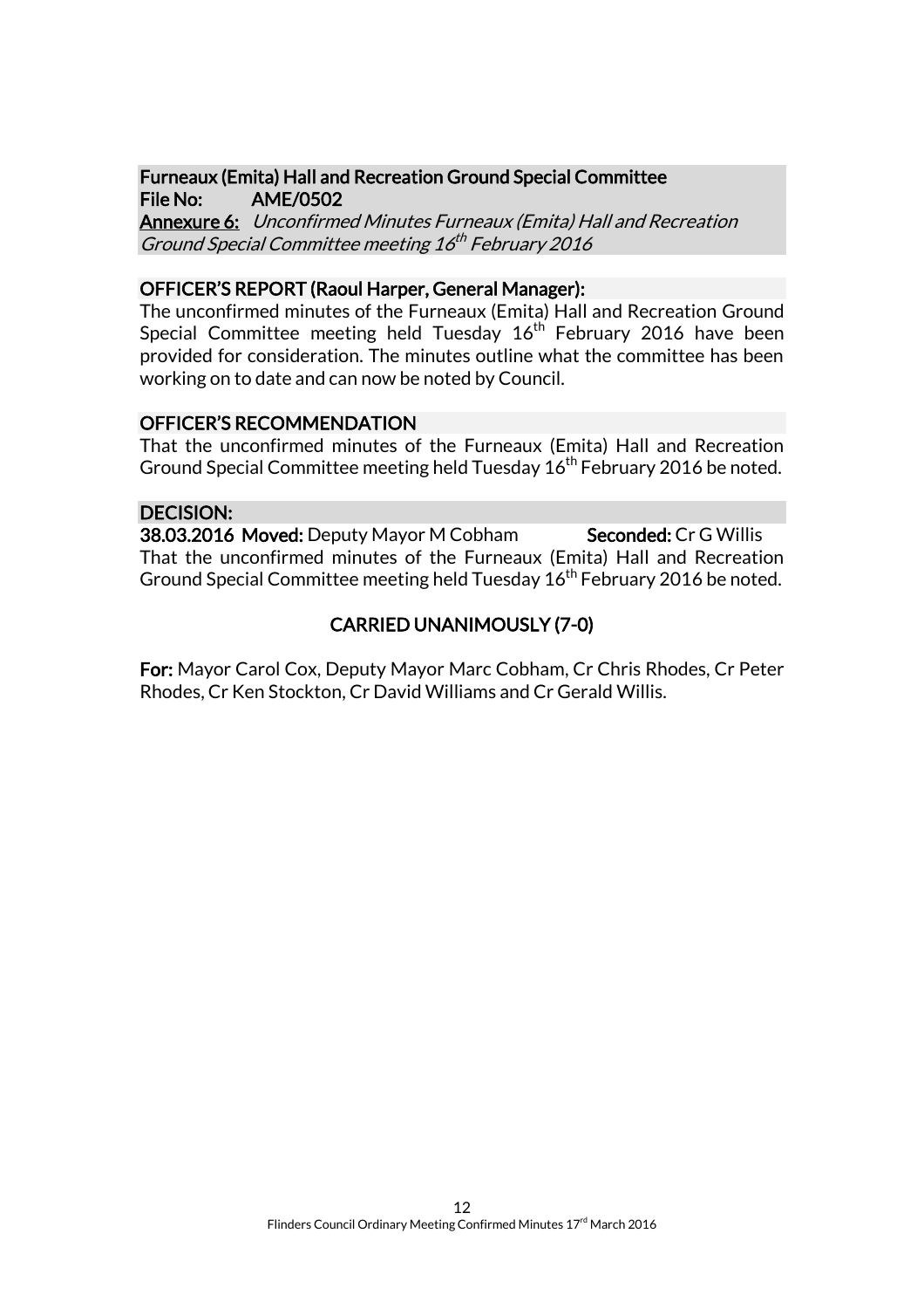**Furneaux (Emita) Hall and Recreation Ground Special Committee**
**File No: AME/0502**
**Annexure 6:** *Unconfirmed Minutes Furneaux (Emita) Hall and Recreation Ground Special Committee meeting 16th February 2016*

**OFFICER'S REPORT (Raoul Harper, General Manager):**

The unconfirmed minutes of the Furneaux (Emita) Hall and Recreation Ground Special Committee meeting held Tuesday 16th February 2016 have been provided for consideration. The minutes outline what the committee has been working on to date and can now be noted by Council.

**OFFICER'S RECOMMENDATION**

That the unconfirmed minutes of the Furneaux (Emita) Hall and Recreation Ground Special Committee meeting held Tuesday 16th February 2016 be noted.

**DECISION:**

**38.03.2016 Moved:** Deputy Mayor M Cobham **Seconded:** Cr G Willis

That the unconfirmed minutes of the Furneaux (Emita) Hall and Recreation Ground Special Committee meeting held Tuesday 16th February 2016 be noted.

**CARRIED UNANIMOUSLY (7-0)**

**For:** Mayor Carol Cox, Deputy Mayor Marc Cobham, Cr Chris Rhodes, Cr Peter Rhodes, Cr Ken Stockton, Cr David Williams and Cr Gerald Willis.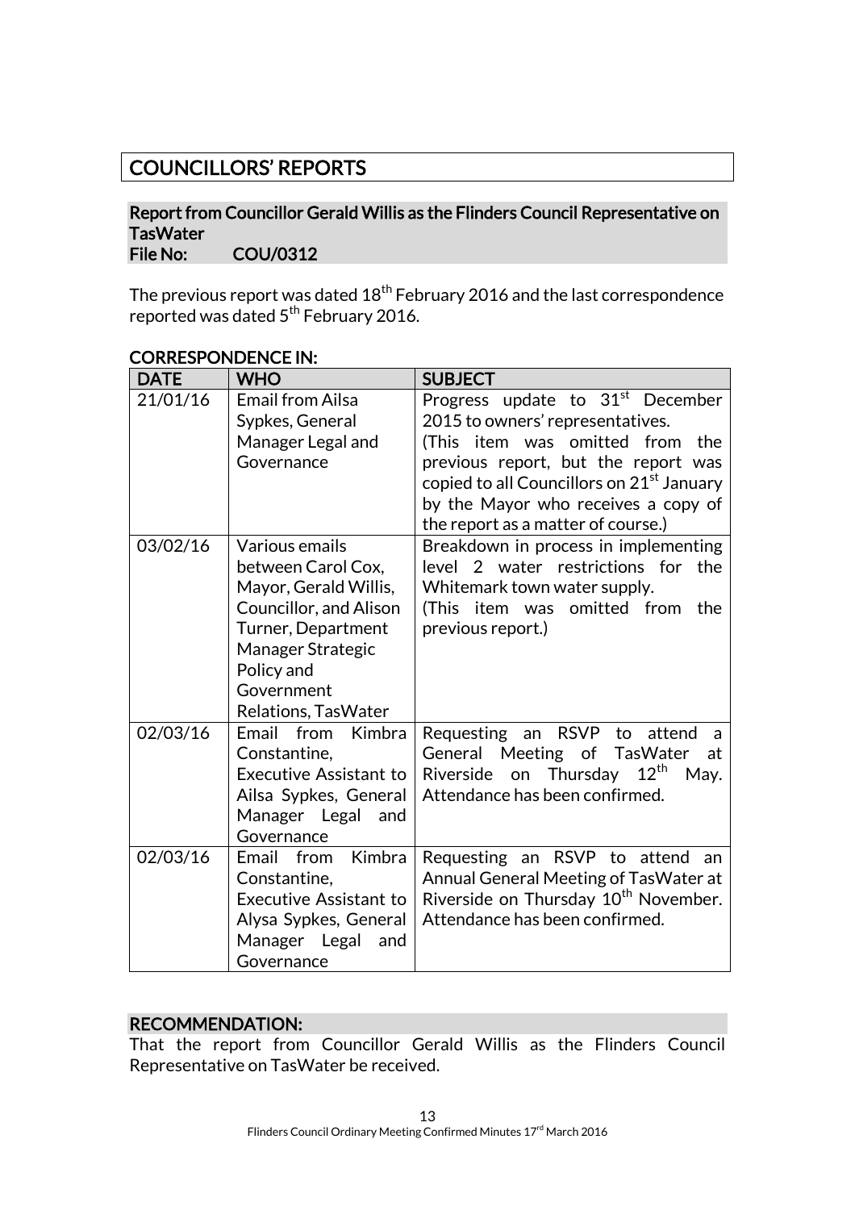# COUNCILLORS' REPORTS

## Report from Councillor Gerald Willis as the Flinders Council Representative on TasWater

**File No: COU/0312**

The previous report was dated 18th February 2016 and the last correspondence reported was dated 5th February 2016.

### CORRESPONDENCE IN:

| DATE | WHO | SUBJECT |
|---|---|---|
| 21/01/16 | Email from Ailsa Sypkes, General Manager Legal and Governance | Progress update to 31st December 2015 to owners' representatives. (This item was omitted from the previous report, but the report was copied to all Councillors on 21st January by the Mayor who receives a copy of the report as a matter of course.) |
| 03/02/16 | Various emails between Carol Cox, Mayor, Gerald Willis, Councillor, and Alison Turner, Department Manager Strategic Policy and Government Relations, TasWater | Breakdown in process in implementing level 2 water restrictions for the Whitemark town water supply. (This item was omitted from the previous report.) |
| 02/03/16 | Email from Kimbra Constantine, Executive Assistant to Ailsa Sypkes, General Manager Legal and Governance | Requesting an RSVP to attend a General Meeting of TasWater at Riverside on Thursday 12th May. Attendance has been confirmed. |
| 02/03/16 | Email from Kimbra Constantine, Executive Assistant to Alysa Sypkes, General Manager Legal and Governance | Requesting an RSVP to attend an Annual General Meeting of TasWater at Riverside on Thursday 10th November. Attendance has been confirmed. |

### RECOMMENDATION:

That the report from Councillor Gerald Willis as the Flinders Council Representative on TasWater be received.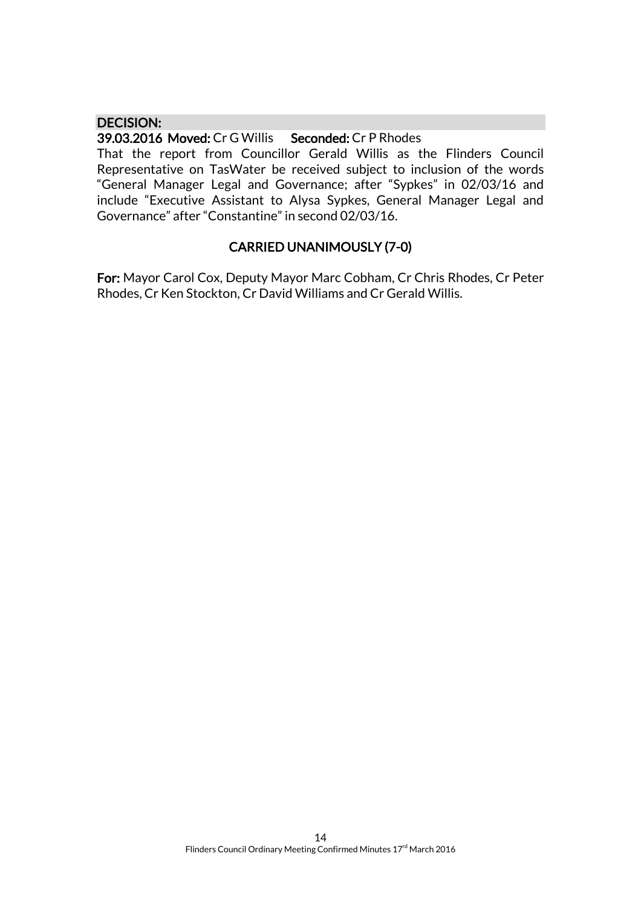**DECISION:**

**39.03.2016 Moved:** Cr G Willis **Seconded:** Cr P Rhodes

That the report from Councillor Gerald Willis as the Flinders Council Representative on TasWater be received subject to inclusion of the words "General Manager Legal and Governance; after "Sypkes" in 02/03/16 and include "Executive Assistant to Alysa Sypkes, General Manager Legal and Governance" after "Constantine" in second 02/03/16.

**CARRIED UNANIMOUSLY (7-0)**

**For:** Mayor Carol Cox, Deputy Mayor Marc Cobham, Cr Chris Rhodes, Cr Peter Rhodes, Cr Ken Stockton, Cr David Williams and Cr Gerald Willis.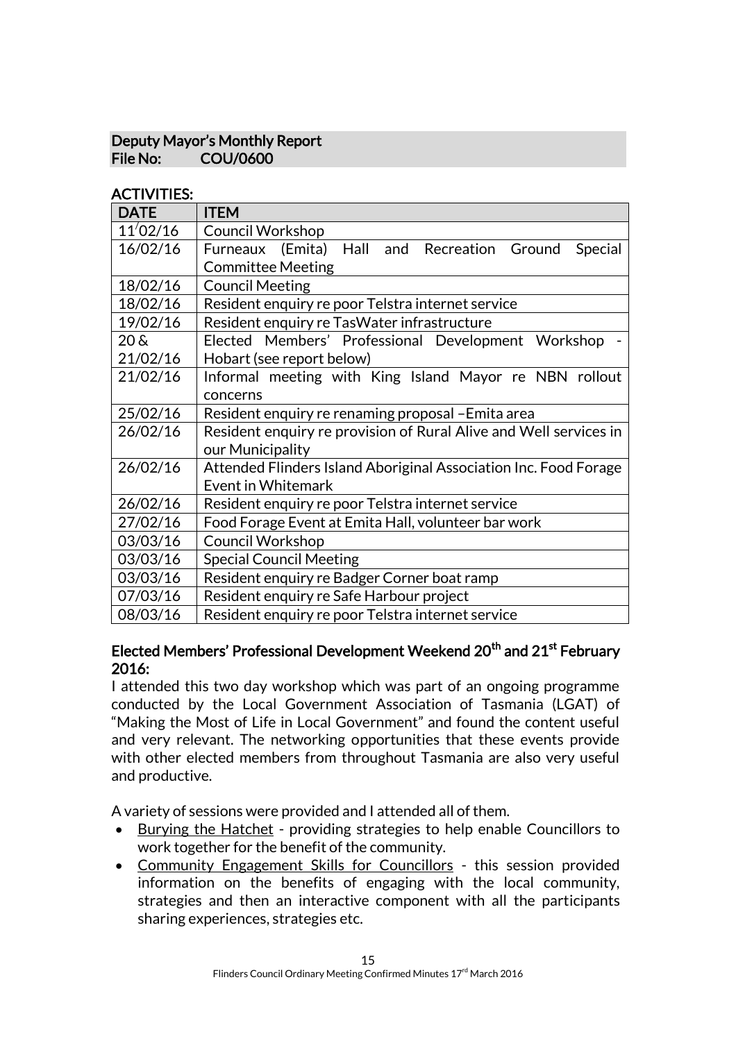**Deputy Mayor's Monthly Report**
**File No: COU/0600**

**ACTIVITIES:**

| DATE | ITEM |
|---|---|
| 11/02/16 | Council Workshop |
| 16/02/16 | Furneaux (Emita) Hall and Recreation Ground Special Committee Meeting |
| 18/02/16 | Council Meeting |
| 18/02/16 | Resident enquiry re poor Telstra internet service |
| 19/02/16 | Resident enquiry re TasWater infrastructure |
| 20 & 21/02/16 | Elected Members' Professional Development Workshop - Hobart (see report below) |
| 21/02/16 | Informal meeting with King Island Mayor re NBN rollout concerns |
| 25/02/16 | Resident enquiry re renaming proposal –Emita area |
| 26/02/16 | Resident enquiry re provision of Rural Alive and Well services in our Municipality |
| 26/02/16 | Attended Flinders Island Aboriginal Association Inc. Food Forage Event in Whitemark |
| 26/02/16 | Resident enquiry re poor Telstra internet service |
| 27/02/16 | Food Forage Event at Emita Hall, volunteer bar work |
| 03/03/16 | Council Workshop |
| 03/03/16 | Special Council Meeting |
| 03/03/16 | Resident enquiry re Badger Corner boat ramp |
| 07/03/16 | Resident enquiry re Safe Harbour project |
| 08/03/16 | Resident enquiry re poor Telstra internet service |

**Elected Members' Professional Development Weekend 20th and 21st February 2016:**

I attended this two day workshop which was part of an ongoing programme conducted by the Local Government Association of Tasmania (LGAT) of "Making the Most of Life in Local Government" and found the content useful and very relevant. The networking opportunities that these events provide with other elected members from throughout Tasmania are also very useful and productive.

A variety of sessions were provided and I attended all of them.

- Burying the Hatchet - providing strategies to help enable Councillors to work together for the benefit of the community.
- Community Engagement Skills for Councillors - this session provided information on the benefits of engaging with the local community, strategies and then an interactive component with all the participants sharing experiences, strategies etc.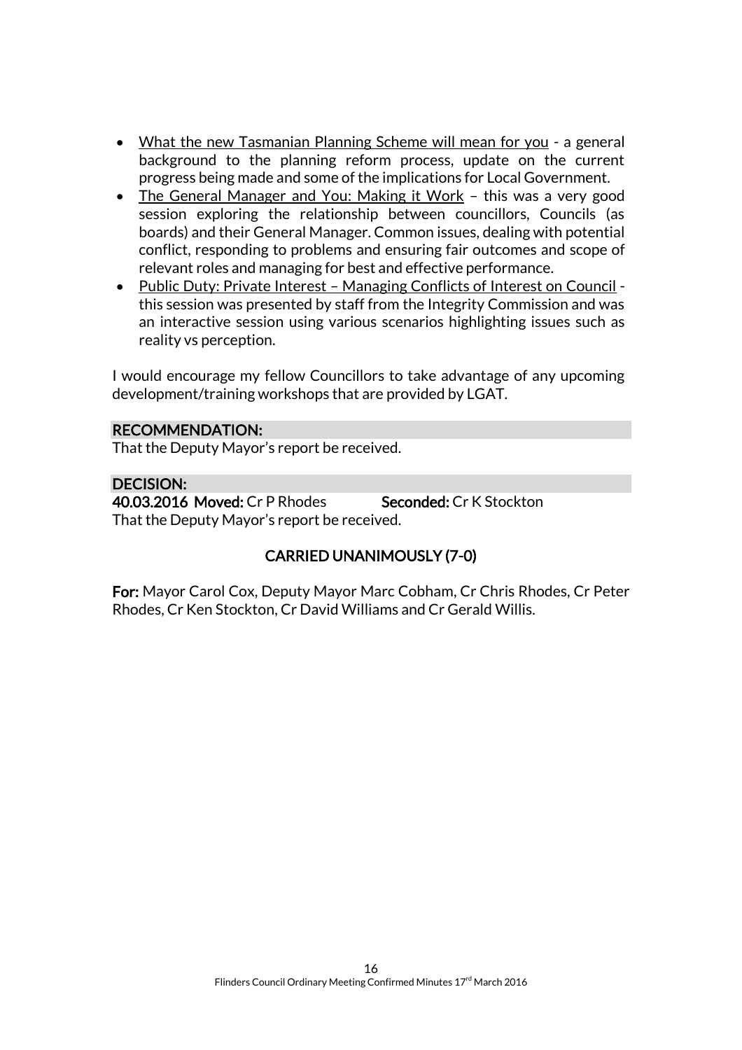- What the new Tasmanian Planning Scheme will mean for you - a general background to the planning reform process, update on the current progress being made and some of the implications for Local Government.
- The General Manager and You: Making it Work – this was a very good session exploring the relationship between councillors, Councils (as boards) and their General Manager. Common issues, dealing with potential conflict, responding to problems and ensuring fair outcomes and scope of relevant roles and managing for best and effective performance.
- Public Duty: Private Interest – Managing Conflicts of Interest on Council - this session was presented by staff from the Integrity Commission and was an interactive session using various scenarios highlighting issues such as reality vs perception.

I would encourage my fellow Councillors to take advantage of any upcoming development/training workshops that are provided by LGAT.

**RECOMMENDATION:**

That the Deputy Mayor's report be received.

**DECISION:**

**40.03.2016 Moved:** Cr P Rhodes **Seconded:** Cr K Stockton

That the Deputy Mayor's report be received.

**CARRIED UNANIMOUSLY (7-0)**

**For:** Mayor Carol Cox, Deputy Mayor Marc Cobham, Cr Chris Rhodes, Cr Peter Rhodes, Cr Ken Stockton, Cr David Williams and Cr Gerald Willis.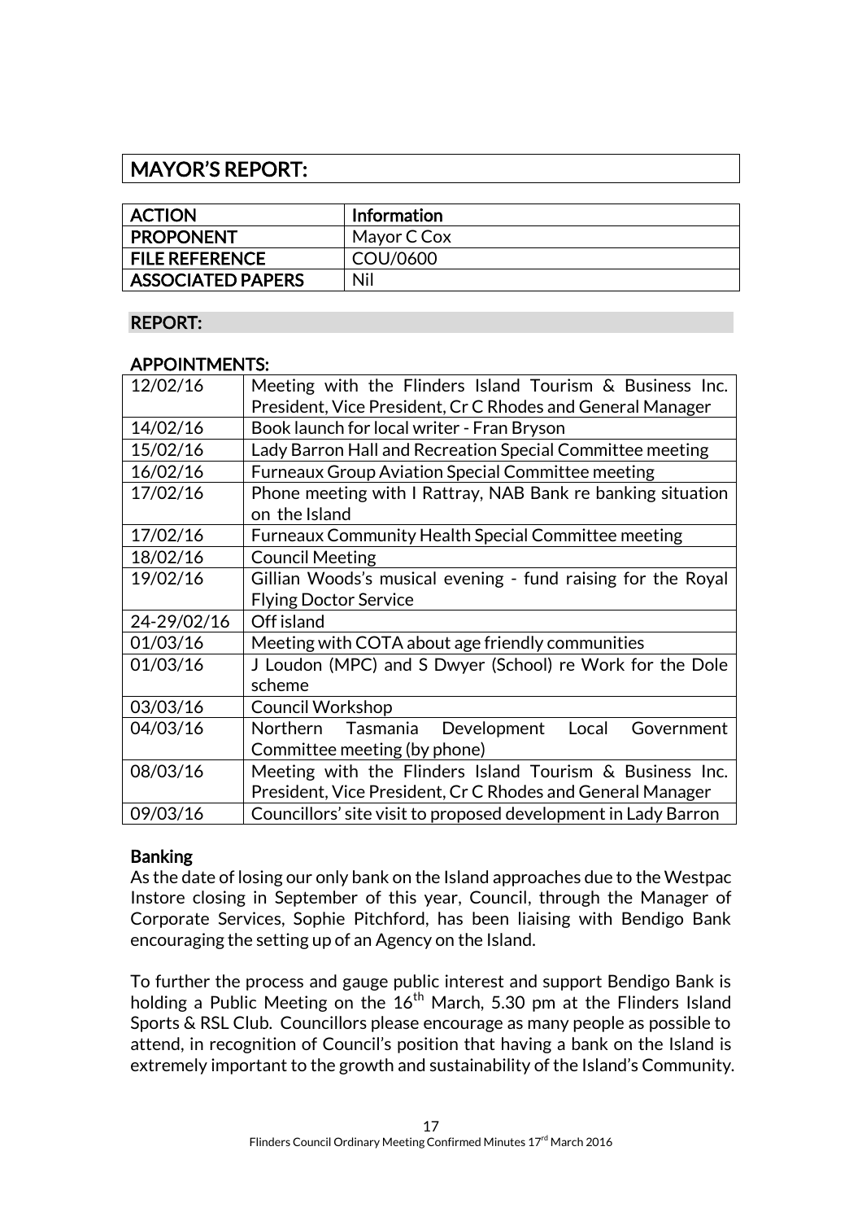## MAYOR'S REPORT:

| ACTION | Information |
|---|---|
| PROPONENT | Mayor C Cox |
| FILE REFERENCE | COU/0600 |
| ASSOCIATED PAPERS | Nil |

### REPORT:

### APPOINTMENTS:

| | |
|---|---|
| 12/02/16 | Meeting with the Flinders Island Tourism & Business Inc. President, Vice President, Cr C Rhodes and General Manager |
| 14/02/16 | Book launch for local writer - Fran Bryson |
| 15/02/16 | Lady Barron Hall and Recreation Special Committee meeting |
| 16/02/16 | Furneaux Group Aviation Special Committee meeting |
| 17/02/16 | Phone meeting with I Rattray, NAB Bank re banking situation on the Island |
| 17/02/16 | Furneaux Community Health Special Committee meeting |
| 18/02/16 | Council Meeting |
| 19/02/16 | Gillian Woods's musical evening - fund raising for the Royal Flying Doctor Service |
| 24-29/02/16 | Off island |
| 01/03/16 | Meeting with COTA about age friendly communities |
| 01/03/16 | J Loudon (MPC) and S Dwyer (School) re Work for the Dole scheme |
| 03/03/16 | Council Workshop |
| 04/03/16 | Northern Tasmania Development Local Government Committee meeting (by phone) |
| 08/03/16 | Meeting with the Flinders Island Tourism & Business Inc. President, Vice President, Cr C Rhodes and General Manager |
| 09/03/16 | Councillors' site visit to proposed development in Lady Barron |

### Banking

As the date of losing our only bank on the Island approaches due to the Westpac Instore closing in September of this year, Council, through the Manager of Corporate Services, Sophie Pitchford, has been liaising with Bendigo Bank encouraging the setting up of an Agency on the Island.

To further the process and gauge public interest and support Bendigo Bank is holding a Public Meeting on the 16th March, 5.30 pm at the Flinders Island Sports & RSL Club. Councillors please encourage as many people as possible to attend, in recognition of Council's position that having a bank on the Island is extremely important to the growth and sustainability of the Island's Community.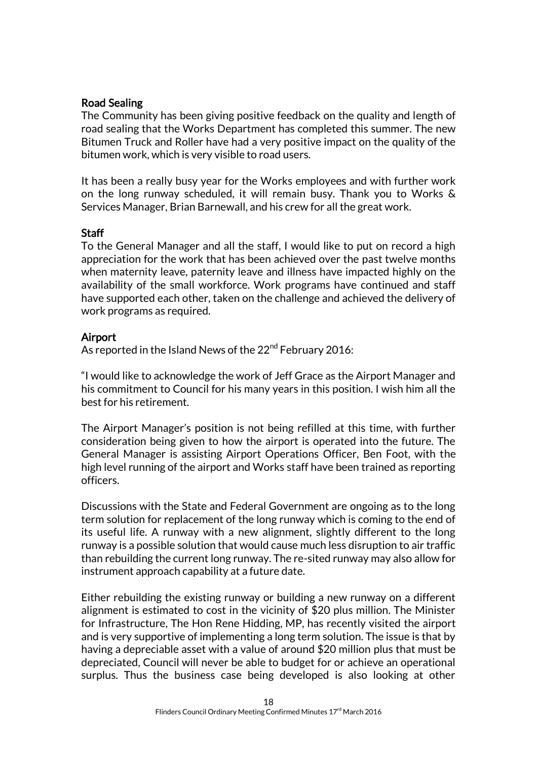**Road Sealing**

The Community has been giving positive feedback on the quality and length of road sealing that the Works Department has completed this summer. The new Bitumen Truck and Roller have had a very positive impact on the quality of the bitumen work, which is very visible to road users.

It has been a really busy year for the Works employees and with further work on the long runway scheduled, it will remain busy. Thank you to Works & Services Manager, Brian Barnewall, and his crew for all the great work.

**Staff**

To the General Manager and all the staff, I would like to put on record a high appreciation for the work that has been achieved over the past twelve months when maternity leave, paternity leave and illness have impacted highly on the availability of the small workforce. Work programs have continued and staff have supported each other, taken on the challenge and achieved the delivery of work programs as required.

**Airport**

As reported in the Island News of the 22nd February 2016:

"I would like to acknowledge the work of Jeff Grace as the Airport Manager and his commitment to Council for his many years in this position. I wish him all the best for his retirement.

The Airport Manager's position is not being refilled at this time, with further consideration being given to how the airport is operated into the future. The General Manager is assisting Airport Operations Officer, Ben Foot, with the high level running of the airport and Works staff have been trained as reporting officers.

Discussions with the State and Federal Government are ongoing as to the long term solution for replacement of the long runway which is coming to the end of its useful life. A runway with a new alignment, slightly different to the long runway is a possible solution that would cause much less disruption to air traffic than rebuilding the current long runway. The re-sited runway may also allow for instrument approach capability at a future date.

Either rebuilding the existing runway or building a new runway on a different alignment is estimated to cost in the vicinity of $20 plus million. The Minister for Infrastructure, The Hon Rene Hidding, MP, has recently visited the airport and is very supportive of implementing a long term solution. The issue is that by having a depreciable asset with a value of around $20 million plus that must be depreciated, Council will never be able to budget for or achieve an operational surplus. Thus the business case being developed is also looking at other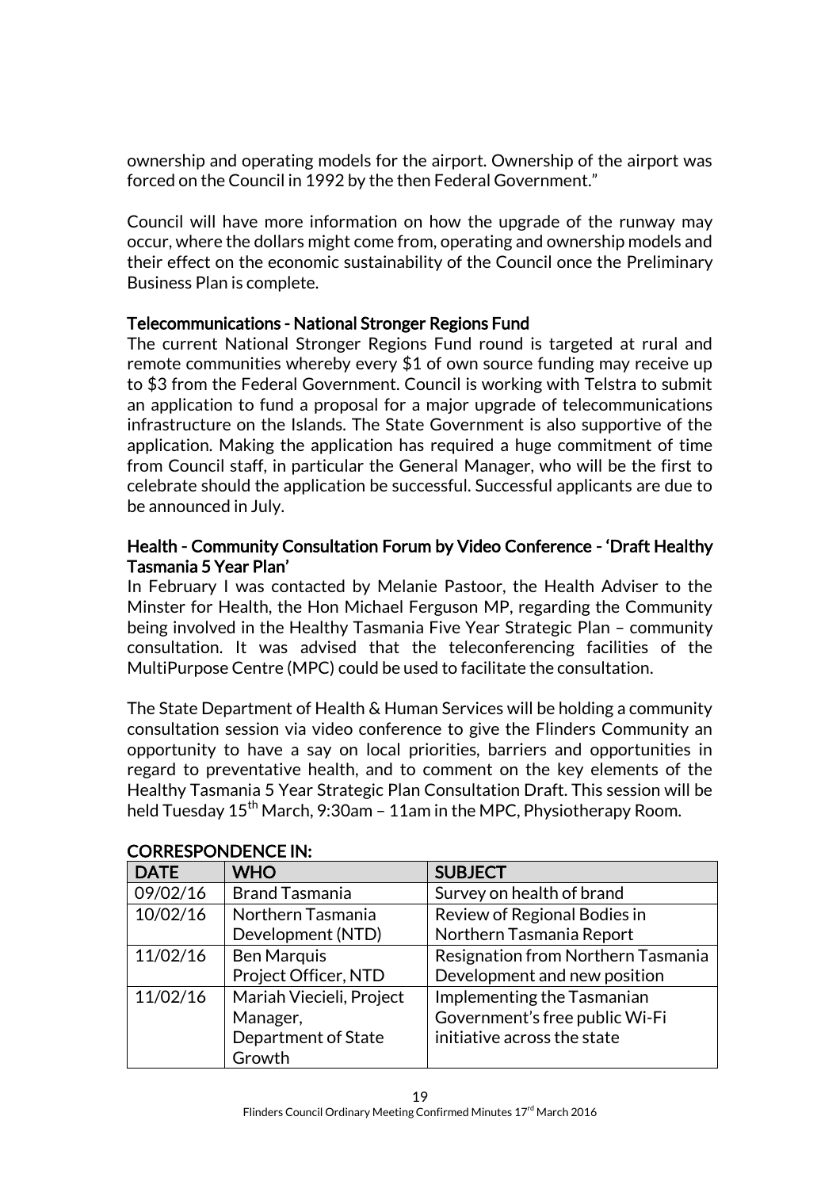ownership and operating models for the airport. Ownership of the airport was forced on the Council in 1992 by the then Federal Government."

Council will have more information on how the upgrade of the runway may occur, where the dollars might come from, operating and ownership models and their effect on the economic sustainability of the Council once the Preliminary Business Plan is complete.

**Telecommunications - National Stronger Regions Fund**

The current National Stronger Regions Fund round is targeted at rural and remote communities whereby every $1 of own source funding may receive up to $3 from the Federal Government. Council is working with Telstra to submit an application to fund a proposal for a major upgrade of telecommunications infrastructure on the Islands. The State Government is also supportive of the application. Making the application has required a huge commitment of time from Council staff, in particular the General Manager, who will be the first to celebrate should the application be successful. Successful applicants are due to be announced in July.

**Health - Community Consultation Forum by Video Conference - 'Draft Healthy Tasmania 5 Year Plan'**

In February I was contacted by Melanie Pastoor, the Health Adviser to the Minster for Health, the Hon Michael Ferguson MP, regarding the Community being involved in the Healthy Tasmania Five Year Strategic Plan – community consultation. It was advised that the teleconferencing facilities of the MultiPurpose Centre (MPC) could be used to facilitate the consultation.

The State Department of Health & Human Services will be holding a community consultation session via video conference to give the Flinders Community an opportunity to have a say on local priorities, barriers and opportunities in regard to preventative health, and to comment on the key elements of the Healthy Tasmania 5 Year Strategic Plan Consultation Draft. This session will be held Tuesday 15th March, 9:30am – 11am in the MPC, Physiotherapy Room.

**CORRESPONDENCE IN:**

| DATE | WHO | SUBJECT |
|---|---|---|
| 09/02/16 | Brand Tasmania | Survey on health of brand |
| 10/02/16 | Northern Tasmania Development (NTD) | Review of Regional Bodies in Northern Tasmania Report |
| 11/02/16 | Ben Marquis Project Officer, NTD | Resignation from Northern Tasmania Development and new position |
| 11/02/16 | Mariah Viecieli, Project Manager, Department of State Growth | Implementing the Tasmanian Government's free public Wi-Fi initiative across the state |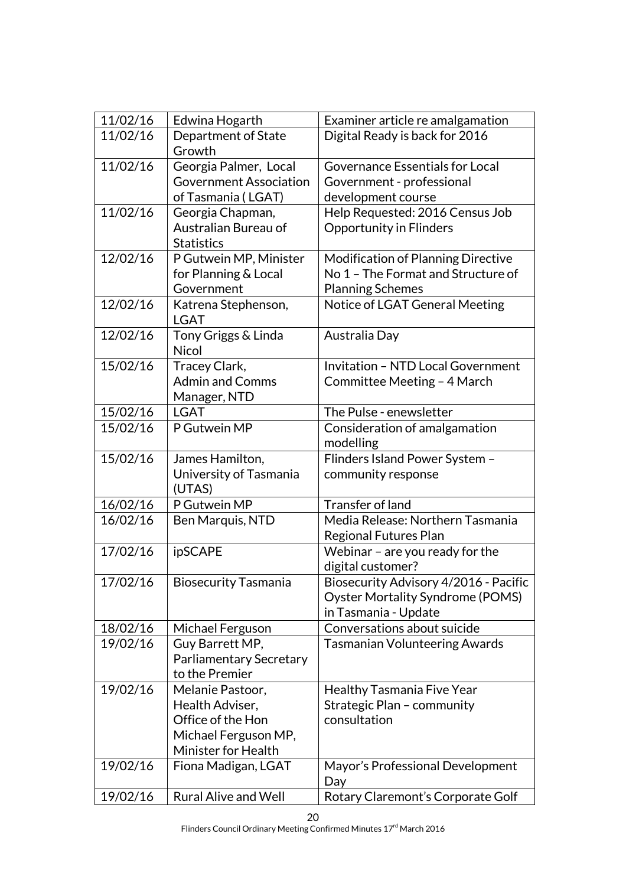| 11/02/16 | Edwina Hogarth | Examiner article re amalgamation |
|---|---|---|
| 11/02/16 | Department of State Growth | Digital Ready is back for 2016 |
| 11/02/16 | Georgia Palmer, Local Government Association of Tasmania ( LGAT) | Governance Essentials for Local Government - professional development course |
| 11/02/16 | Georgia Chapman, Australian Bureau of Statistics | Help Requested: 2016 Census Job Opportunity in Flinders |
| 12/02/16 | P Gutwein MP, Minister for Planning & Local Government | Modification of Planning Directive No 1 – The Format and Structure of Planning Schemes |
| 12/02/16 | Katrena Stephenson, LGAT | Notice of LGAT General Meeting |
| 12/02/16 | Tony Griggs & Linda Nicol | Australia Day |
| 15/02/16 | Tracey Clark, Admin and Comms Manager, NTD | Invitation – NTD Local Government Committee Meeting – 4 March |
| 15/02/16 | LGAT | The Pulse - enewsletter |
| 15/02/16 | P Gutwein MP | Consideration of amalgamation modelling |
| 15/02/16 | James Hamilton, University of Tasmania (UTAS) | Flinders Island Power System – community response |
| 16/02/16 | P Gutwein MP | Transfer of land |
| 16/02/16 | Ben Marquis, NTD | Media Release: Northern Tasmania Regional Futures Plan |
| 17/02/16 | ipSCAPE | Webinar – are you ready for the digital customer? |
| 17/02/16 | Biosecurity Tasmania | Biosecurity Advisory 4/2016 - Pacific Oyster Mortality Syndrome (POMS) in Tasmania - Update |
| 18/02/16 | Michael Ferguson | Conversations about suicide |
| 19/02/16 | Guy Barrett MP, Parliamentary Secretary to the Premier | Tasmanian Volunteering Awards |
| 19/02/16 | Melanie Pastoor, Health Adviser, Office of the Hon Michael Ferguson MP, Minister for Health | Healthy Tasmania Five Year Strategic Plan – community consultation |
| 19/02/16 | Fiona Madigan, LGAT | Mayor's Professional Development Day |
| 19/02/16 | Rural Alive and Well | Rotary Claremont's Corporate Golf |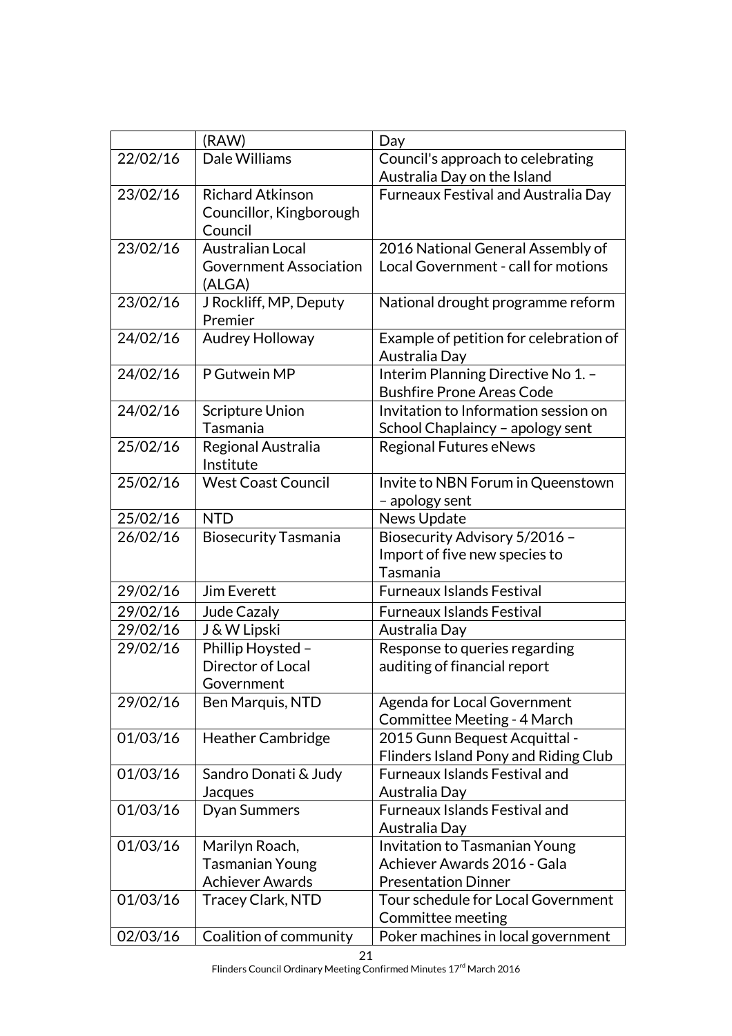|  | (RAW) | Day |
|---|---|---|
| 22/02/16 | Dale Williams | Council's approach to celebrating Australia Day on the Island |
| 23/02/16 | Richard Atkinson Councillor, Kingborough Council | Furneaux Festival and Australia Day |
| 23/02/16 | Australian Local Government Association (ALGA) | 2016 National General Assembly of Local Government - call for motions |
| 23/02/16 | J Rockliff, MP, Deputy Premier | National drought programme reform |
| 24/02/16 | Audrey Holloway | Example of petition for celebration of Australia Day |
| 24/02/16 | P Gutwein MP | Interim Planning Directive No 1. – Bushfire Prone Areas Code |
| 24/02/16 | Scripture Union Tasmania | Invitation to Information session on School Chaplaincy – apology sent |
| 25/02/16 | Regional Australia Institute | Regional Futures eNews |
| 25/02/16 | West Coast Council | Invite to NBN Forum in Queenstown – apology sent |
| 25/02/16 | NTD | News Update |
| 26/02/16 | Biosecurity Tasmania | Biosecurity Advisory 5/2016 – Import of five new species to Tasmania |
| 29/02/16 | Jim Everett | Furneaux Islands Festival |
| 29/02/16 | Jude Cazaly | Furneaux Islands Festival |
| 29/02/16 | J & W Lipski | Australia Day |
| 29/02/16 | Phillip Hoysted – Director of Local Government | Response to queries regarding auditing of financial report |
| 29/02/16 | Ben Marquis, NTD | Agenda for Local Government Committee Meeting - 4 March |
| 01/03/16 | Heather Cambridge | 2015 Gunn Bequest Acquittal - Flinders Island Pony and Riding Club |
| 01/03/16 | Sandro Donati & Judy Jacques | Furneaux Islands Festival and Australia Day |
| 01/03/16 | Dyan Summers | Furneaux Islands Festival and Australia Day |
| 01/03/16 | Marilyn Roach, Tasmanian Young Achiever Awards | Invitation to Tasmanian Young Achiever Awards 2016 - Gala Presentation Dinner |
| 01/03/16 | Tracey Clark, NTD | Tour schedule for Local Government Committee meeting |
| 02/03/16 | Coalition of community | Poker machines in local government |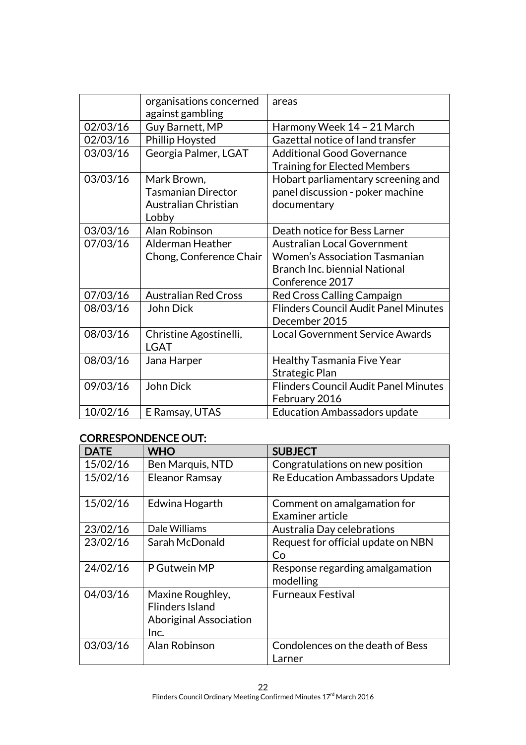|  |  |  |
|---|---|---|
|  | organisations concerned against gambling | areas |
| 02/03/16 | Guy Barnett, MP | Harmony Week 14 – 21 March |
| 02/03/16 | Phillip Hoysted | Gazettal notice of land transfer |
| 03/03/16 | Georgia Palmer, LGAT | Additional Good Governance Training for Elected Members |
| 03/03/16 | Mark Brown, Tasmanian Director Australian Christian Lobby | Hobart parliamentary screening and panel discussion - poker machine documentary |
| 03/03/16 | Alan Robinson | Death notice for Bess Larner |
| 07/03/16 | Alderman Heather Chong, Conference Chair | Australian Local Government Women's Association Tasmanian Branch Inc. biennial National Conference 2017 |
| 07/03/16 | Australian Red Cross | Red Cross Calling Campaign |
| 08/03/16 | John Dick | Flinders Council Audit Panel Minutes December 2015 |
| 08/03/16 | Christine Agostinelli, LGAT | Local Government Service Awards |
| 08/03/16 | Jana Harper | Healthy Tasmania Five Year Strategic Plan |
| 09/03/16 | John Dick | Flinders Council Audit Panel Minutes February 2016 |
| 10/02/16 | E Ramsay, UTAS | Education Ambassadors update |

**CORRESPONDENCE OUT:**

| DATE | WHO | SUBJECT |
|---|---|---|
| 15/02/16 | Ben Marquis, NTD | Congratulations on new position |
| 15/02/16 | Eleanor Ramsay | Re Education Ambassadors Update |
| 15/02/16 | Edwina Hogarth | Comment on amalgamation for Examiner article |
| 23/02/16 | Dale Williams | Australia Day celebrations |
| 23/02/16 | Sarah McDonald | Request for official update on NBN Co |
| 24/02/16 | P Gutwein MP | Response regarding amalgamation modelling |
| 04/03/16 | Maxine Roughley, Flinders Island Aboriginal Association Inc. | Furneaux Festival |
| 03/03/16 | Alan Robinson | Condolences on the death of Bess Larner |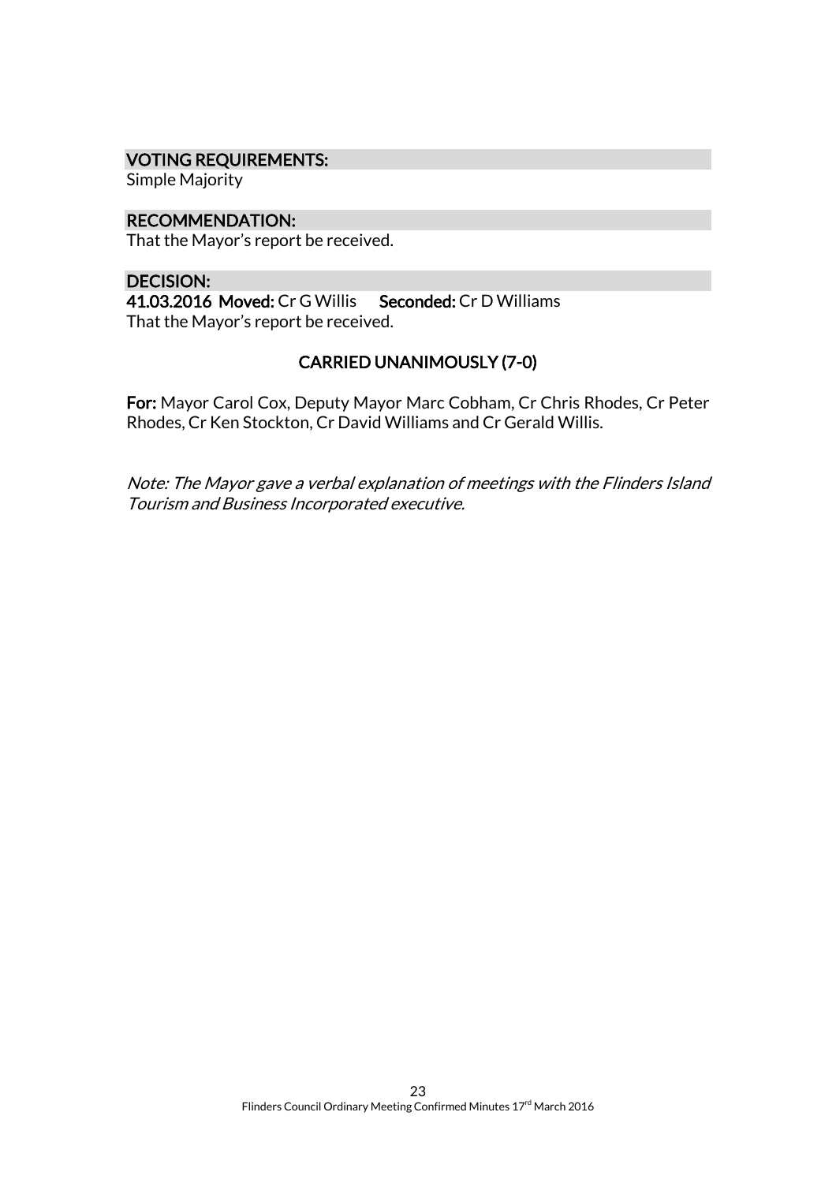### VOTING REQUIREMENTS:

Simple Majority

### RECOMMENDATION:

That the Mayor's report be received.

### DECISION:

**41.03.2016 Moved:** Cr G Willis **Seconded:** Cr D Williams

That the Mayor's report be received.

**CARRIED UNANIMOUSLY (7-0)**

**For:** Mayor Carol Cox, Deputy Mayor Marc Cobham, Cr Chris Rhodes, Cr Peter Rhodes, Cr Ken Stockton, Cr David Williams and Cr Gerald Willis.

*Note: The Mayor gave a verbal explanation of meetings with the Flinders Island Tourism and Business Incorporated executive.*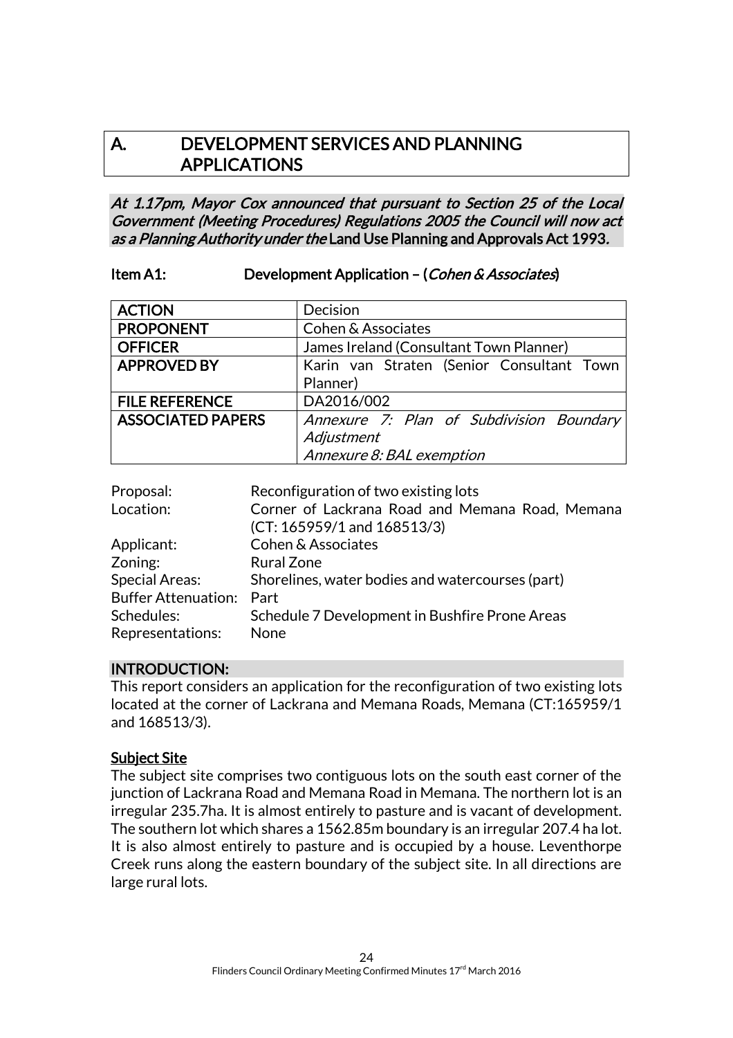# A. DEVELOPMENT SERVICES AND PLANNING APPLICATIONS

*At 1.17pm, Mayor Cox announced that pursuant to Section 25 of the Local Government (Meeting Procedures) Regulations 2005 the Council will now act as a Planning Authority under the* **Land Use Planning and Approvals Act 1993.**

**Item A1: Development Application – (*Cohen & Associates*)**

| | |
|---|---|
| **ACTION** | Decision |
| **PROPONENT** | Cohen & Associates |
| **OFFICER** | James Ireland (Consultant Town Planner) |
| **APPROVED BY** | Karin van Straten (Senior Consultant Town Planner) |
| **FILE REFERENCE** | DA2016/002 |
| **ASSOCIATED PAPERS** | *Annexure 7: Plan of Subdivision Boundary Adjustment*<br>*Annexure 8: BAL exemption* |

| | |
|---|---|
| Proposal: | Reconfiguration of two existing lots |
| Location: | Corner of Lackrana Road and Memana Road, Memana (CT: 165959/1 and 168513/3) |
| Applicant: | Cohen & Associates |
| Zoning: | Rural Zone |
| Special Areas: | Shorelines, water bodies and watercourses (part) |
| Buffer Attenuation: | Part |
| Schedules: | Schedule 7 Development in Bushfire Prone Areas |
| Representations: | None |

## INTRODUCTION:

This report considers an application for the reconfiguration of two existing lots located at the corner of Lackrana and Memana Roads, Memana (CT:165959/1 and 168513/3).

### Subject Site

The subject site comprises two contiguous lots on the south east corner of the junction of Lackrana Road and Memana Road in Memana. The northern lot is an irregular 235.7ha. It is almost entirely to pasture and is vacant of development. The southern lot which shares a 1562.85m boundary is an irregular 207.4 ha lot. It is also almost entirely to pasture and is occupied by a house. Leventhorpe Creek runs along the eastern boundary of the subject site. In all directions are large rural lots.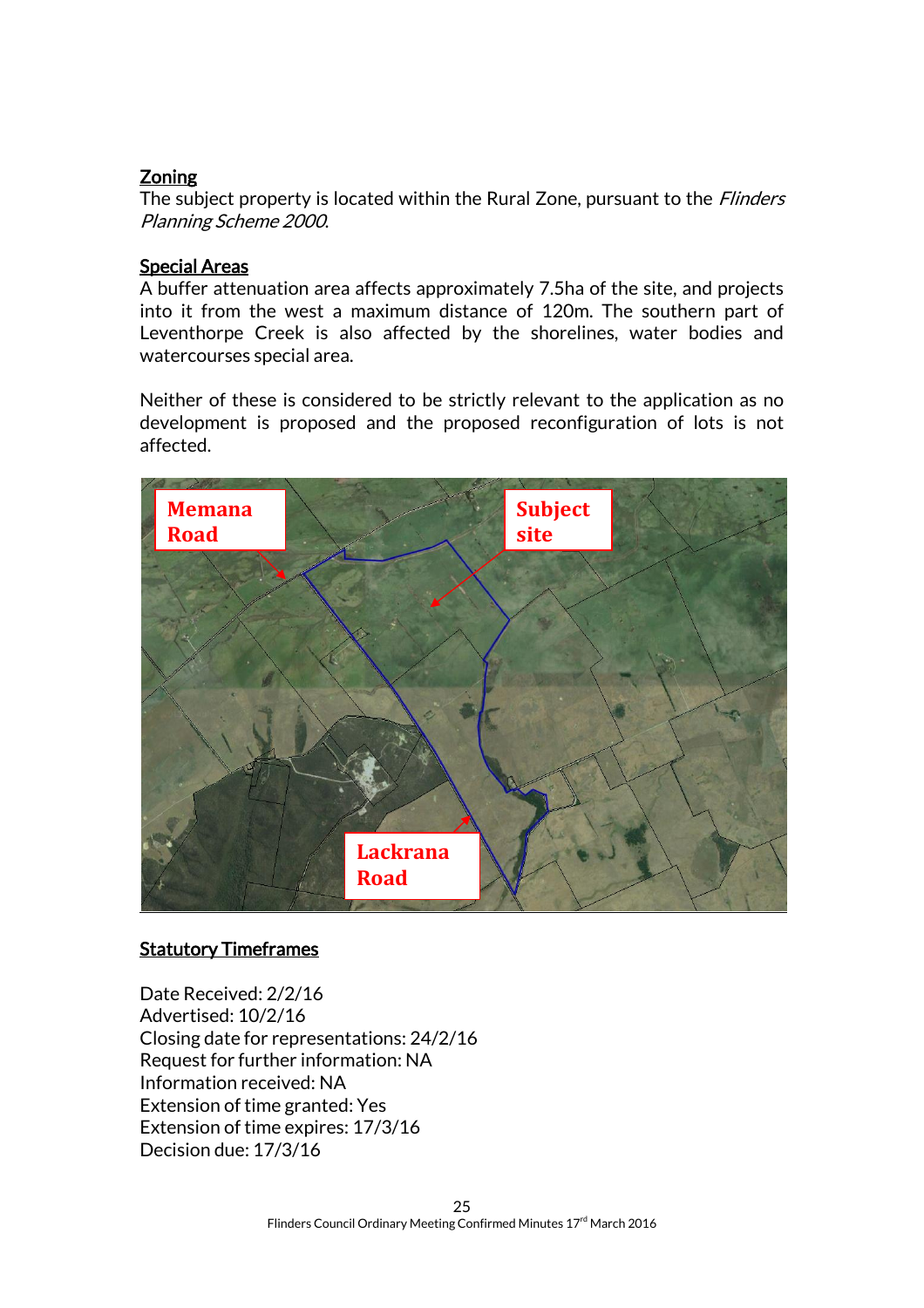**Zoning**

The subject property is located within the Rural Zone, pursuant to the *Flinders Planning Scheme 2000*.

**Special Areas**

A buffer attenuation area affects approximately 7.5ha of the site, and projects into it from the west a maximum distance of 120m. The southern part of Leventhorpe Creek is also affected by the shorelines, water bodies and watercourses special area.

Neither of these is considered to be strictly relevant to the application as no development is proposed and the proposed reconfiguration of lots is not affected.

**Statutory Timeframes**

Date Received: 2/2/16
Advertised: 10/2/16
Closing date for representations: 24/2/16
Request for further information: NA
Information received: NA
Extension of time granted: Yes
Extension of time expires: 17/3/16
Decision due: 17/3/16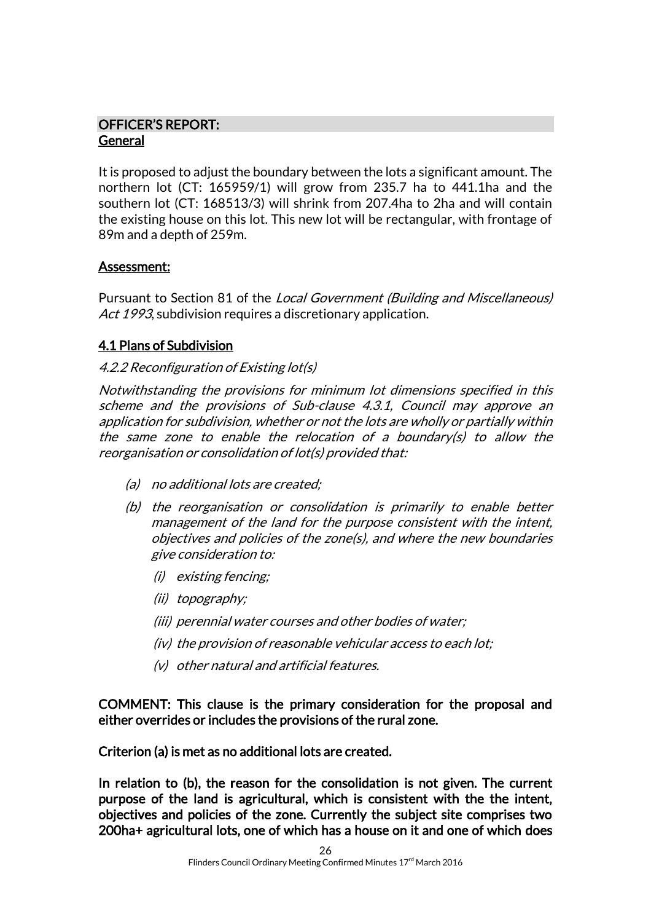## OFFICER'S REPORT:

**General**

It is proposed to adjust the boundary between the lots a significant amount. The northern lot (CT: 165959/1) will grow from 235.7 ha to 441.1ha and the southern lot (CT: 168513/3) will shrink from 207.4ha to 2ha and will contain the existing house on this lot. This new lot will be rectangular, with frontage of 89m and a depth of 259m.

**Assessment:**

Pursuant to Section 81 of the *Local Government (Building and Miscellaneous) Act 1993*, subdivision requires a discretionary application.

**4.1 Plans of Subdivision**

*4.2.2 Reconfiguration of Existing lot(s)*

*Notwithstanding the provisions for minimum lot dimensions specified in this scheme and the provisions of Sub-clause 4.3.1, Council may approve an application for subdivision, whether or not the lots are wholly or partially within the same zone to enable the relocation of a boundary(s) to allow the reorganisation or consolidation of lot(s) provided that:*

- *(a) no additional lots are created;*
- *(b) the reorganisation or consolidation is primarily to enable better management of the land for the purpose consistent with the intent, objectives and policies of the zone(s), and where the new boundaries give consideration to:*
  - *(i) existing fencing;*
  - *(ii) topography;*
  - *(iii) perennial water courses and other bodies of water;*
  - *(iv) the provision of reasonable vehicular access to each lot;*
  - *(v) other natural and artificial features.*

**COMMENT: This clause is the primary consideration for the proposal and either overrides or includes the provisions of the rural zone.**

**Criterion (a) is met as no additional lots are created.**

**In relation to (b), the reason for the consolidation is not given. The current purpose of the land is agricultural, which is consistent with the the intent, objectives and policies of the zone. Currently the subject site comprises two 200ha+ agricultural lots, one of which has a house on it and one of which does**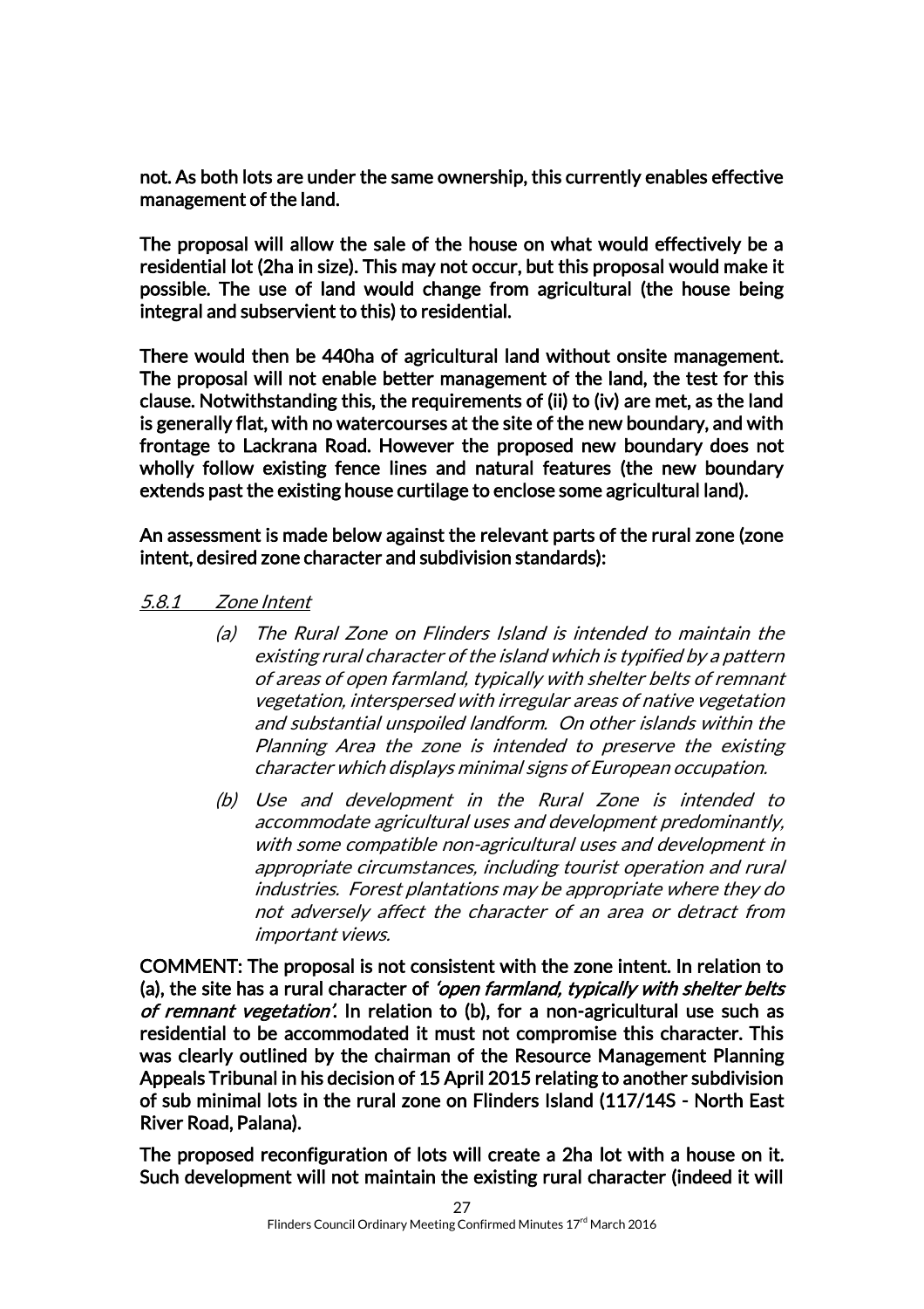**not. As both lots are under the same ownership, this currently enables effective management of the land.**

**The proposal will allow the sale of the house on what would effectively be a residential lot (2ha in size). This may not occur, but this proposal would make it possible. The use of land would change from agricultural (the house being integral and subservient to this) to residential.**

**There would then be 440ha of agricultural land without onsite management. The proposal will not enable better management of the land, the test for this clause. Notwithstanding this, the requirements of (ii) to (iv) are met, as the land is generally flat, with no watercourses at the site of the new boundary, and with frontage to Lackrana Road. However the proposed new boundary does not wholly follow existing fence lines and natural features (the new boundary extends past the existing house curtilage to enclose some agricultural land).**

**An assessment is made below against the relevant parts of the rural zone (zone intent, desired zone character and subdivision standards):**

*5.8.1 Zone Intent*

> (a) *The Rural Zone on Flinders Island is intended to maintain the existing rural character of the island which is typified by a pattern of areas of open farmland, typically with shelter belts of remnant vegetation, interspersed with irregular areas of native vegetation and substantial unspoiled landform. On other islands within the Planning Area the zone is intended to preserve the existing character which displays minimal signs of European occupation.*
>
> (b) *Use and development in the Rural Zone is intended to accommodate agricultural uses and development predominantly, with some compatible non-agricultural uses and development in appropriate circumstances, including tourist operation and rural industries. Forest plantations may be appropriate where they do not adversely affect the character of an area or detract from important views.*

**COMMENT: The proposal is not consistent with the zone intent. In relation to (a), the site has a rural character of *'open farmland, typically with shelter belts of remnant vegetation'*. In relation to (b), for a non-agricultural use such as residential to be accommodated it must not compromise this character. This was clearly outlined by the chairman of the Resource Management Planning Appeals Tribunal in his decision of 15 April 2015 relating to another subdivision of sub minimal lots in the rural zone on Flinders Island (117/14S - North East River Road, Palana).**

**The proposed reconfiguration of lots will create a 2ha lot with a house on it. Such development will not maintain the existing rural character (indeed it will**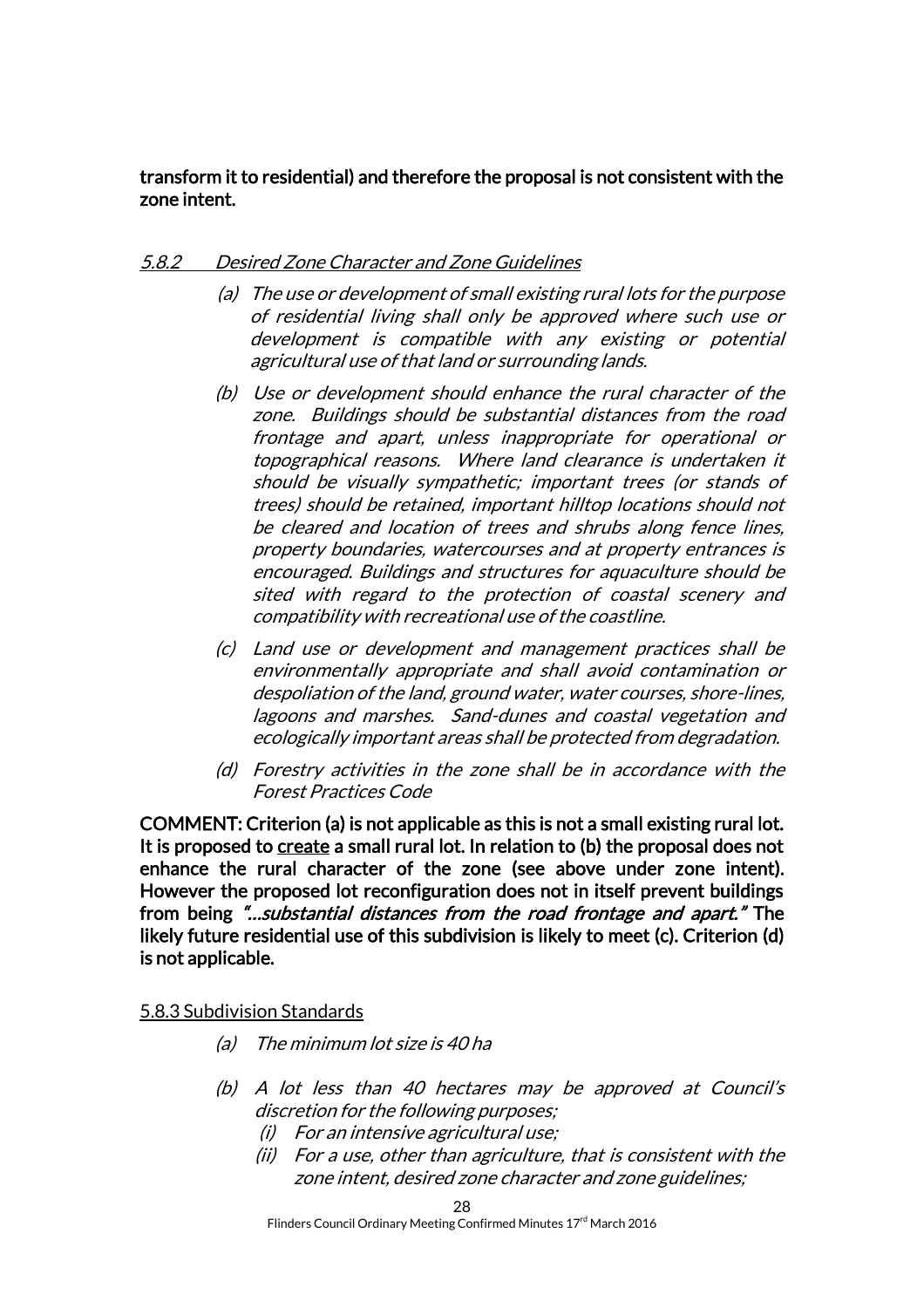**transform it to residential) and therefore the proposal is not consistent with the zone intent.**

*5.8.2 Desired Zone Character and Zone Guidelines*

(a) *The use or development of small existing rural lots for the purpose of residential living shall only be approved where such use or development is compatible with any existing or potential agricultural use of that land or surrounding lands.*

(b) *Use or development should enhance the rural character of the zone. Buildings should be substantial distances from the road frontage and apart, unless inappropriate for operational or topographical reasons. Where land clearance is undertaken it should be visually sympathetic; important trees (or stands of trees) should be retained, important hilltop locations should not be cleared and location of trees and shrubs along fence lines, property boundaries, watercourses and at property entrances is encouraged. Buildings and structures for aquaculture should be sited with regard to the protection of coastal scenery and compatibility with recreational use of the coastline.*

(c) *Land use or development and management practices shall be environmentally appropriate and shall avoid contamination or despoliation of the land, ground water, water courses, shore-lines, lagoons and marshes. Sand-dunes and coastal vegetation and ecologically important areas shall be protected from degradation.*

(d) *Forestry activities in the zone shall be in accordance with the Forest Practices Code*

**COMMENT: Criterion (a) is not applicable as this is not a small existing rural lot. It is proposed to create a small rural lot. In relation to (b) the proposal does not enhance the rural character of the zone (see above under zone intent). However the proposed lot reconfiguration does not in itself prevent buildings from being *"…substantial distances from the road frontage and apart."* The likely future residential use of this subdivision is likely to meet (c). Criterion (d) is not applicable.**

5.8.3 Subdivision Standards

(a) *The minimum lot size is 40 ha*

(b) *A lot less than 40 hectares may be approved at Council's discretion for the following purposes;*
   (i) *For an intensive agricultural use;*
   (ii) *For a use, other than agriculture, that is consistent with the zone intent, desired zone character and zone guidelines;*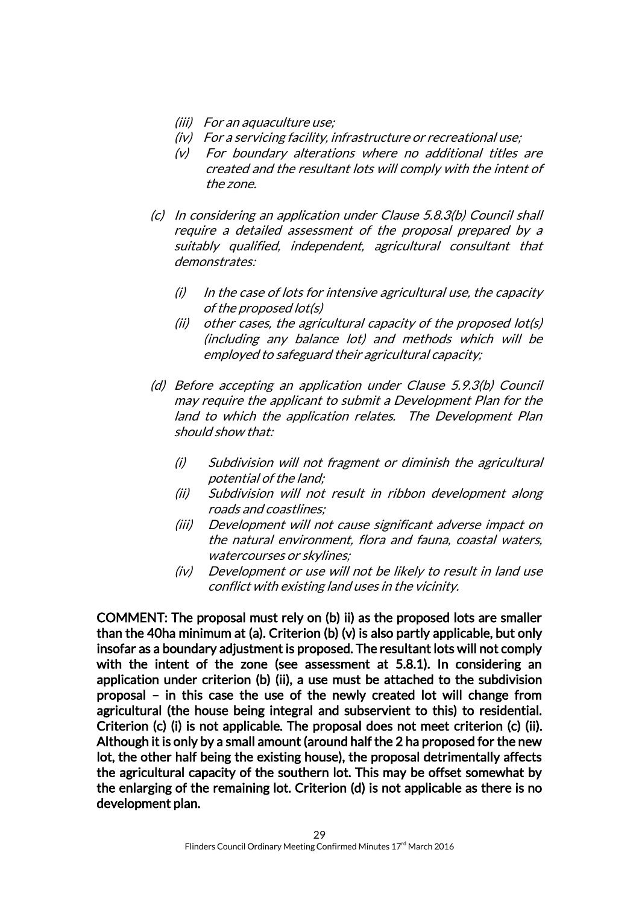*(iii) For an aquaculture use;*
*(iv) For a servicing facility, infrastructure or recreational use;*
*(v) For boundary alterations where no additional titles are created and the resultant lots will comply with the intent of the zone.*

*(c) In considering an application under Clause 5.8.3(b) Council shall require a detailed assessment of the proposal prepared by a suitably qualified, independent, agricultural consultant that demonstrates:*

*(i) In the case of lots for intensive agricultural use, the capacity of the proposed lot(s)*
*(ii) other cases, the agricultural capacity of the proposed lot(s) (including any balance lot) and methods which will be employed to safeguard their agricultural capacity;*

*(d) Before accepting an application under Clause 5.9.3(b) Council may require the applicant to submit a Development Plan for the land to which the application relates. The Development Plan should show that:*

*(i) Subdivision will not fragment or diminish the agricultural potential of the land;*
*(ii) Subdivision will not result in ribbon development along roads and coastlines;*
*(iii) Development will not cause significant adverse impact on the natural environment, flora and fauna, coastal waters, watercourses or skylines;*
*(iv) Development or use will not be likely to result in land use conflict with existing land uses in the vicinity.*

**COMMENT: The proposal must rely on (b) ii) as the proposed lots are smaller than the 40ha minimum at (a). Criterion (b) (v) is also partly applicable, but only insofar as a boundary adjustment is proposed. The resultant lots will not comply with the intent of the zone (see assessment at 5.8.1). In considering an application under criterion (b) (ii), a use must be attached to the subdivision proposal – in this case the use of the newly created lot will change from agricultural (the house being integral and subservient to this) to residential. Criterion (c) (i) is not applicable. The proposal does not meet criterion (c) (ii). Although it is only by a small amount (around half the 2 ha proposed for the new lot, the other half being the existing house), the proposal detrimentally affects the agricultural capacity of the southern lot. This may be offset somewhat by the enlarging of the remaining lot. Criterion (d) is not applicable as there is no development plan.**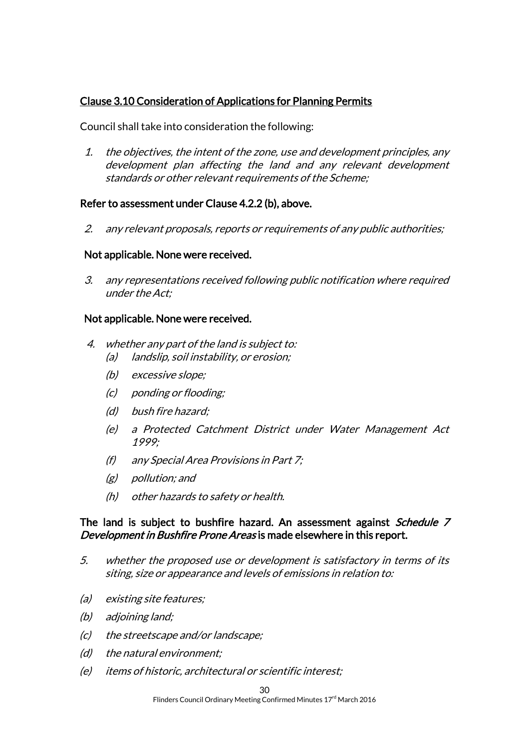Clause 3.10 Consideration of Applications for Planning Permits

Council shall take into consideration the following:

1. *the objectives, the intent of the zone, use and development principles, any development plan affecting the land and any relevant development standards or other relevant requirements of the Scheme;*

**Refer to assessment under Clause 4.2.2 (b), above.**

2. *any relevant proposals, reports or requirements of any public authorities;*

**Not applicable. None were received.**

3. *any representations received following public notification where required under the Act;*

**Not applicable. None were received.**

4. *whether any part of the land is subject to:*
   - *(a) landslip, soil instability, or erosion;*
   - *(b) excessive slope;*
   - *(c) ponding or flooding;*
   - *(d) bush fire hazard;*
   - *(e) a Protected Catchment District under Water Management Act 1999;*
   - *(f) any Special Area Provisions in Part 7;*
   - *(g) pollution; and*
   - *(h) other hazards to safety or health.*

**The land is subject to bushfire hazard. An assessment against *Schedule 7 Development in Bushfire Prone Areas* is made elsewhere in this report.**

5. *whether the proposed use or development is satisfactory in terms of its siting, size or appearance and levels of emissions in relation to:*

*(a) existing site features;*

*(b) adjoining land;*

*(c) the streetscape and/or landscape;*

*(d) the natural environment;*

*(e) items of historic, architectural or scientific interest;*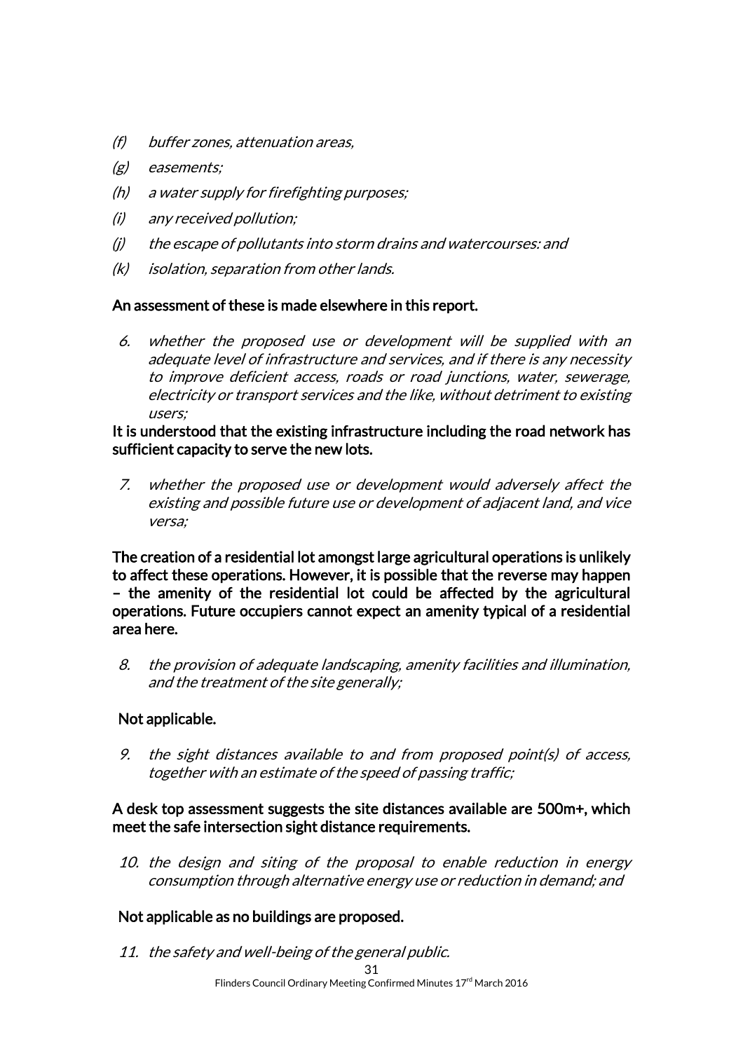*(f) buffer zones, attenuation areas,*

*(g) easements;*

*(h) a water supply for firefighting purposes;*

*(i) any received pollution;*

*(j) the escape of pollutants into storm drains and watercourses: and*

*(k) isolation, separation from other lands.*

An assessment of these is made elsewhere in this report.

*6. whether the proposed use or development will be supplied with an adequate level of infrastructure and services, and if there is any necessity to improve deficient access, roads or road junctions, water, sewerage, electricity or transport services and the like, without detriment to existing users;*

It is understood that the existing infrastructure including the road network has sufficient capacity to serve the new lots.

*7. whether the proposed use or development would adversely affect the existing and possible future use or development of adjacent land, and vice versa;*

The creation of a residential lot amongst large agricultural operations is unlikely to affect these operations. However, it is possible that the reverse may happen – the amenity of the residential lot could be affected by the agricultural operations. Future occupiers cannot expect an amenity typical of a residential area here.

*8. the provision of adequate landscaping, amenity facilities and illumination, and the treatment of the site generally;*

Not applicable.

*9. the sight distances available to and from proposed point(s) of access, together with an estimate of the speed of passing traffic;*

A desk top assessment suggests the site distances available are 500m+, which meet the safe intersection sight distance requirements.

*10. the design and siting of the proposal to enable reduction in energy consumption through alternative energy use or reduction in demand; and*

Not applicable as no buildings are proposed.

*11. the safety and well-being of the general public.*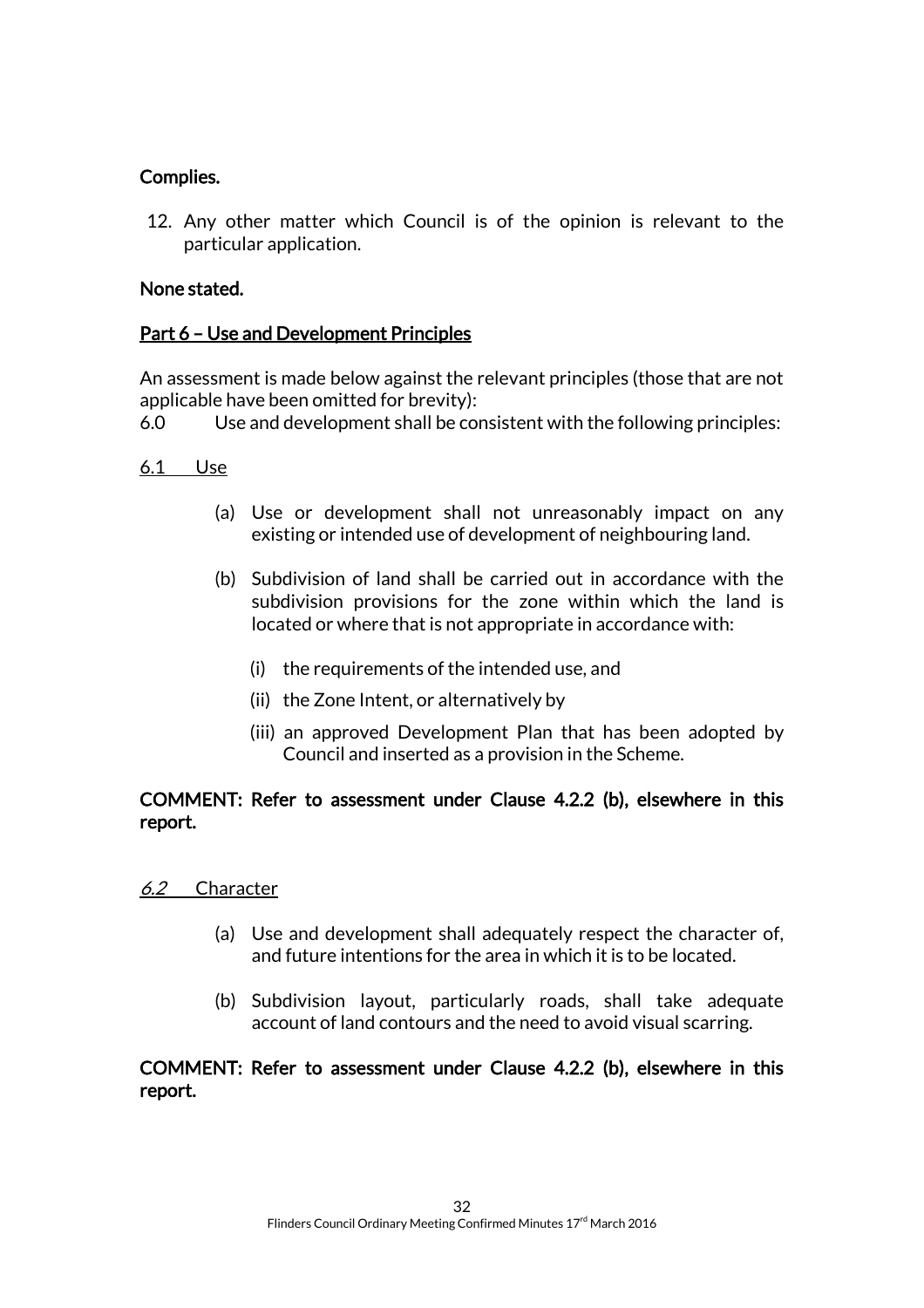**Complies.**

12. Any other matter which Council is of the opinion is relevant to the particular application.

**None stated.**

**Part 6 – Use and Development Principles**

An assessment is made below against the relevant principles (those that are not applicable have been omitted for brevity):

6.0 Use and development shall be consistent with the following principles:

6.1 Use

(a) Use or development shall not unreasonably impact on any existing or intended use of development of neighbouring land.

(b) Subdivision of land shall be carried out in accordance with the subdivision provisions for the zone within which the land is located or where that is not appropriate in accordance with:

  (i) the requirements of the intended use, and

  (ii) the Zone Intent, or alternatively by

  (iii) an approved Development Plan that has been adopted by Council and inserted as a provision in the Scheme.

**COMMENT: Refer to assessment under Clause 4.2.2 (b), elsewhere in this report.**

*6.2* Character

(a) Use and development shall adequately respect the character of, and future intentions for the area in which it is to be located.

(b) Subdivision layout, particularly roads, shall take adequate account of land contours and the need to avoid visual scarring.

**COMMENT: Refer to assessment under Clause 4.2.2 (b), elsewhere in this report.**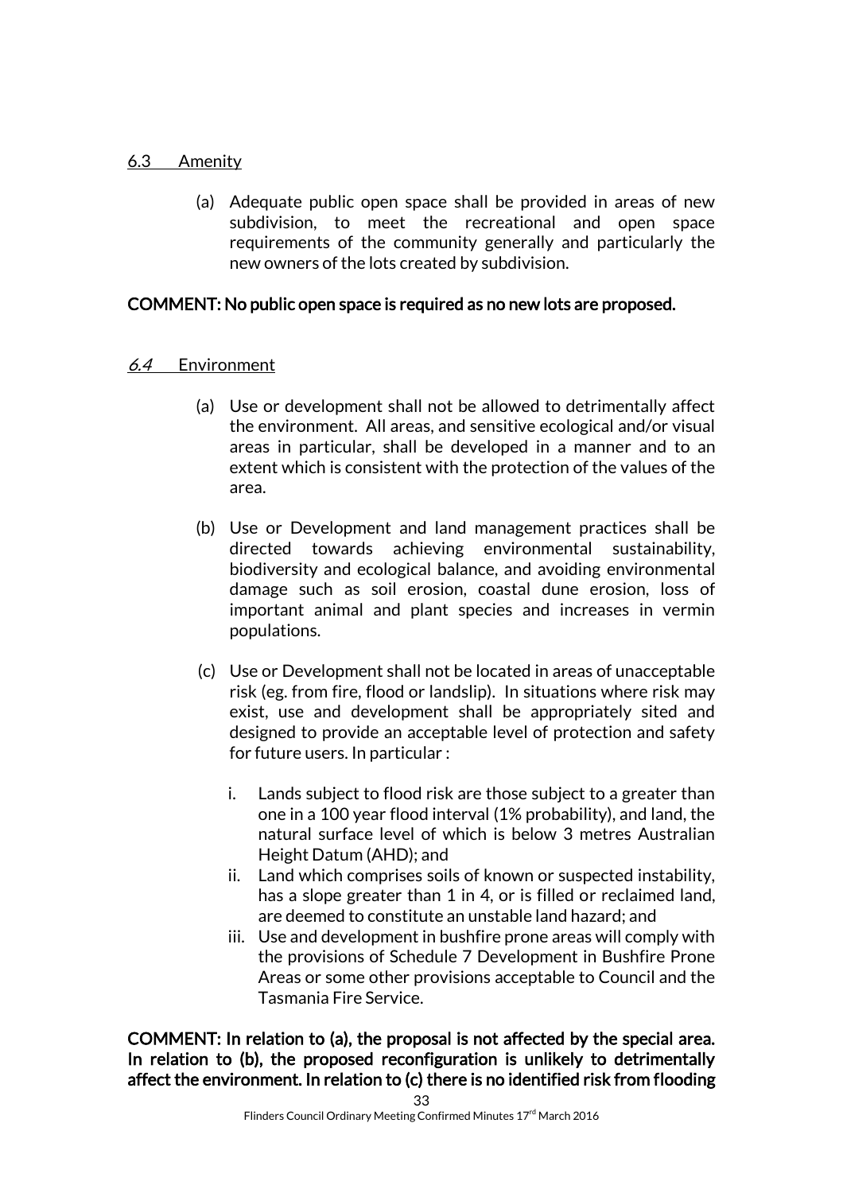6.3 Amenity

(a) Adequate public open space shall be provided in areas of new subdivision, to meet the recreational and open space requirements of the community generally and particularly the new owners of the lots created by subdivision.

**COMMENT: No public open space is required as no new lots are proposed.**

*6.4* Environment

(a) Use or development shall not be allowed to detrimentally affect the environment. All areas, and sensitive ecological and/or visual areas in particular, shall be developed in a manner and to an extent which is consistent with the protection of the values of the area.

(b) Use or Development and land management practices shall be directed towards achieving environmental sustainability, biodiversity and ecological balance, and avoiding environmental damage such as soil erosion, coastal dune erosion, loss of important animal and plant species and increases in vermin populations.

(c) Use or Development shall not be located in areas of unacceptable risk (eg. from fire, flood or landslip). In situations where risk may exist, use and development shall be appropriately sited and designed to provide an acceptable level of protection and safety for future users. In particular :

i. Lands subject to flood risk are those subject to a greater than one in a 100 year flood interval (1% probability), and land, the natural surface level of which is below 3 metres Australian Height Datum (AHD); and
ii. Land which comprises soils of known or suspected instability, has a slope greater than 1 in 4, or is filled or reclaimed land, are deemed to constitute an unstable land hazard; and
iii. Use and development in bushfire prone areas will comply with the provisions of Schedule 7 Development in Bushfire Prone Areas or some other provisions acceptable to Council and the Tasmania Fire Service.

**COMMENT: In relation to (a), the proposal is not affected by the special area. In relation to (b), the proposed reconfiguration is unlikely to detrimentally affect the environment. In relation to (c) there is no identified risk from flooding**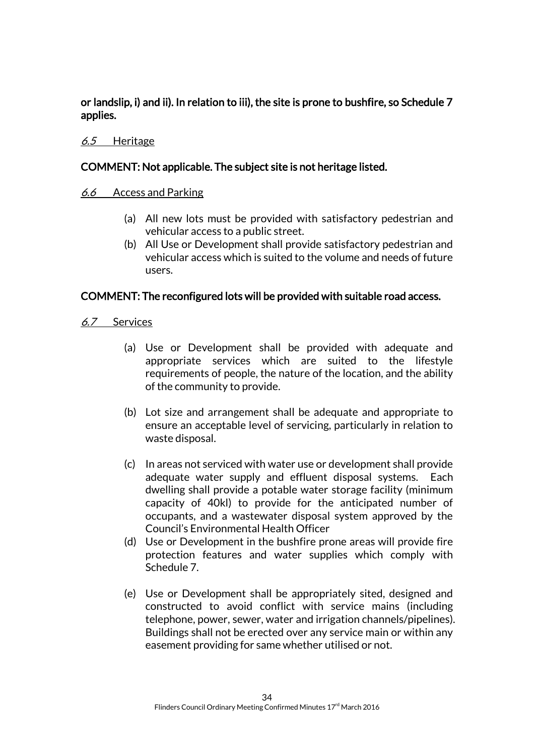**or landslip, i) and ii). In relation to iii), the site is prone to bushfire, so Schedule 7 applies.**

*6.5* Heritage

**COMMENT: Not applicable. The subject site is not heritage listed.**

*6.6* Access and Parking

(a) All new lots must be provided with satisfactory pedestrian and vehicular access to a public street.

(b) All Use or Development shall provide satisfactory pedestrian and vehicular access which is suited to the volume and needs of future users.

**COMMENT: The reconfigured lots will be provided with suitable road access.**

*6.7* Services

(a) Use or Development shall be provided with adequate and appropriate services which are suited to the lifestyle requirements of people, the nature of the location, and the ability of the community to provide.

(b) Lot size and arrangement shall be adequate and appropriate to ensure an acceptable level of servicing, particularly in relation to waste disposal.

(c) In areas not serviced with water use or development shall provide adequate water supply and effluent disposal systems. Each dwelling shall provide a potable water storage facility (minimum capacity of 40kl) to provide for the anticipated number of occupants, and a wastewater disposal system approved by the Council's Environmental Health Officer

(d) Use or Development in the bushfire prone areas will provide fire protection features and water supplies which comply with Schedule 7.

(e) Use or Development shall be appropriately sited, designed and constructed to avoid conflict with service mains (including telephone, power, sewer, water and irrigation channels/pipelines). Buildings shall not be erected over any service main or within any easement providing for same whether utilised or not.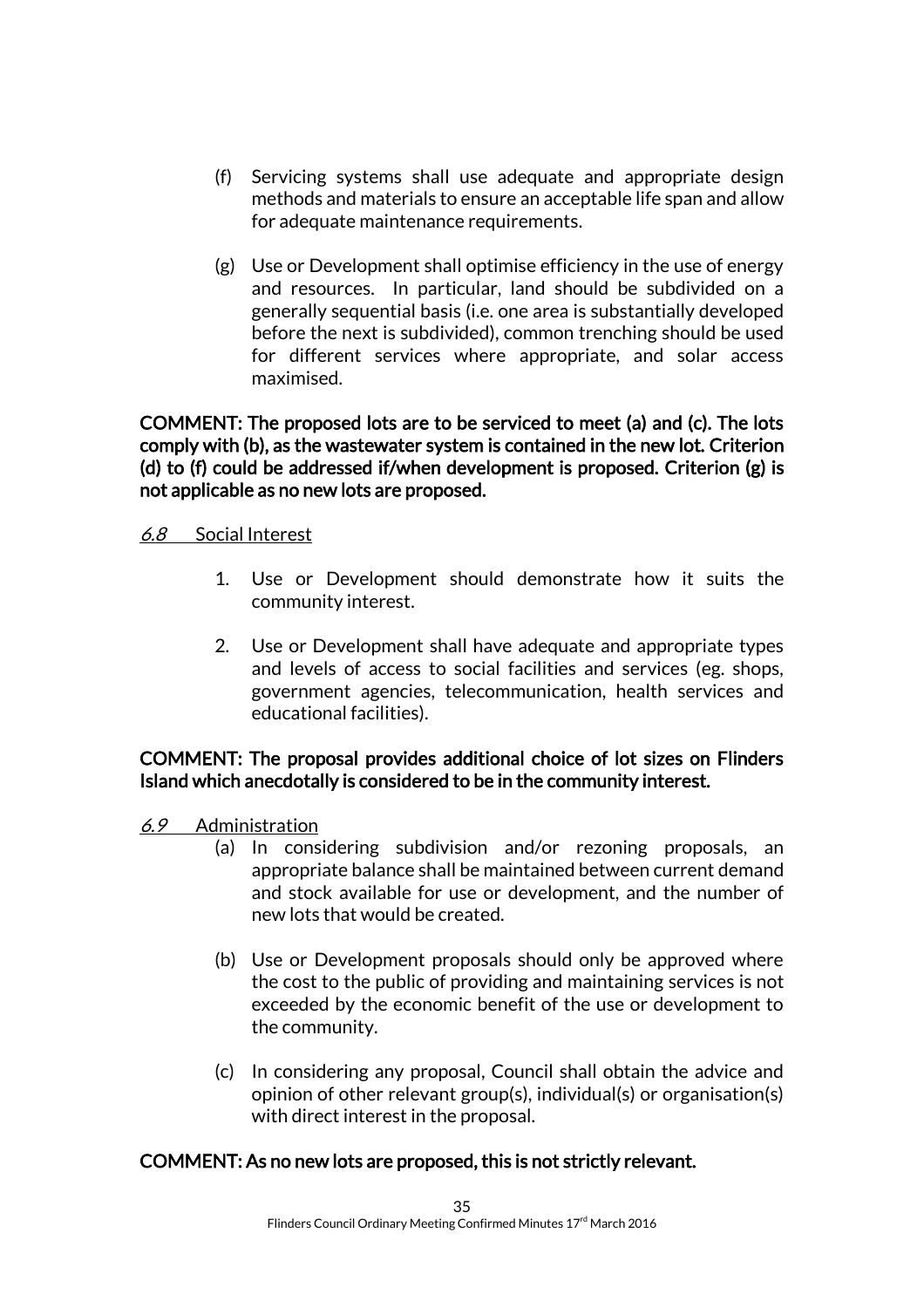(f) Servicing systems shall use adequate and appropriate design methods and materials to ensure an acceptable life span and allow for adequate maintenance requirements.

(g) Use or Development shall optimise efficiency in the use of energy and resources. In particular, land should be subdivided on a generally sequential basis (i.e. one area is substantially developed before the next is subdivided), common trenching should be used for different services where appropriate, and solar access maximised.

**COMMENT: The proposed lots are to be serviced to meet (a) and (c). The lots comply with (b), as the wastewater system is contained in the new lot. Criterion (d) to (f) could be addressed if/when development is proposed. Criterion (g) is not applicable as no new lots are proposed.**

*6.8* Social Interest

1. Use or Development should demonstrate how it suits the community interest.

2. Use or Development shall have adequate and appropriate types and levels of access to social facilities and services (eg. shops, government agencies, telecommunication, health services and educational facilities).

**COMMENT: The proposal provides additional choice of lot sizes on Flinders Island which anecdotally is considered to be in the community interest.**

*6.9* Administration

(a) In considering subdivision and/or rezoning proposals, an appropriate balance shall be maintained between current demand and stock available for use or development, and the number of new lots that would be created.

(b) Use or Development proposals should only be approved where the cost to the public of providing and maintaining services is not exceeded by the economic benefit of the use or development to the community.

(c) In considering any proposal, Council shall obtain the advice and opinion of other relevant group(s), individual(s) or organisation(s) with direct interest in the proposal.

**COMMENT: As no new lots are proposed, this is not strictly relevant.**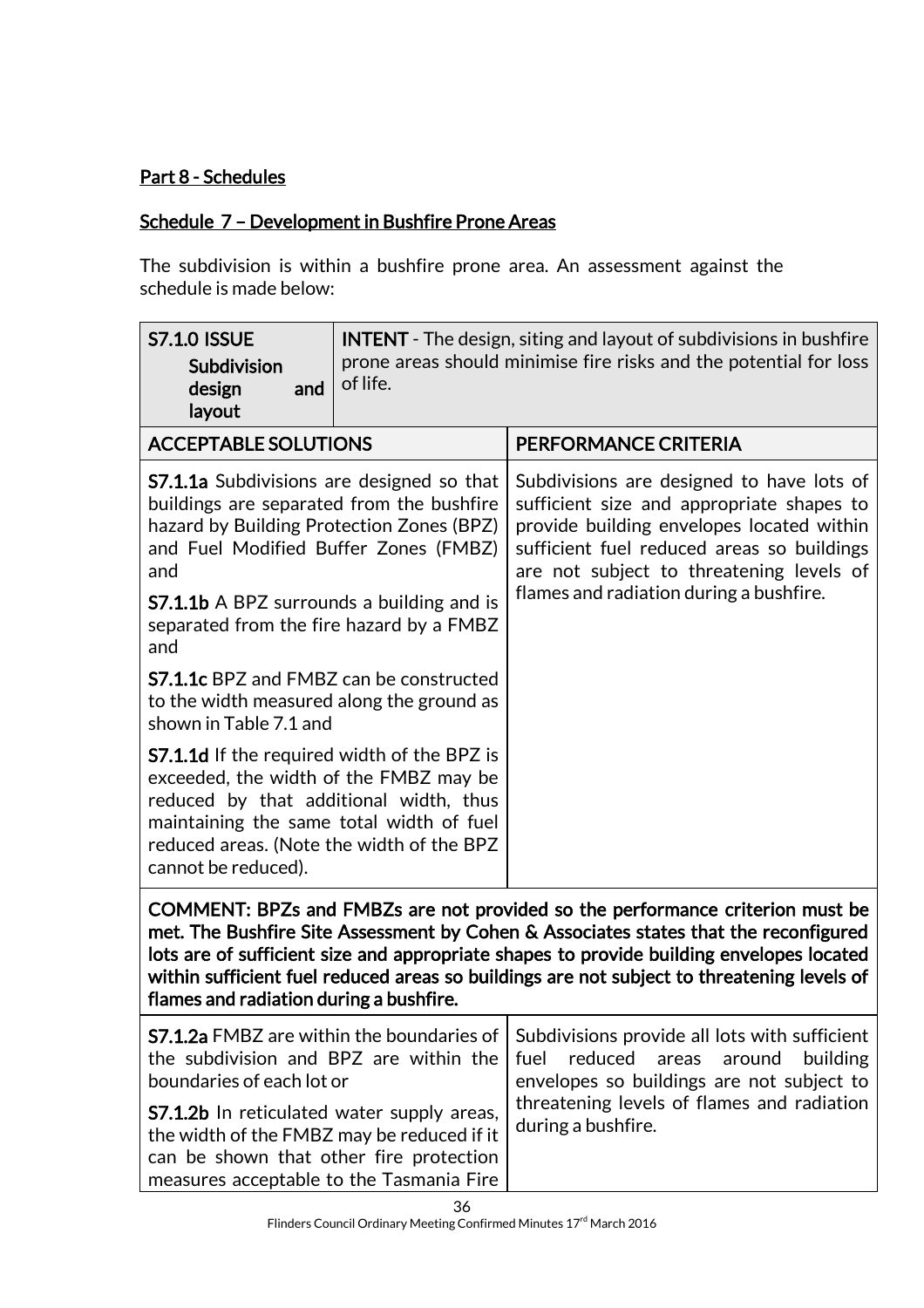Part 8 - Schedules

Schedule 7 – Development in Bushfire Prone Areas

The subdivision is within a bushfire prone area. An assessment against the schedule is made below:

| **S7.1.0 ISSUE Subdivision design and layout** | **INTENT** - The design, siting and layout of subdivisions in bushfire prone areas should minimise fire risks and the potential for loss of life. |
|---|---|
| ACCEPTABLE SOLUTIONS | PERFORMANCE CRITERIA |
| **S7.1.1a** Subdivisions are designed so that buildings are separated from the bushfire hazard by Building Protection Zones (BPZ) and Fuel Modified Buffer Zones (FMBZ) and<br><br>**S7.1.1b** A BPZ surrounds a building and is separated from the fire hazard by a FMBZ and<br><br>**S7.1.1c** BPZ and FMBZ can be constructed to the width measured along the ground as shown in Table 7.1 and<br><br>**S7.1.1d** If the required width of the BPZ is exceeded, the width of the FMBZ may be reduced by that additional width, thus maintaining the same total width of fuel reduced areas. (Note the width of the BPZ cannot be reduced). | Subdivisions are designed to have lots of sufficient size and appropriate shapes to provide building envelopes located within sufficient fuel reduced areas so buildings are not subject to threatening levels of flames and radiation during a bushfire. |
| **COMMENT: BPZs and FMBZs are not provided so the performance criterion must be met. The Bushfire Site Assessment by Cohen & Associates states that the reconfigured lots are of sufficient size and appropriate shapes to provide building envelopes located within sufficient fuel reduced areas so buildings are not subject to threatening levels of flames and radiation during a bushfire.** | |
| **S7.1.2a** FMBZ are within the boundaries of the subdivision and BPZ are within the boundaries of each lot or<br><br>**S7.1.2b** In reticulated water supply areas, the width of the FMBZ may be reduced if it can be shown that other fire protection measures acceptable to the Tasmania Fire | Subdivisions provide all lots with sufficient fuel reduced areas around building envelopes so buildings are not subject to threatening levels of flames and radiation during a bushfire. |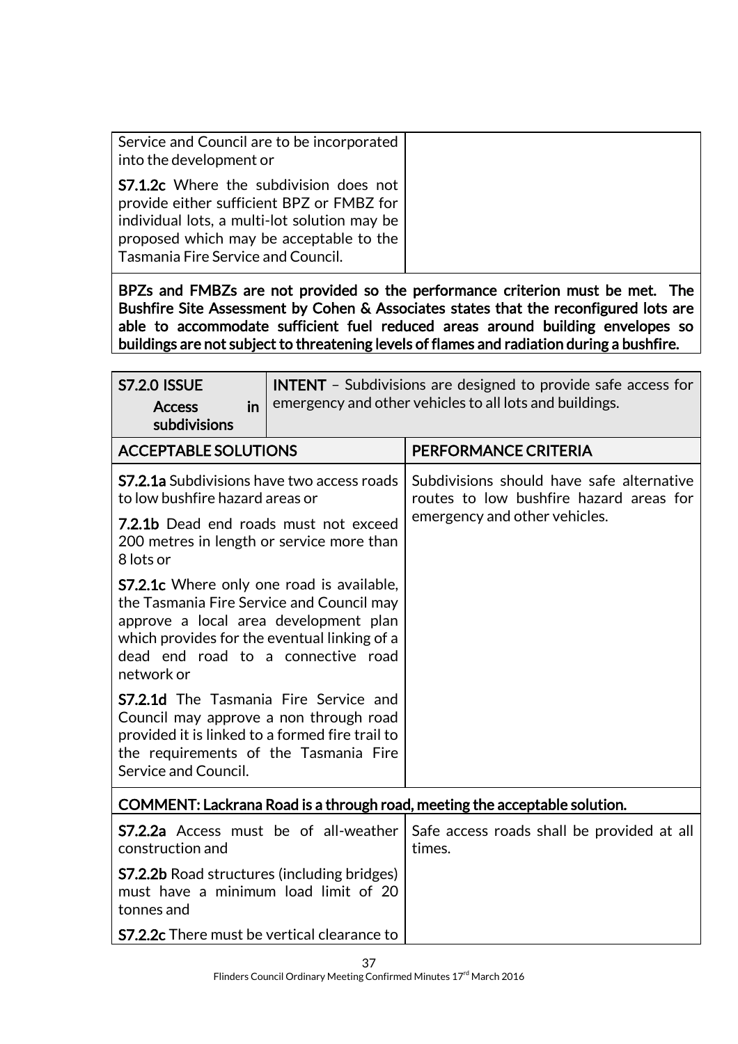| | |
|---|---|
| Service and Council are to be incorporated into the development or<br><br>**S7.1.2c** Where the subdivision does not provide either sufficient BPZ or FMBZ for individual lots, a multi-lot solution may be proposed which may be acceptable to the Tasmania Fire Service and Council. | |

**BPZs and FMBZs are not provided so the performance criterion must be met. The Bushfire Site Assessment by Cohen & Associates states that the reconfigured lots are able to accommodate sufficient fuel reduced areas around building envelopes so buildings are not subject to threatening levels of flames and radiation during a bushfire.**

| **S7.2.0 ISSUE**<br>**Access in subdivisions** | **INTENT** – Subdivisions are designed to provide safe access for emergency and other vehicles to all lots and buildings. |
|---|---|
| **ACCEPTABLE SOLUTIONS** | **PERFORMANCE CRITERIA** |
| **S7.2.1a** Subdivisions have two access roads to low bushfire hazard areas or<br><br>**7.2.1b** Dead end roads must not exceed 200 metres in length or service more than 8 lots or<br><br>**S7.2.1c** Where only one road is available, the Tasmania Fire Service and Council may approve a local area development plan which provides for the eventual linking of a dead end road to a connective road network or<br><br>**S7.2.1d** The Tasmania Fire Service and Council may approve a non through road provided it is linked to a formed fire trail to the requirements of the Tasmania Fire Service and Council. | Subdivisions should have safe alternative routes to low bushfire hazard areas for emergency and other vehicles. |
| **COMMENT: Lackrana Road is a through road, meeting the acceptable solution.** | |
| **S7.2.2a** Access must be of all-weather construction and<br><br>**S7.2.2b** Road structures (including bridges) must have a minimum load limit of 20 tonnes and<br><br>**S7.2.2c** There must be vertical clearance to | Safe access roads shall be provided at all times. |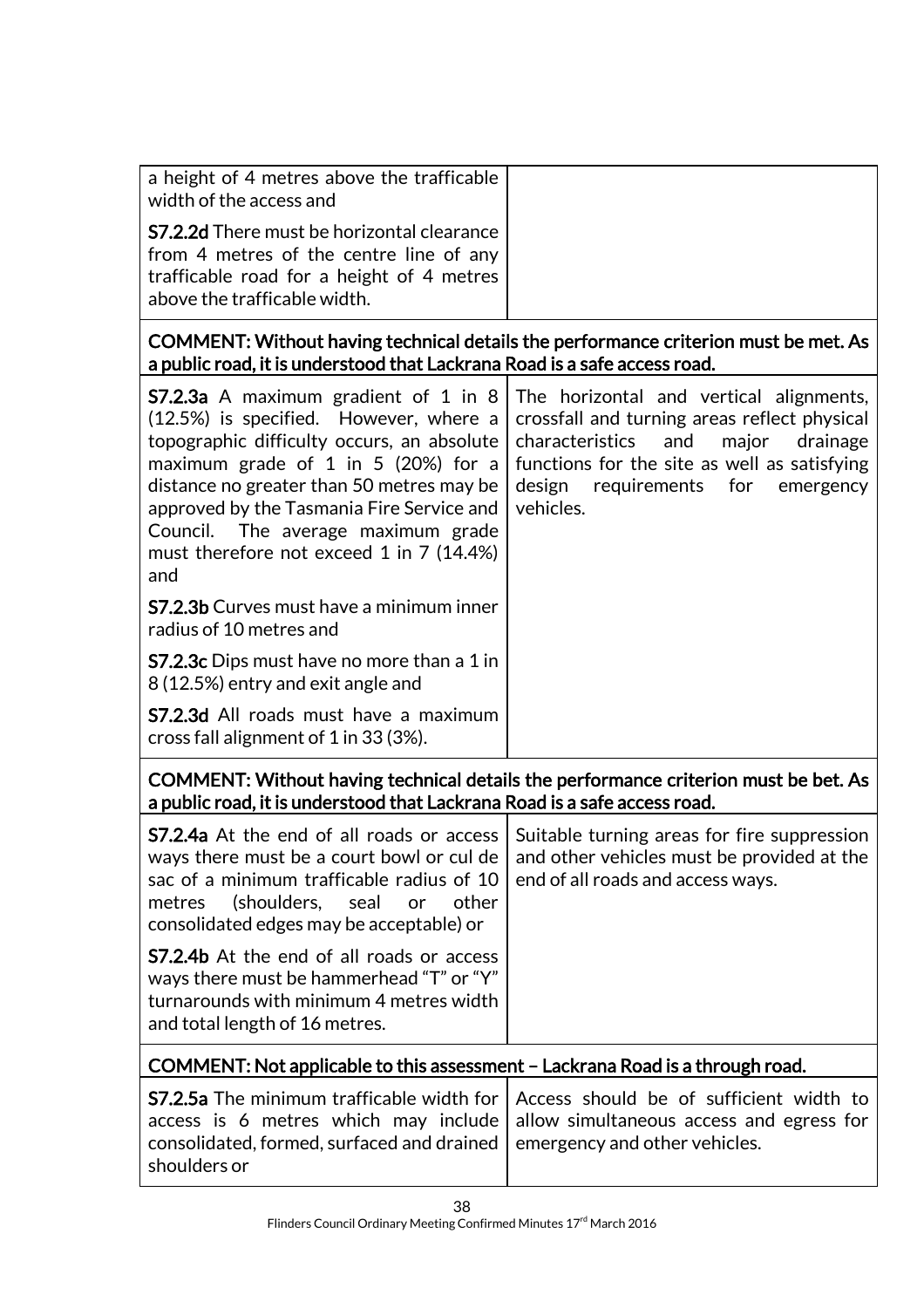| | |
|---|---|
| a height of 4 metres above the trafficable width of the access and<br><br>**S7.2.2d** There must be horizontal clearance from 4 metres of the centre line of any trafficable road for a height of 4 metres above the trafficable width. | |
| **COMMENT: Without having technical details the performance criterion must be met. As a public road, it is understood that Lackrana Road is a safe access road.** | |
| **S7.2.3a** A maximum gradient of 1 in 8 (12.5%) is specified. However, where a topographic difficulty occurs, an absolute maximum grade of 1 in 5 (20%) for a distance no greater than 50 metres may be approved by the Tasmania Fire Service and Council. The average maximum grade must therefore not exceed 1 in 7 (14.4%) and<br><br>**S7.2.3b** Curves must have a minimum inner radius of 10 metres and<br><br>**S7.2.3c** Dips must have no more than a 1 in 8 (12.5%) entry and exit angle and<br><br>**S7.2.3d** All roads must have a maximum cross fall alignment of 1 in 33 (3%). | The horizontal and vertical alignments, crossfall and turning areas reflect physical characteristics and major drainage functions for the site as well as satisfying design requirements for emergency vehicles. |
| **COMMENT: Without having technical details the performance criterion must be bet. As a public road, it is understood that Lackrana Road is a safe access road.** | |
| **S7.2.4a** At the end of all roads or access ways there must be a court bowl or cul de sac of a minimum trafficable radius of 10 metres (shoulders, seal or other consolidated edges may be acceptable) or<br><br>**S7.2.4b** At the end of all roads or access ways there must be hammerhead "T" or "Y" turnarounds with minimum 4 metres width and total length of 16 metres. | Suitable turning areas for fire suppression and other vehicles must be provided at the end of all roads and access ways. |
| **COMMENT: Not applicable to this assessment – Lackrana Road is a through road.** | |
| **S7.2.5a** The minimum trafficable width for access is 6 metres which may include consolidated, formed, surfaced and drained shoulders or | Access should be of sufficient width to allow simultaneous access and egress for emergency and other vehicles. |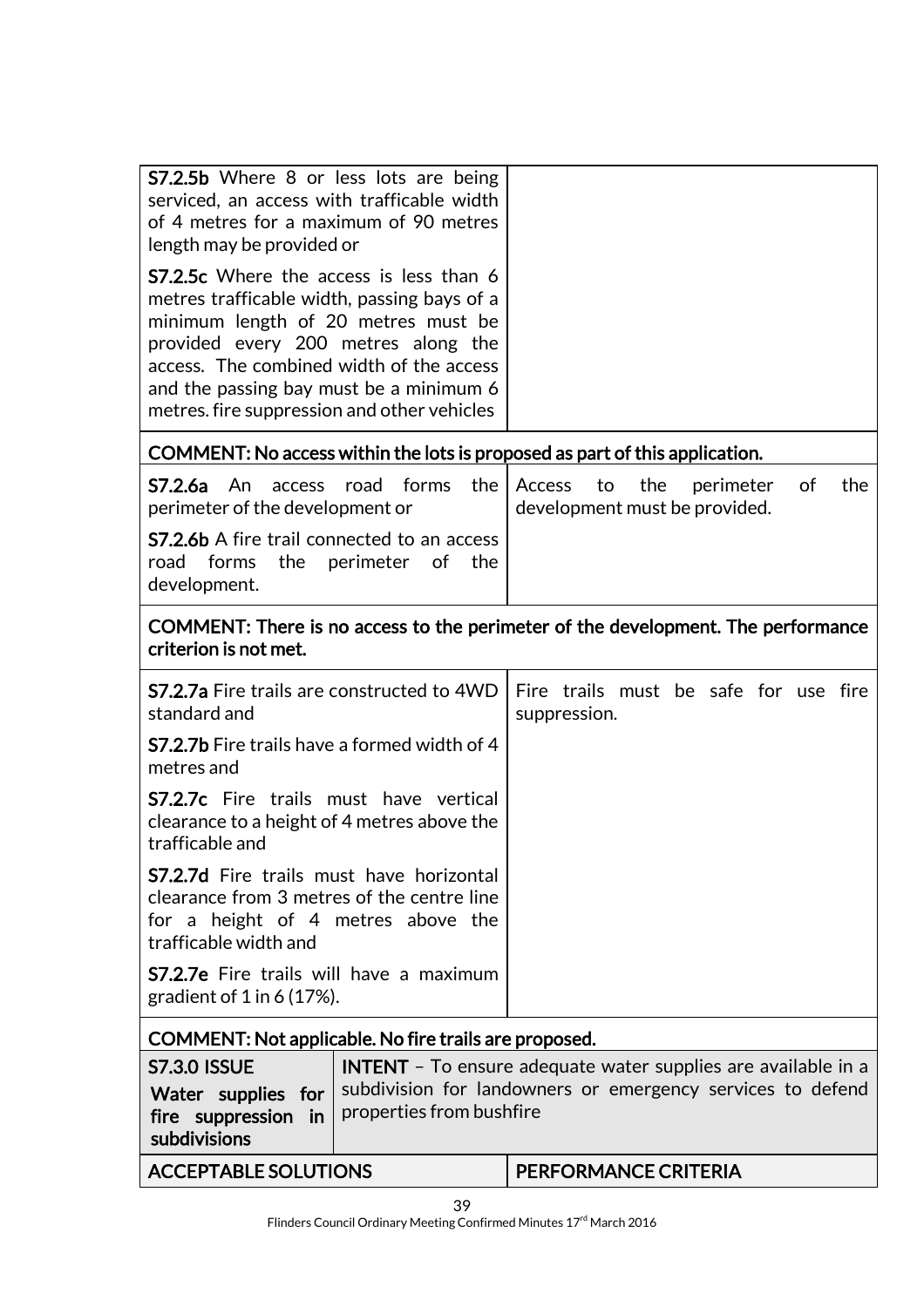| ACCEPTABLE SOLUTIONS | PERFORMANCE CRITERIA |
|---|---|
| **S7.2.5b** Where 8 or less lots are being serviced, an access with trafficable width of 4 metres for a maximum of 90 metres length may be provided or<br><br>**S7.2.5c** Where the access is less than 6 metres trafficable width, passing bays of a minimum length of 20 metres must be provided every 200 metres along the access. The combined width of the access and the passing bay must be a minimum 6 metres. fire suppression and other vehicles | |
| **COMMENT: No access within the lots is proposed as part of this application.** | |
| **S7.2.6a** An access road forms the perimeter of the development or<br><br>**S7.2.6b** A fire trail connected to an access road forms the perimeter of the development. | Access to the perimeter of the development must be provided. |
| **COMMENT: There is no access to the perimeter of the development. The performance criterion is not met.** | |
| **S7.2.7a** Fire trails are constructed to 4WD standard and<br><br>**S7.2.7b** Fire trails have a formed width of 4 metres and<br><br>**S7.2.7c** Fire trails must have vertical clearance to a height of 4 metres above the trafficable and<br><br>**S7.2.7d** Fire trails must have horizontal clearance from 3 metres of the centre line for a height of 4 metres above the trafficable width and<br><br>**S7.2.7e** Fire trails will have a maximum gradient of 1 in 6 (17%). | Fire trails must be safe for use fire suppression. |
| **COMMENT: Not applicable. No fire trails are proposed.** | |

| **S7.3.0 ISSUE**<br>**Water supplies for fire suppression in subdivisions** | **INTENT** – To ensure adequate water supplies are available in a subdivision for landowners or emergency services to defend properties from bushfire |
|---|---|
| **ACCEPTABLE SOLUTIONS** | **PERFORMANCE CRITERIA** |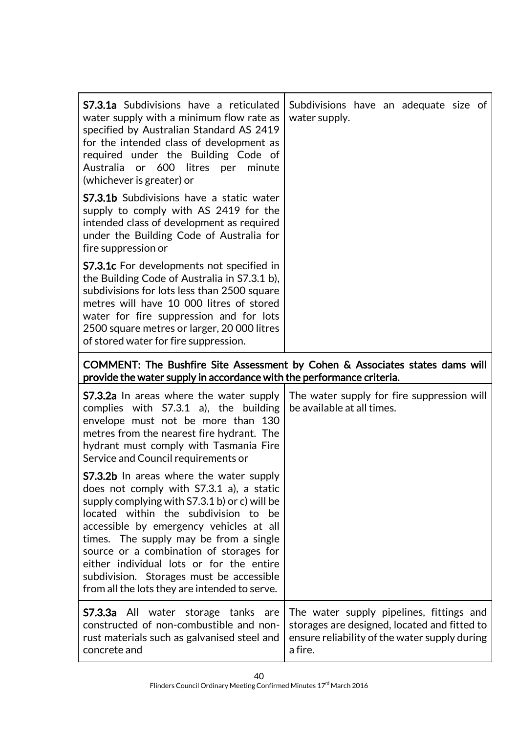| | |
|---|---|
| **S7.3.1a** Subdivisions have a reticulated water supply with a minimum flow rate as specified by Australian Standard AS 2419 for the intended class of development as required under the Building Code of Australia or 600 litres per minute (whichever is greater) or<br><br>**S7.3.1b** Subdivisions have a static water supply to comply with AS 2419 for the intended class of development as required under the Building Code of Australia for fire suppression or<br><br>**S7.3.1c** For developments not specified in the Building Code of Australia in S7.3.1 b), subdivisions for lots less than 2500 square metres will have 10 000 litres of stored water for fire suppression and for lots 2500 square metres or larger, 20 000 litres of stored water for fire suppression. | Subdivisions have an adequate size of water supply. |
| **COMMENT: The Bushfire Site Assessment by Cohen & Associates states dams will provide the water supply in accordance with the performance criteria.** | |
| **S7.3.2a** In areas where the water supply complies with S7.3.1 a), the building envelope must not be more than 130 metres from the nearest fire hydrant. The hydrant must comply with Tasmania Fire Service and Council requirements or<br><br>**S7.3.2b** In areas where the water supply does not comply with S7.3.1 a), a static supply complying with S7.3.1 b) or c) will be located within the subdivision to be accessible by emergency vehicles at all times. The supply may be from a single source or a combination of storages for either individual lots or for the entire subdivision. Storages must be accessible from all the lots they are intended to serve. | The water supply for fire suppression will be available at all times. |
| **S7.3.3a** All water storage tanks are constructed of non-combustible and non-rust materials such as galvanised steel and concrete and | The water supply pipelines, fittings and storages are designed, located and fitted to ensure reliability of the water supply during a fire. |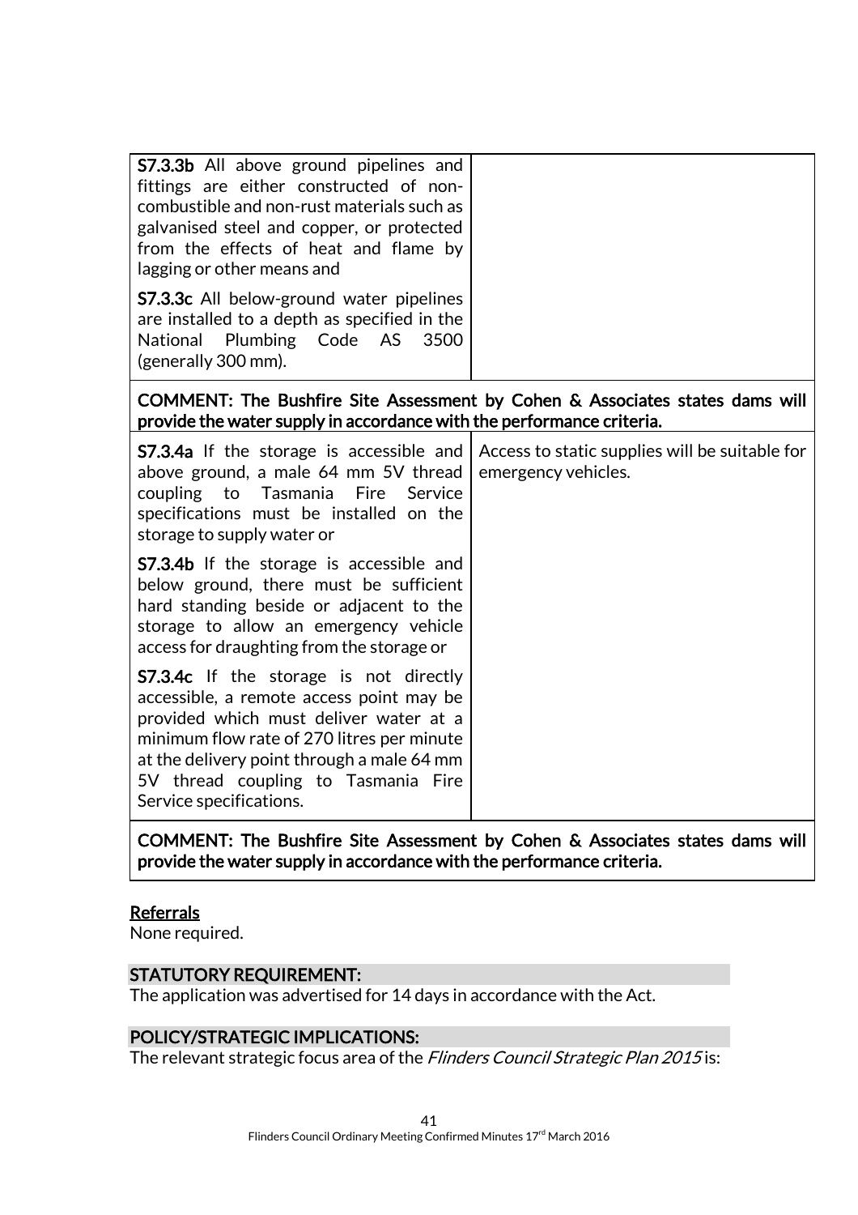| | |
|---|---|
| **S7.3.3b** All above ground pipelines and fittings are either constructed of non-combustible and non-rust materials such as galvanised steel and copper, or protected from the effects of heat and flame by lagging or other means and<br><br>**S7.3.3c** All below-ground water pipelines are installed to a depth as specified in the National Plumbing Code AS 3500 (generally 300 mm). | |
| **COMMENT: The Bushfire Site Assessment by Cohen & Associates states dams will provide the water supply in accordance with the performance criteria.** | |
| **S7.3.4a** If the storage is accessible and above ground, a male 64 mm 5V thread coupling to Tasmania Fire Service specifications must be installed on the storage to supply water or<br><br>**S7.3.4b** If the storage is accessible and below ground, there must be sufficient hard standing beside or adjacent to the storage to allow an emergency vehicle access for draughting from the storage or<br><br>**S7.3.4c** If the storage is not directly accessible, a remote access point may be provided which must deliver water at a minimum flow rate of 270 litres per minute at the delivery point through a male 64 mm 5V thread coupling to Tasmania Fire Service specifications. | Access to static supplies will be suitable for emergency vehicles. |
| **COMMENT: The Bushfire Site Assessment by Cohen & Associates states dams will provide the water supply in accordance with the performance criteria.** | |

**Referrals**

None required.

## STATUTORY REQUIREMENT:

The application was advertised for 14 days in accordance with the Act.

## POLICY/STRATEGIC IMPLICATIONS:

The relevant strategic focus area of the *Flinders Council Strategic Plan 2015* is: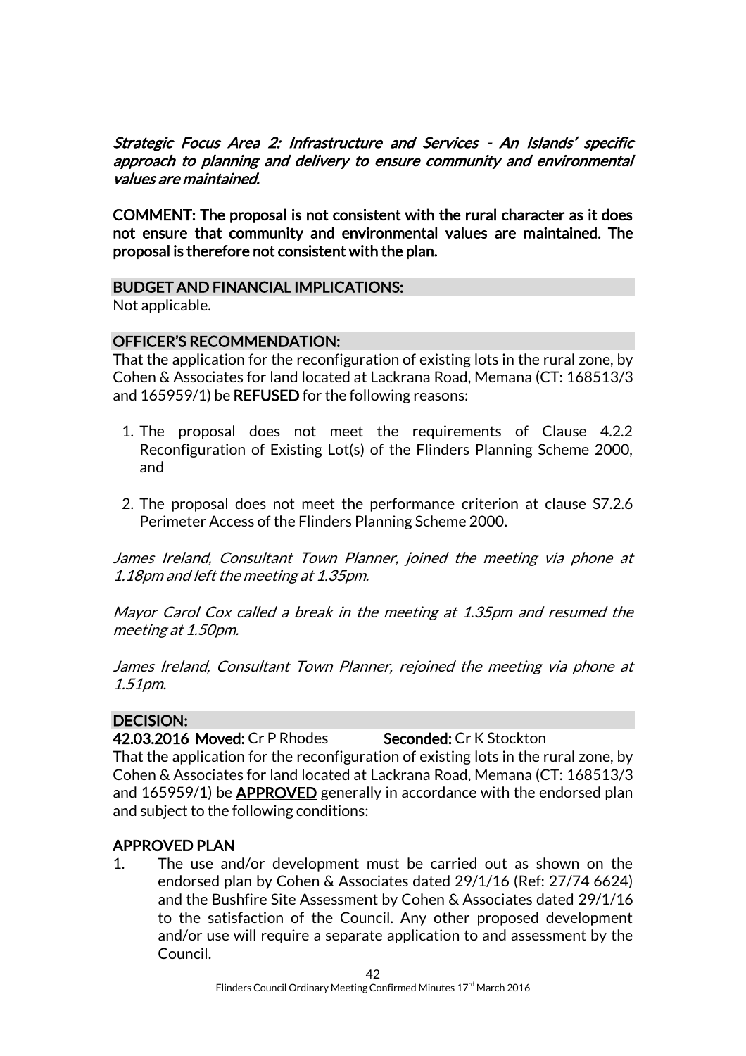*Strategic Focus Area 2: Infrastructure and Services - An Islands' specific approach to planning and delivery to ensure community and environmental values are maintained.*

**COMMENT: The proposal is not consistent with the rural character as it does not ensure that community and environmental values are maintained. The proposal is therefore not consistent with the plan.**

## BUDGET AND FINANCIAL IMPLICATIONS:

Not applicable.

## OFFICER'S RECOMMENDATION:

That the application for the reconfiguration of existing lots in the rural zone, by Cohen & Associates for land located at Lackrana Road, Memana (CT: 168513/3 and 165959/1) be **REFUSED** for the following reasons:

1. The proposal does not meet the requirements of Clause 4.2.2 Reconfiguration of Existing Lot(s) of the Flinders Planning Scheme 2000, and

2. The proposal does not meet the performance criterion at clause S7.2.6 Perimeter Access of the Flinders Planning Scheme 2000.

*James Ireland, Consultant Town Planner, joined the meeting via phone at 1.18pm and left the meeting at 1.35pm.*

*Mayor Carol Cox called a break in the meeting at 1.35pm and resumed the meeting at 1.50pm.*

*James Ireland, Consultant Town Planner, rejoined the meeting via phone at 1.51pm.*

## DECISION:

**42.03.2016 Moved:** Cr P Rhodes **Seconded:** Cr K Stockton

That the application for the reconfiguration of existing lots in the rural zone, by Cohen & Associates for land located at Lackrana Road, Memana (CT: 168513/3 and 165959/1) be **APPROVED** generally in accordance with the endorsed plan and subject to the following conditions:

## APPROVED PLAN

1. The use and/or development must be carried out as shown on the endorsed plan by Cohen & Associates dated 29/1/16 (Ref: 27/74 6624) and the Bushfire Site Assessment by Cohen & Associates dated 29/1/16 to the satisfaction of the Council. Any other proposed development and/or use will require a separate application to and assessment by the Council.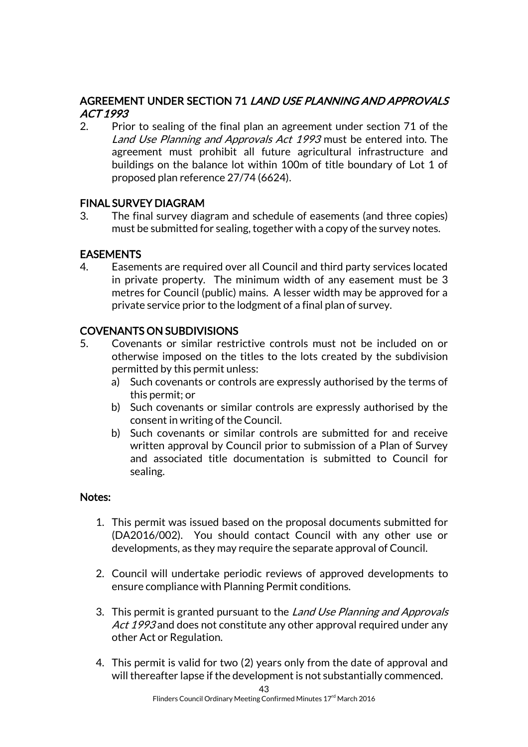### AGREEMENT UNDER SECTION 71 *LAND USE PLANNING AND APPROVALS ACT 1993*

2. Prior to sealing of the final plan an agreement under section 71 of the *Land Use Planning and Approvals Act 1993* must be entered into. The agreement must prohibit all future agricultural infrastructure and buildings on the balance lot within 100m of title boundary of Lot 1 of proposed plan reference 27/74 (6624).

### FINAL SURVEY DIAGRAM

3. The final survey diagram and schedule of easements (and three copies) must be submitted for sealing, together with a copy of the survey notes.

### EASEMENTS

4. Easements are required over all Council and third party services located in private property. The minimum width of any easement must be 3 metres for Council (public) mains. A lesser width may be approved for a private service prior to the lodgment of a final plan of survey.

### COVENANTS ON SUBDIVISIONS

5. Covenants or similar restrictive controls must not be included on or otherwise imposed on the titles to the lots created by the subdivision permitted by this permit unless:
   a) Such covenants or controls are expressly authorised by the terms of this permit; or
   b) Such covenants or similar controls are expressly authorised by the consent in writing of the Council.
   b) Such covenants or similar controls are submitted for and receive written approval by Council prior to submission of a Plan of Survey and associated title documentation is submitted to Council for sealing.

### Notes:

1. This permit was issued based on the proposal documents submitted for (DA2016/002). You should contact Council with any other use or developments, as they may require the separate approval of Council.

2. Council will undertake periodic reviews of approved developments to ensure compliance with Planning Permit conditions.

3. This permit is granted pursuant to the *Land Use Planning and Approvals Act 1993* and does not constitute any other approval required under any other Act or Regulation.

4. This permit is valid for two (2) years only from the date of approval and will thereafter lapse if the development is not substantially commenced.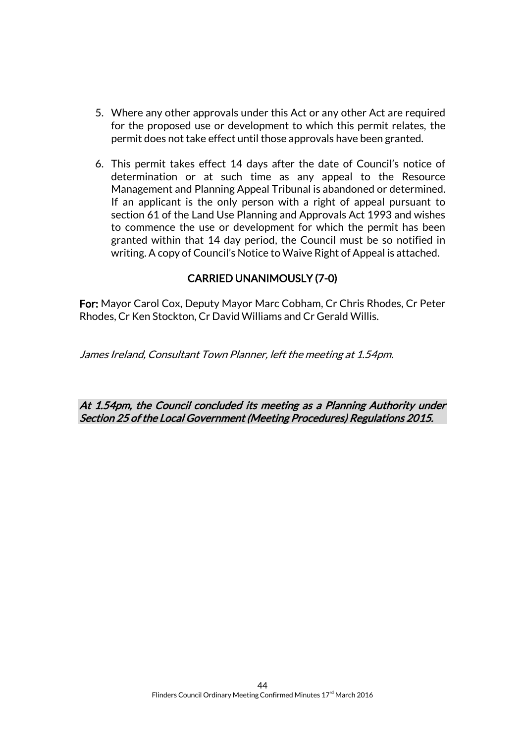5. Where any other approvals under this Act or any other Act are required for the proposed use or development to which this permit relates, the permit does not take effect until those approvals have been granted.

6. This permit takes effect 14 days after the date of Council's notice of determination or at such time as any appeal to the Resource Management and Planning Appeal Tribunal is abandoned or determined. If an applicant is the only person with a right of appeal pursuant to section 61 of the Land Use Planning and Approvals Act 1993 and wishes to commence the use or development for which the permit has been granted within that 14 day period, the Council must be so notified in writing. A copy of Council's Notice to Waive Right of Appeal is attached.

**CARRIED UNANIMOUSLY (7-0)**

**For:** Mayor Carol Cox, Deputy Mayor Marc Cobham, Cr Chris Rhodes, Cr Peter Rhodes, Cr Ken Stockton, Cr David Williams and Cr Gerald Willis.

*James Ireland, Consultant Town Planner, left the meeting at 1.54pm.*

***At 1.54pm, the Council concluded its meeting as a Planning Authority under Section 25 of the Local Government (Meeting Procedures) Regulations 2015.***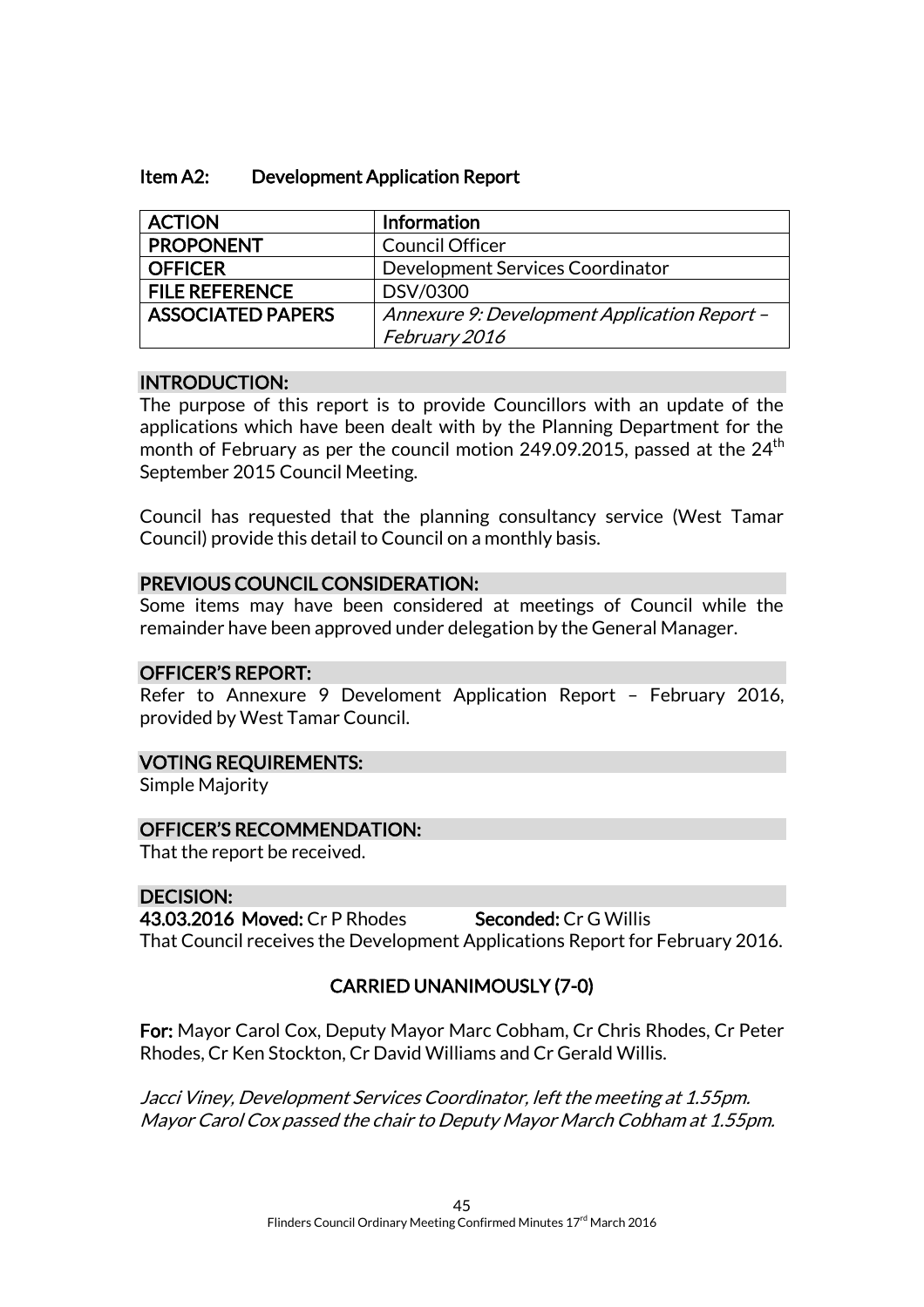### Item A2: Development Application Report

| ACTION | Information |
|---|---|
| PROPONENT | Council Officer |
| OFFICER | Development Services Coordinator |
| FILE REFERENCE | DSV/0300 |
| ASSOCIATED PAPERS | *Annexure 9: Development Application Report – February 2016* |

**INTRODUCTION:**

The purpose of this report is to provide Councillors with an update of the applications which have been dealt with by the Planning Department for the month of February as per the council motion 249.09.2015, passed at the 24th September 2015 Council Meeting.

Council has requested that the planning consultancy service (West Tamar Council) provide this detail to Council on a monthly basis.

**PREVIOUS COUNCIL CONSIDERATION:**

Some items may have been considered at meetings of Council while the remainder have been approved under delegation by the General Manager.

**OFFICER'S REPORT:**

Refer to Annexure 9 Develoment Application Report – February 2016, provided by West Tamar Council.

**VOTING REQUIREMENTS:**

Simple Majority

**OFFICER'S RECOMMENDATION:**

That the report be received.

**DECISION:**

**43.03.2016 Moved:** Cr P Rhodes **Seconded:** Cr G Willis

That Council receives the Development Applications Report for February 2016.

**CARRIED UNANIMOUSLY (7-0)**

**For:** Mayor Carol Cox, Deputy Mayor Marc Cobham, Cr Chris Rhodes, Cr Peter Rhodes, Cr Ken Stockton, Cr David Williams and Cr Gerald Willis.

*Jacci Viney, Development Services Coordinator, left the meeting at 1.55pm.*
*Mayor Carol Cox passed the chair to Deputy Mayor March Cobham at 1.55pm.*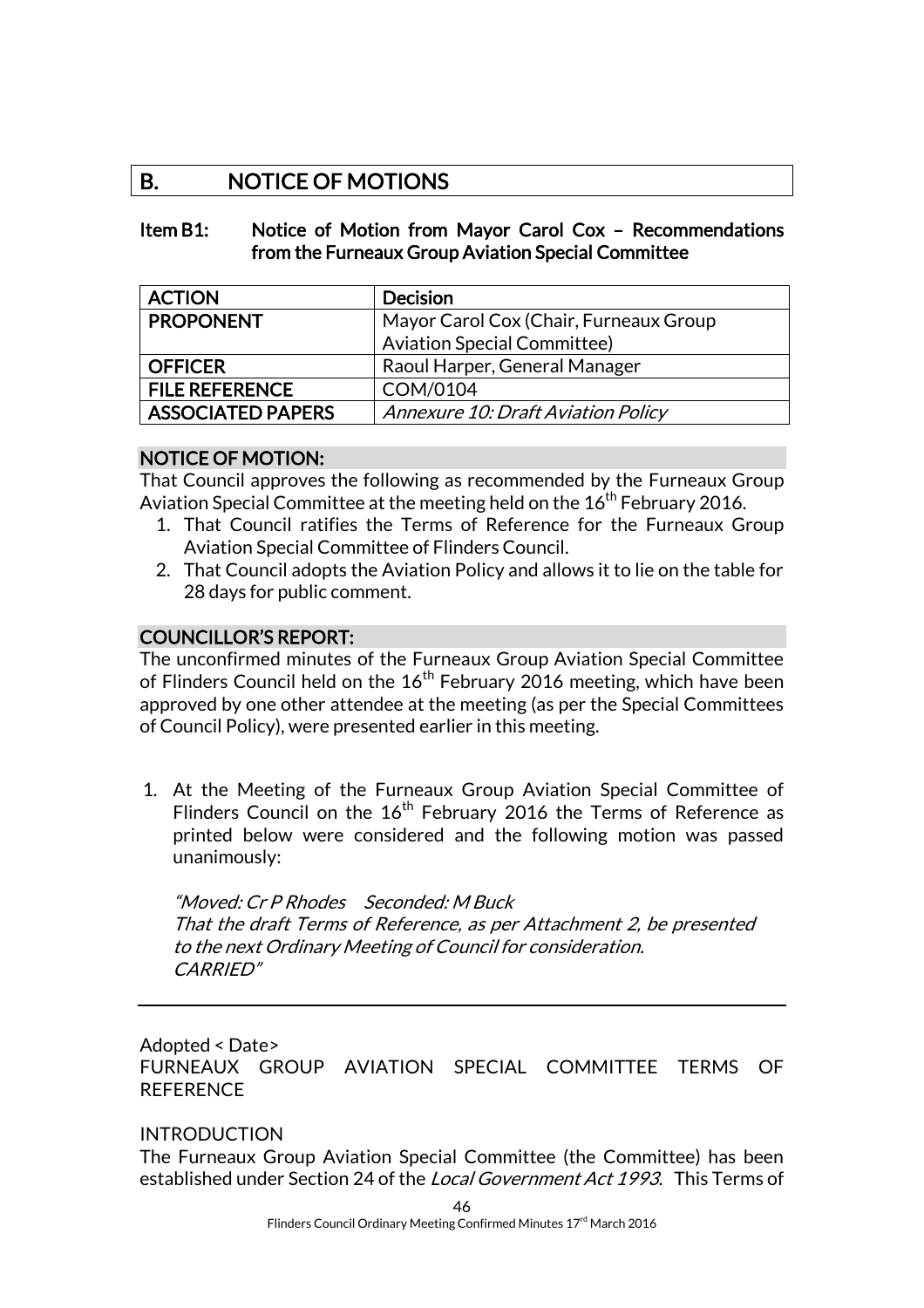## B. NOTICE OF MOTIONS

### Item B1: Notice of Motion from Mayor Carol Cox – Recommendations from the Furneaux Group Aviation Special Committee

| ACTION | Decision |
|---|---|
| PROPONENT | Mayor Carol Cox (Chair, Furneaux Group Aviation Special Committee) |
| OFFICER | Raoul Harper, General Manager |
| FILE REFERENCE | COM/0104 |
| ASSOCIATED PAPERS | *Annexure 10: Draft Aviation Policy* |

**NOTICE OF MOTION:**

That Council approves the following as recommended by the Furneaux Group Aviation Special Committee at the meeting held on the 16th February 2016.

1. That Council ratifies the Terms of Reference for the Furneaux Group Aviation Special Committee of Flinders Council.
2. That Council adopts the Aviation Policy and allows it to lie on the table for 28 days for public comment.

**COUNCILLOR'S REPORT:**

The unconfirmed minutes of the Furneaux Group Aviation Special Committee of Flinders Council held on the 16th February 2016 meeting, which have been approved by one other attendee at the meeting (as per the Special Committees of Council Policy), were presented earlier in this meeting.

1. At the Meeting of the Furneaux Group Aviation Special Committee of Flinders Council on the 16th February 2016 the Terms of Reference as printed below were considered and the following motion was passed unanimously:

   *"Moved: Cr P Rhodes    Seconded: M Buck*
   *That the draft Terms of Reference, as per Attachment 2, be presented to the next Ordinary Meeting of Council for consideration.*
   *CARRIED"*

---

Adopted < Date>

FURNEAUX GROUP AVIATION SPECIAL COMMITTEE TERMS OF REFERENCE

INTRODUCTION

The Furneaux Group Aviation Special Committee (the Committee) has been established under Section 24 of the *Local Government Act 1993*. This Terms of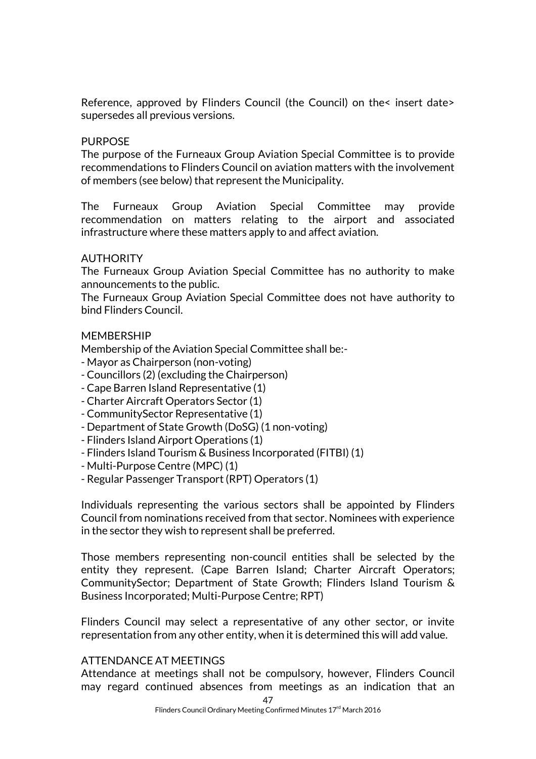Reference, approved by Flinders Council (the Council) on the< insert date> supersedes all previous versions.

PURPOSE

The purpose of the Furneaux Group Aviation Special Committee is to provide recommendations to Flinders Council on aviation matters with the involvement of members (see below) that represent the Municipality.

The Furneaux Group Aviation Special Committee may provide recommendation on matters relating to the airport and associated infrastructure where these matters apply to and affect aviation.

AUTHORITY

The Furneaux Group Aviation Special Committee has no authority to make announcements to the public.

The Furneaux Group Aviation Special Committee does not have authority to bind Flinders Council.

MEMBERSHIP

Membership of the Aviation Special Committee shall be:-

- Mayor as Chairperson (non-voting)
- Councillors (2) (excluding the Chairperson)
- Cape Barren Island Representative (1)
- Charter Aircraft Operators Sector (1)
- CommunitySector Representative (1)
- Department of State Growth (DoSG) (1 non-voting)
- Flinders Island Airport Operations (1)
- Flinders Island Tourism & Business Incorporated (FITBI) (1)
- Multi-Purpose Centre (MPC) (1)
- Regular Passenger Transport (RPT) Operators (1)

Individuals representing the various sectors shall be appointed by Flinders Council from nominations received from that sector. Nominees with experience in the sector they wish to represent shall be preferred.

Those members representing non-council entities shall be selected by the entity they represent. (Cape Barren Island; Charter Aircraft Operators; CommunitySector; Department of State Growth; Flinders Island Tourism & Business Incorporated; Multi-Purpose Centre; RPT)

Flinders Council may select a representative of any other sector, or invite representation from any other entity, when it is determined this will add value.

ATTENDANCE AT MEETINGS

Attendance at meetings shall not be compulsory, however, Flinders Council may regard continued absences from meetings as an indication that an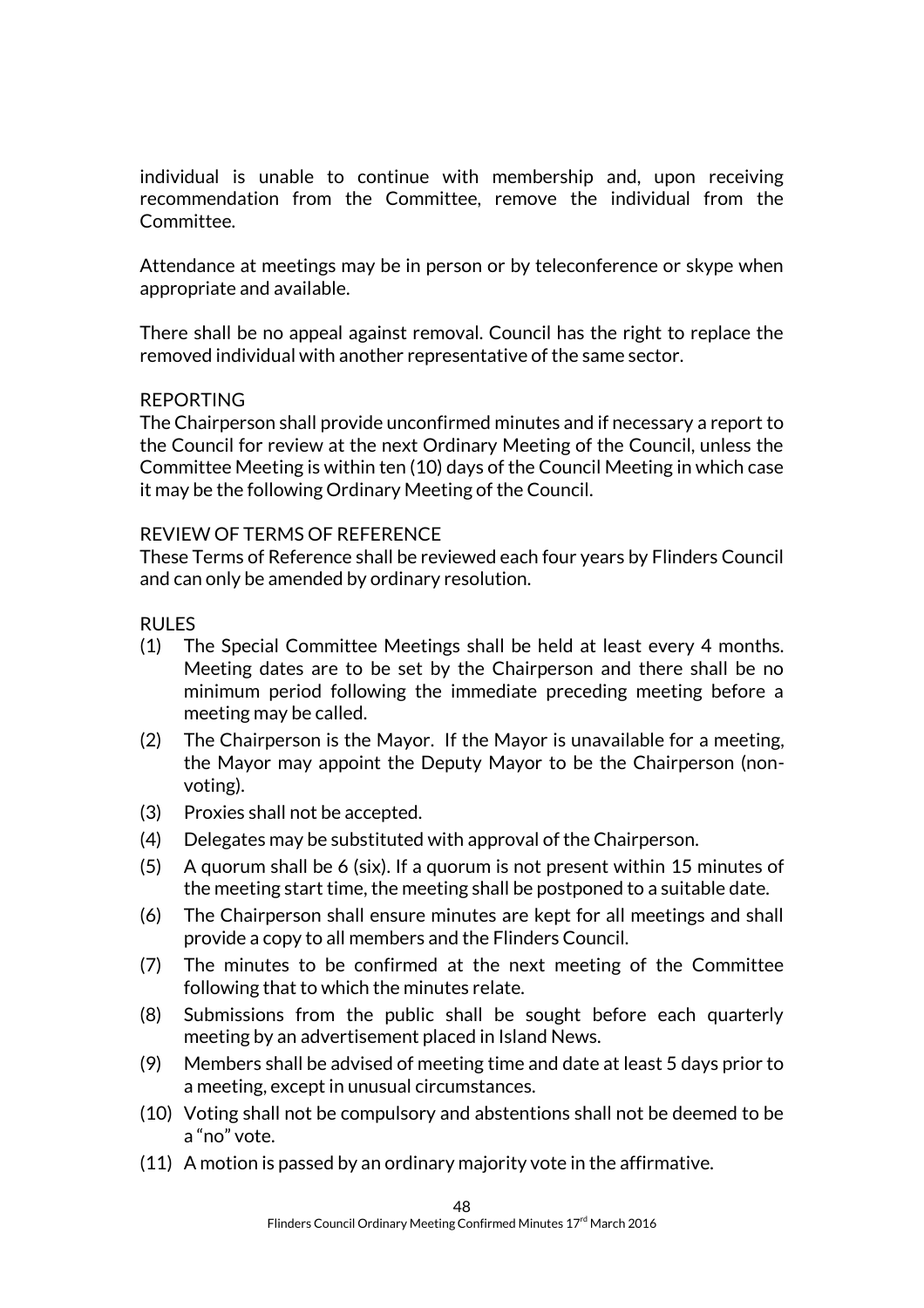individual is unable to continue with membership and, upon receiving recommendation from the Committee, remove the individual from the Committee.

Attendance at meetings may be in person or by teleconference or skype when appropriate and available.

There shall be no appeal against removal. Council has the right to replace the removed individual with another representative of the same sector.

REPORTING

The Chairperson shall provide unconfirmed minutes and if necessary a report to the Council for review at the next Ordinary Meeting of the Council, unless the Committee Meeting is within ten (10) days of the Council Meeting in which case it may be the following Ordinary Meeting of the Council.

REVIEW OF TERMS OF REFERENCE

These Terms of Reference shall be reviewed each four years by Flinders Council and can only be amended by ordinary resolution.

RULES

(1) The Special Committee Meetings shall be held at least every 4 months. Meeting dates are to be set by the Chairperson and there shall be no minimum period following the immediate preceding meeting before a meeting may be called.
(2) The Chairperson is the Mayor. If the Mayor is unavailable for a meeting, the Mayor may appoint the Deputy Mayor to be the Chairperson (non-voting).
(3) Proxies shall not be accepted.
(4) Delegates may be substituted with approval of the Chairperson.
(5) A quorum shall be 6 (six). If a quorum is not present within 15 minutes of the meeting start time, the meeting shall be postponed to a suitable date.
(6) The Chairperson shall ensure minutes are kept for all meetings and shall provide a copy to all members and the Flinders Council.
(7) The minutes to be confirmed at the next meeting of the Committee following that to which the minutes relate.
(8) Submissions from the public shall be sought before each quarterly meeting by an advertisement placed in Island News.
(9) Members shall be advised of meeting time and date at least 5 days prior to a meeting, except in unusual circumstances.
(10) Voting shall not be compulsory and abstentions shall not be deemed to be a "no" vote.
(11) A motion is passed by an ordinary majority vote in the affirmative.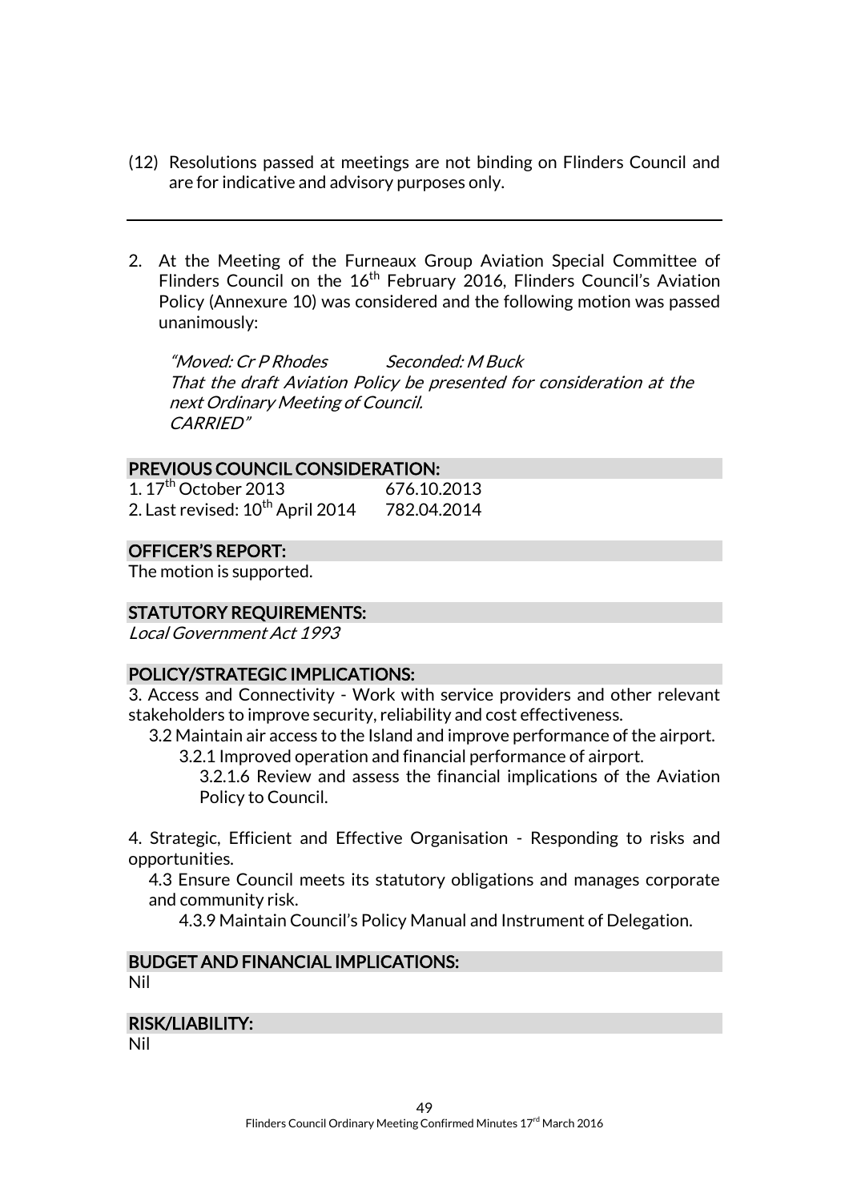(12) Resolutions passed at meetings are not binding on Flinders Council and are for indicative and advisory purposes only.

---

2. At the Meeting of the Furneaux Group Aviation Special Committee of Flinders Council on the 16th February 2016, Flinders Council's Aviation Policy (Annexure 10) was considered and the following motion was passed unanimously:

   *"Moved: Cr P Rhodes Seconded: M Buck*
   *That the draft Aviation Policy be presented for consideration at the next Ordinary Meeting of Council.*
   *CARRIED"*

**PREVIOUS COUNCIL CONSIDERATION:**

1. 17th October 2013 676.10.2013
2. Last revised: 10th April 2014 782.04.2014

**OFFICER'S REPORT:**

The motion is supported.

**STATUTORY REQUIREMENTS:**

*Local Government Act 1993*

**POLICY/STRATEGIC IMPLICATIONS:**

3. Access and Connectivity - Work with service providers and other relevant stakeholders to improve security, reliability and cost effectiveness.
   - 3.2 Maintain air access to the Island and improve performance of the airport.
     - 3.2.1 Improved operation and financial performance of airport.
       - 3.2.1.6 Review and assess the financial implications of the Aviation Policy to Council.

4. Strategic, Efficient and Effective Organisation - Responding to risks and opportunities.
   - 4.3 Ensure Council meets its statutory obligations and manages corporate and community risk.
     - 4.3.9 Maintain Council's Policy Manual and Instrument of Delegation.

**BUDGET AND FINANCIAL IMPLICATIONS:**

Nil

**RISK/LIABILITY:**

Nil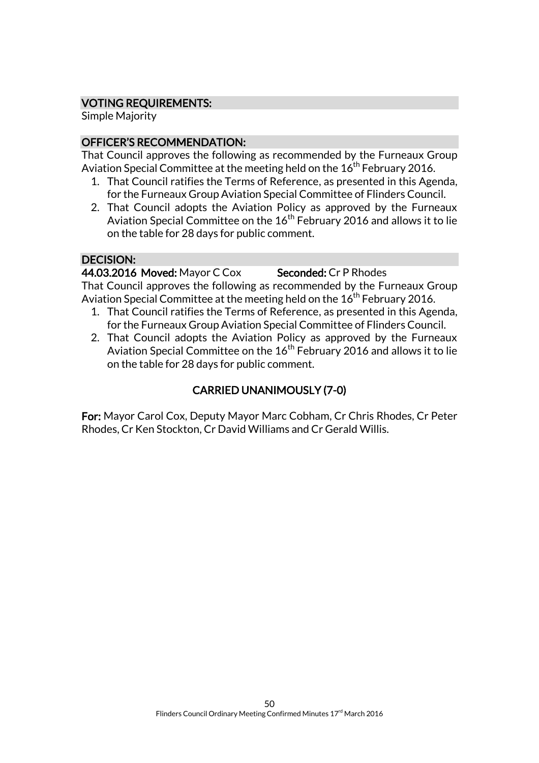### VOTING REQUIREMENTS:

Simple Majority

### OFFICER'S RECOMMENDATION:

That Council approves the following as recommended by the Furneaux Group Aviation Special Committee at the meeting held on the 16th February 2016.

1. That Council ratifies the Terms of Reference, as presented in this Agenda, for the Furneaux Group Aviation Special Committee of Flinders Council.
2. That Council adopts the Aviation Policy as approved by the Furneaux Aviation Special Committee on the 16th February 2016 and allows it to lie on the table for 28 days for public comment.

### DECISION:

**44.03.2016 Moved:** Mayor C Cox **Seconded:** Cr P Rhodes

That Council approves the following as recommended by the Furneaux Group Aviation Special Committee at the meeting held on the 16th February 2016.

1. That Council ratifies the Terms of Reference, as presented in this Agenda, for the Furneaux Group Aviation Special Committee of Flinders Council.
2. That Council adopts the Aviation Policy as approved by the Furneaux Aviation Special Committee on the 16th February 2016 and allows it to lie on the table for 28 days for public comment.

**CARRIED UNANIMOUSLY (7-0)**

**For:** Mayor Carol Cox, Deputy Mayor Marc Cobham, Cr Chris Rhodes, Cr Peter Rhodes, Cr Ken Stockton, Cr David Williams and Cr Gerald Willis.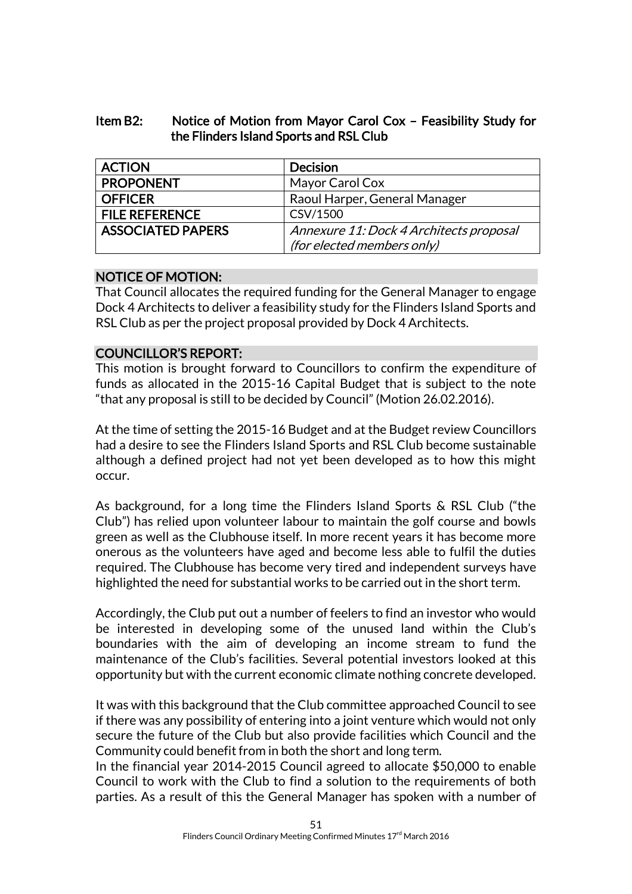## Item B2: Notice of Motion from Mayor Carol Cox – Feasibility Study for the Flinders Island Sports and RSL Club

| ACTION | Decision |
| --- | --- |
| PROPONENT | Mayor Carol Cox |
| OFFICER | Raoul Harper, General Manager |
| FILE REFERENCE | CSV/1500 |
| ASSOCIATED PAPERS | *Annexure 11: Dock 4 Architects proposal (for elected members only)* |

### NOTICE OF MOTION:

That Council allocates the required funding for the General Manager to engage Dock 4 Architects to deliver a feasibility study for the Flinders Island Sports and RSL Club as per the project proposal provided by Dock 4 Architects.

### COUNCILLOR'S REPORT:

This motion is brought forward to Councillors to confirm the expenditure of funds as allocated in the 2015-16 Capital Budget that is subject to the note "that any proposal is still to be decided by Council" (Motion 26.02.2016).

At the time of setting the 2015-16 Budget and at the Budget review Councillors had a desire to see the Flinders Island Sports and RSL Club become sustainable although a defined project had not yet been developed as to how this might occur.

As background, for a long time the Flinders Island Sports & RSL Club ("the Club") has relied upon volunteer labour to maintain the golf course and bowls green as well as the Clubhouse itself. In more recent years it has become more onerous as the volunteers have aged and become less able to fulfil the duties required. The Clubhouse has become very tired and independent surveys have highlighted the need for substantial works to be carried out in the short term.

Accordingly, the Club put out a number of feelers to find an investor who would be interested in developing some of the unused land within the Club's boundaries with the aim of developing an income stream to fund the maintenance of the Club's facilities. Several potential investors looked at this opportunity but with the current economic climate nothing concrete developed.

It was with this background that the Club committee approached Council to see if there was any possibility of entering into a joint venture which would not only secure the future of the Club but also provide facilities which Council and the Community could benefit from in both the short and long term.
In the financial year 2014-2015 Council agreed to allocate $50,000 to enable Council to work with the Club to find a solution to the requirements of both parties. As a result of this the General Manager has spoken with a number of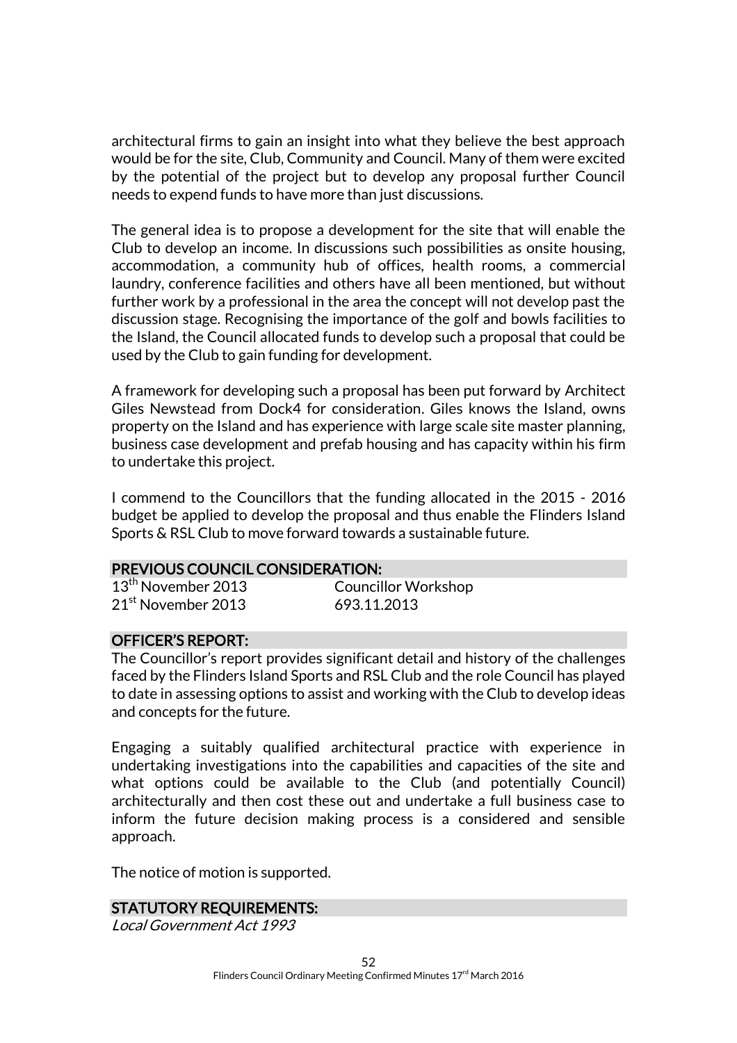architectural firms to gain an insight into what they believe the best approach would be for the site, Club, Community and Council. Many of them were excited by the potential of the project but to develop any proposal further Council needs to expend funds to have more than just discussions.

The general idea is to propose a development for the site that will enable the Club to develop an income. In discussions such possibilities as onsite housing, accommodation, a community hub of offices, health rooms, a commercial laundry, conference facilities and others have all been mentioned, but without further work by a professional in the area the concept will not develop past the discussion stage. Recognising the importance of the golf and bowls facilities to the Island, the Council allocated funds to develop such a proposal that could be used by the Club to gain funding for development.

A framework for developing such a proposal has been put forward by Architect Giles Newstead from Dock4 for consideration. Giles knows the Island, owns property on the Island and has experience with large scale site master planning, business case development and prefab housing and has capacity within his firm to undertake this project.

I commend to the Councillors that the funding allocated in the 2015 - 2016 budget be applied to develop the proposal and thus enable the Flinders Island Sports & RSL Club to move forward towards a sustainable future.

## PREVIOUS COUNCIL CONSIDERATION:

| | |
|---|---|
| 13th November 2013 | Councillor Workshop |
| 21st November 2013 | 693.11.2013 |

## OFFICER'S REPORT:

The Councillor's report provides significant detail and history of the challenges faced by the Flinders Island Sports and RSL Club and the role Council has played to date in assessing options to assist and working with the Club to develop ideas and concepts for the future.

Engaging a suitably qualified architectural practice with experience in undertaking investigations into the capabilities and capacities of the site and what options could be available to the Club (and potentially Council) architecturally and then cost these out and undertake a full business case to inform the future decision making process is a considered and sensible approach.

The notice of motion is supported.

## STATUTORY REQUIREMENTS:

*Local Government Act 1993*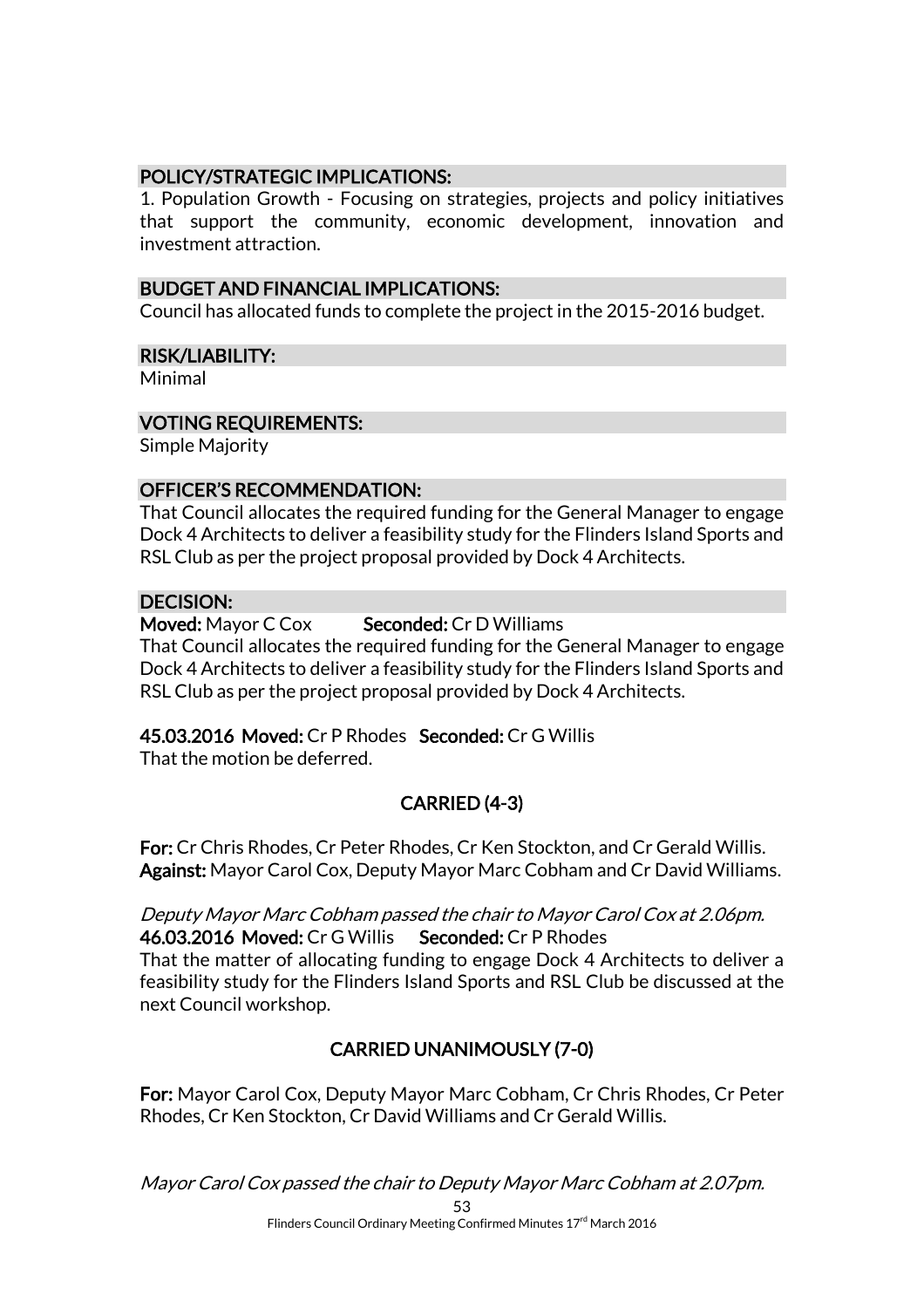### POLICY/STRATEGIC IMPLICATIONS:

1. Population Growth - Focusing on strategies, projects and policy initiatives that support the community, economic development, innovation and investment attraction.

### BUDGET AND FINANCIAL IMPLICATIONS:

Council has allocated funds to complete the project in the 2015-2016 budget.

### RISK/LIABILITY:

Minimal

### VOTING REQUIREMENTS:

Simple Majority

### OFFICER'S RECOMMENDATION:

That Council allocates the required funding for the General Manager to engage Dock 4 Architects to deliver a feasibility study for the Flinders Island Sports and RSL Club as per the project proposal provided by Dock 4 Architects.

### DECISION:

**Moved:** Mayor C Cox **Seconded:** Cr D Williams

That Council allocates the required funding for the General Manager to engage Dock 4 Architects to deliver a feasibility study for the Flinders Island Sports and RSL Club as per the project proposal provided by Dock 4 Architects.

**45.03.2016 Moved:** Cr P Rhodes **Seconded:** Cr G Willis

That the motion be deferred.

**CARRIED (4-3)**

**For:** Cr Chris Rhodes, Cr Peter Rhodes, Cr Ken Stockton, and Cr Gerald Willis.
**Against:** Mayor Carol Cox, Deputy Mayor Marc Cobham and Cr David Williams.

*Deputy Mayor Marc Cobham passed the chair to Mayor Carol Cox at 2.06pm.*

**46.03.2016 Moved:** Cr G Willis **Seconded:** Cr P Rhodes

That the matter of allocating funding to engage Dock 4 Architects to deliver a feasibility study for the Flinders Island Sports and RSL Club be discussed at the next Council workshop.

**CARRIED UNANIMOUSLY (7-0)**

**For:** Mayor Carol Cox, Deputy Mayor Marc Cobham, Cr Chris Rhodes, Cr Peter Rhodes, Cr Ken Stockton, Cr David Williams and Cr Gerald Willis.

*Mayor Carol Cox passed the chair to Deputy Mayor Marc Cobham at 2.07pm.*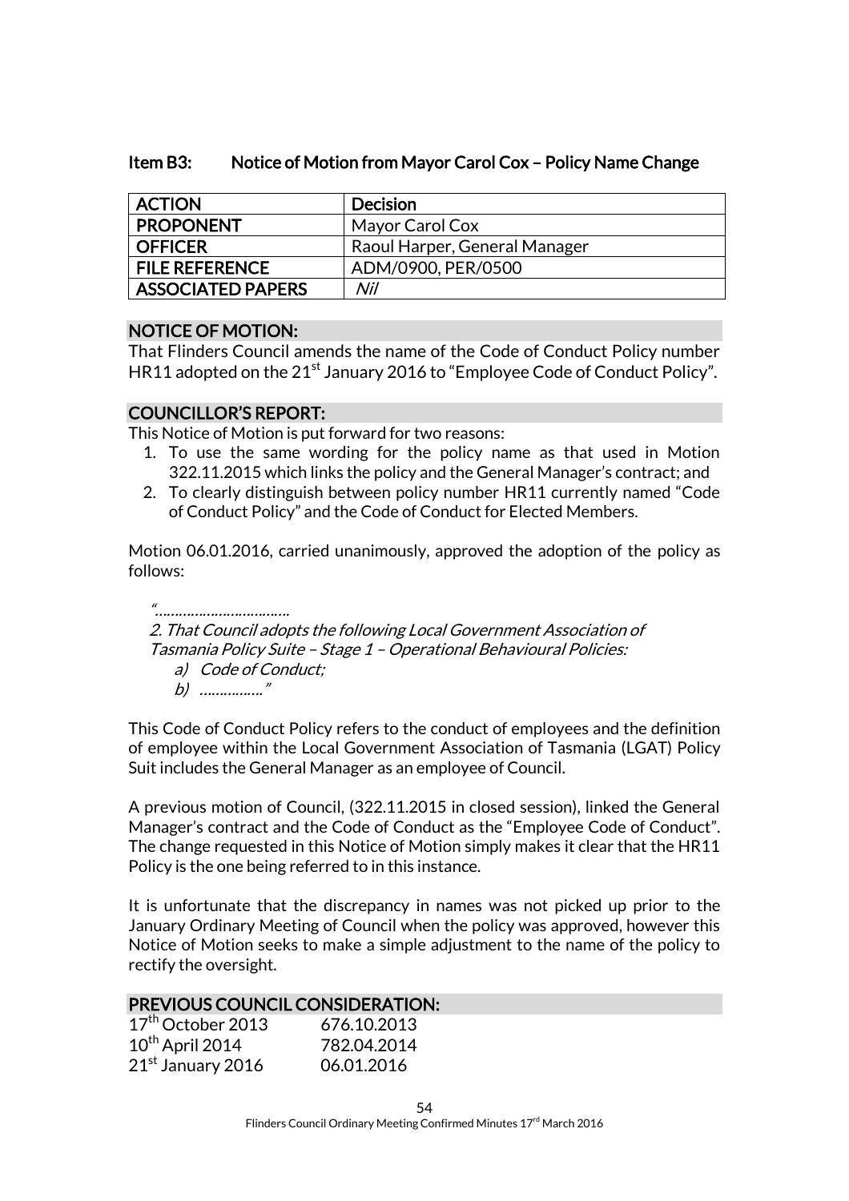### Item B3: Notice of Motion from Mayor Carol Cox – Policy Name Change

| ACTION | Decision |
|---|---|
| PROPONENT | Mayor Carol Cox |
| OFFICER | Raoul Harper, General Manager |
| FILE REFERENCE | ADM/0900, PER/0500 |
| ASSOCIATED PAPERS | *Nil* |

#### NOTICE OF MOTION:

That Flinders Council amends the name of the Code of Conduct Policy number HR11 adopted on the 21st January 2016 to "Employee Code of Conduct Policy".

#### COUNCILLOR'S REPORT:

This Notice of Motion is put forward for two reasons:

1. To use the same wording for the policy name as that used in Motion 322.11.2015 which links the policy and the General Manager's contract; and
2. To clearly distinguish between policy number HR11 currently named "Code of Conduct Policy" and the Code of Conduct for Elected Members.

Motion 06.01.2016, carried unanimously, approved the adoption of the policy as follows:

> *"..............................*
>
> *2. That Council adopts the following Local Government Association of Tasmania Policy Suite – Stage 1 – Operational Behavioural Policies:*
>
> *a) Code of Conduct;*
>
> *b) ..............."*

This Code of Conduct Policy refers to the conduct of employees and the definition of employee within the Local Government Association of Tasmania (LGAT) Policy Suit includes the General Manager as an employee of Council.

A previous motion of Council, (322.11.2015 in closed session), linked the General Manager's contract and the Code of Conduct as the "Employee Code of Conduct". The change requested in this Notice of Motion simply makes it clear that the HR11 Policy is the one being referred to in this instance.

It is unfortunate that the discrepancy in names was not picked up prior to the January Ordinary Meeting of Council when the policy was approved, however this Notice of Motion seeks to make a simple adjustment to the name of the policy to rectify the oversight.

#### PREVIOUS COUNCIL CONSIDERATION:

| | |
|---|---|
| 17th October 2013 | 676.10.2013 |
| 10th April 2014 | 782.04.2014 |
| 21st January 2016 | 06.01.2016 |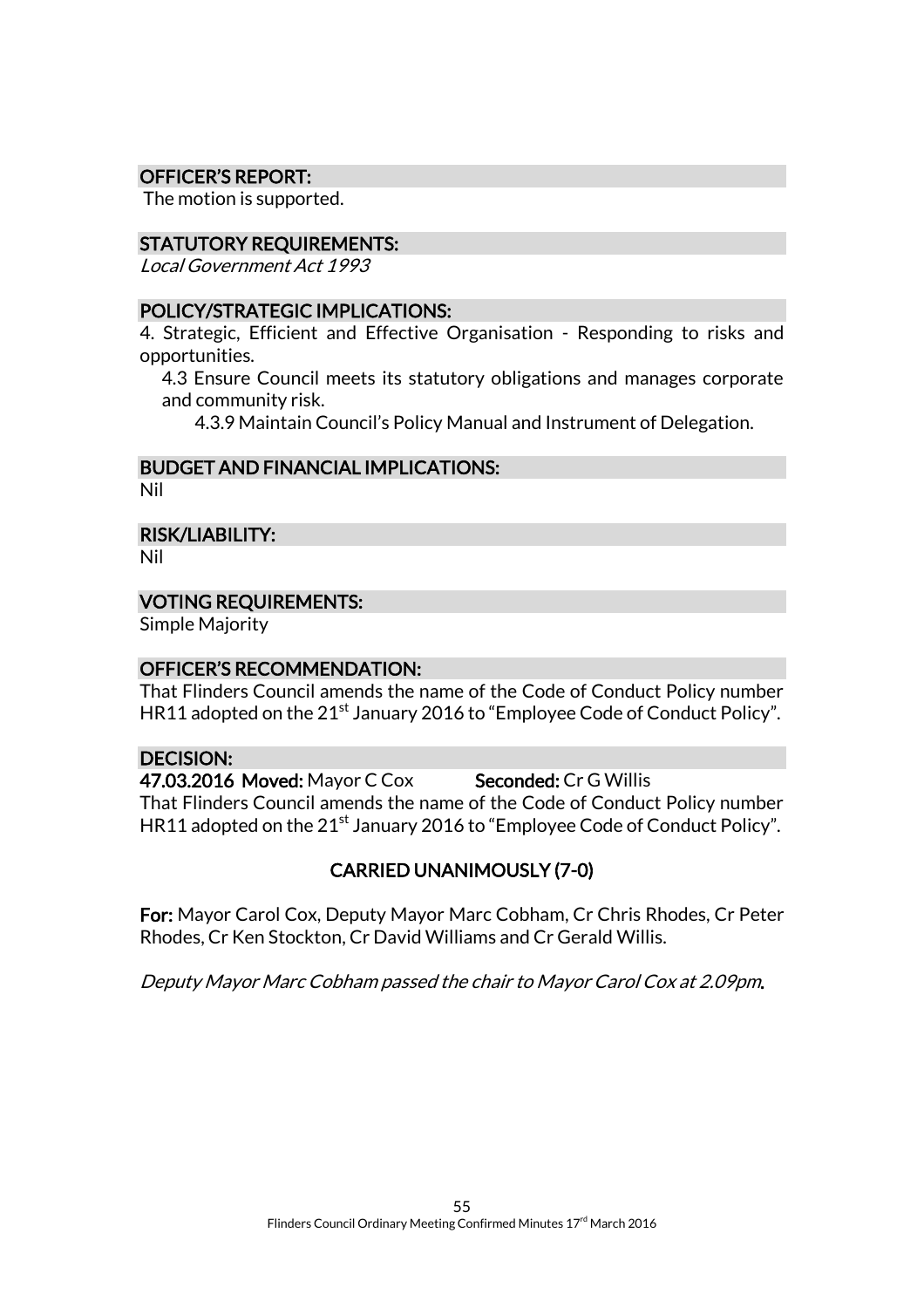## OFFICER'S REPORT:

The motion is supported.

## STATUTORY REQUIREMENTS:

*Local Government Act 1993*

## POLICY/STRATEGIC IMPLICATIONS:

4. Strategic, Efficient and Effective Organisation - Responding to risks and opportunities.

   4.3 Ensure Council meets its statutory obligations and manages corporate and community risk.

      4.3.9 Maintain Council's Policy Manual and Instrument of Delegation.

## BUDGET AND FINANCIAL IMPLICATIONS:

Nil

## RISK/LIABILITY:

Nil

## VOTING REQUIREMENTS:

Simple Majority

## OFFICER'S RECOMMENDATION:

That Flinders Council amends the name of the Code of Conduct Policy number HR11 adopted on the 21st January 2016 to "Employee Code of Conduct Policy".

## DECISION:

**47.03.2016 Moved:** Mayor C Cox **Seconded:** Cr G Willis

That Flinders Council amends the name of the Code of Conduct Policy number HR11 adopted on the 21st January 2016 to "Employee Code of Conduct Policy".

**CARRIED UNANIMOUSLY (7-0)**

**For:** Mayor Carol Cox, Deputy Mayor Marc Cobham, Cr Chris Rhodes, Cr Peter Rhodes, Cr Ken Stockton, Cr David Williams and Cr Gerald Willis.

*Deputy Mayor Marc Cobham passed the chair to Mayor Carol Cox at 2.09pm.*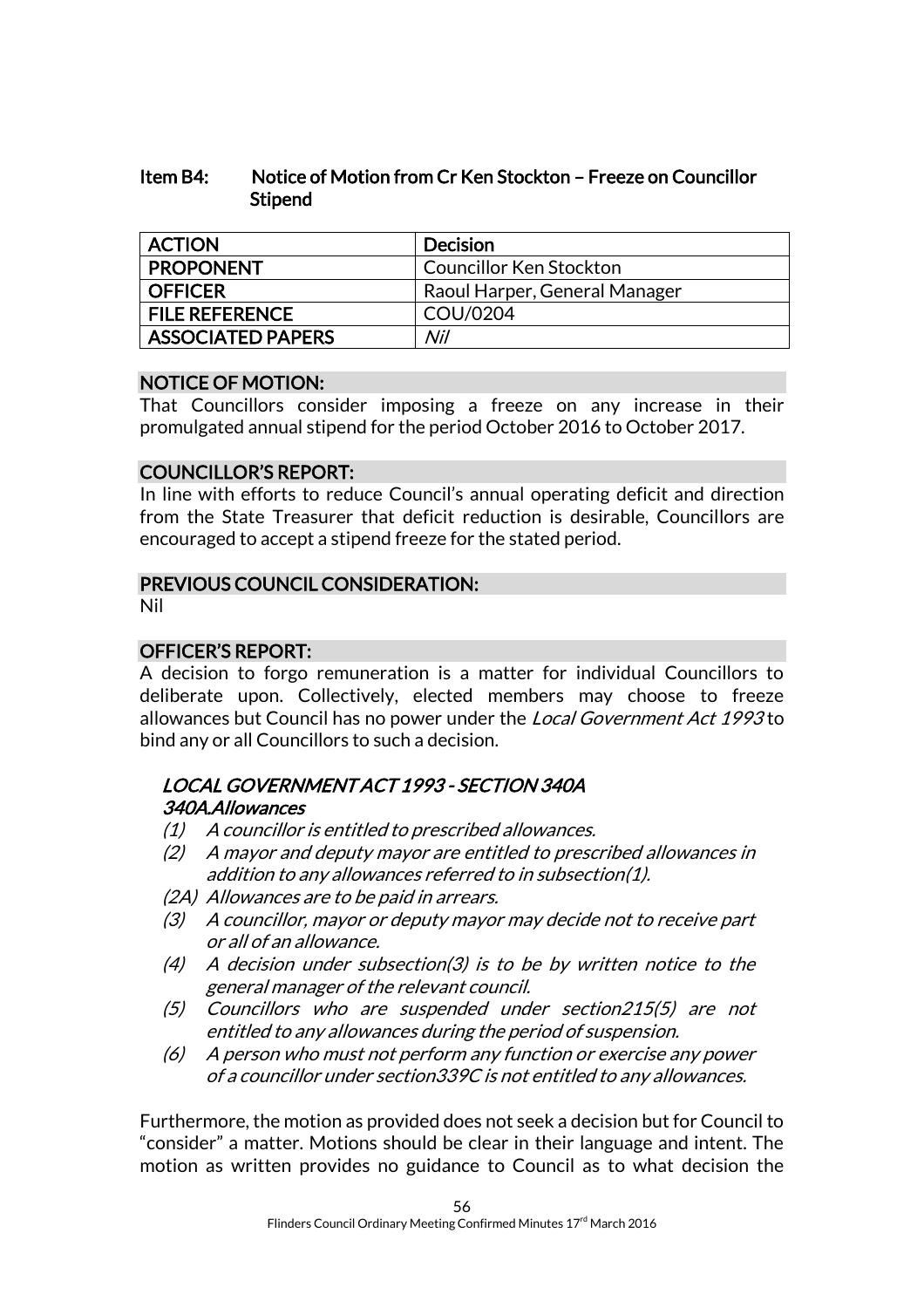## Item B4: Notice of Motion from Cr Ken Stockton – Freeze on Councillor Stipend

| ACTION | Decision |
|---|---|
| PROPONENT | Councillor Ken Stockton |
| OFFICER | Raoul Harper, General Manager |
| FILE REFERENCE | COU/0204 |
| ASSOCIATED PAPERS | *Nil* |

### NOTICE OF MOTION:

That Councillors consider imposing a freeze on any increase in their promulgated annual stipend for the period October 2016 to October 2017.

### COUNCILLOR'S REPORT:

In line with efforts to reduce Council's annual operating deficit and direction from the State Treasurer that deficit reduction is desirable, Councillors are encouraged to accept a stipend freeze for the stated period.

### PREVIOUS COUNCIL CONSIDERATION:

Nil

### OFFICER'S REPORT:

A decision to forgo remuneration is a matter for individual Councillors to deliberate upon. Collectively, elected members may choose to freeze allowances but Council has no power under the *Local Government Act 1993* to bind any or all Councillors to such a decision.

#### *LOCAL GOVERNMENT ACT 1993 - SECTION 340A*
#### *340A.Allowances*

*(1) A councillor is entitled to prescribed allowances.*
*(2) A mayor and deputy mayor are entitled to prescribed allowances in addition to any allowances referred to in subsection(1).*
*(2A) Allowances are to be paid in arrears.*
*(3) A councillor, mayor or deputy mayor may decide not to receive part or all of an allowance.*
*(4) A decision under subsection(3) is to be by written notice to the general manager of the relevant council.*
*(5) Councillors who are suspended under section215(5) are not entitled to any allowances during the period of suspension.*
*(6) A person who must not perform any function or exercise any power of a councillor under section339C is not entitled to any allowances.*

Furthermore, the motion as provided does not seek a decision but for Council to "consider" a matter. Motions should be clear in their language and intent. The motion as written provides no guidance to Council as to what decision the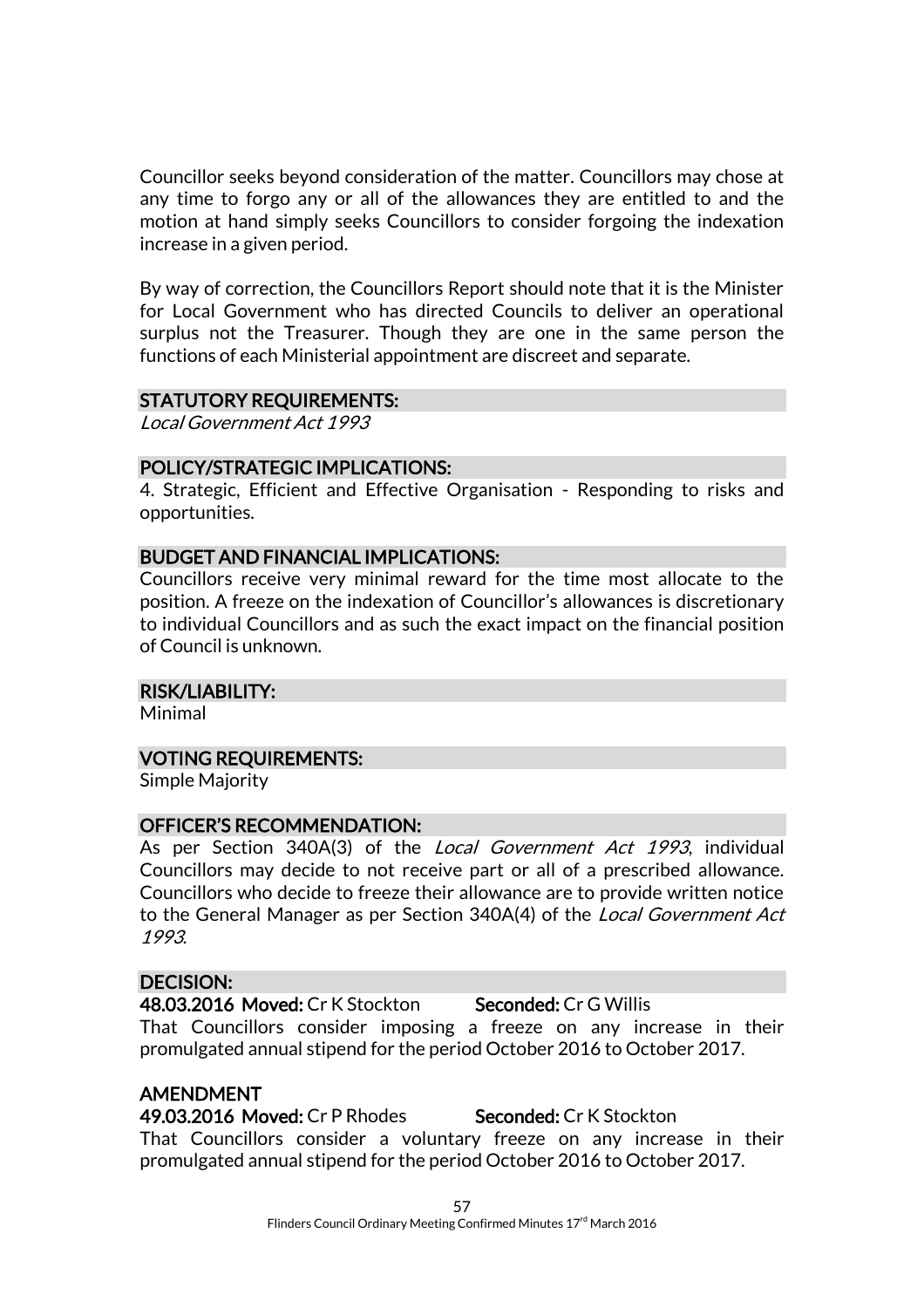Councillor seeks beyond consideration of the matter. Councillors may chose at any time to forgo any or all of the allowances they are entitled to and the motion at hand simply seeks Councillors to consider forgoing the indexation increase in a given period.

By way of correction, the Councillors Report should note that it is the Minister for Local Government who has directed Councils to deliver an operational surplus not the Treasurer. Though they are one in the same person the functions of each Ministerial appointment are discreet and separate.

## STATUTORY REQUIREMENTS:

*Local Government Act 1993*

## POLICY/STRATEGIC IMPLICATIONS:

4. Strategic, Efficient and Effective Organisation - Responding to risks and opportunities.

## BUDGET AND FINANCIAL IMPLICATIONS:

Councillors receive very minimal reward for the time most allocate to the position. A freeze on the indexation of Councillor's allowances is discretionary to individual Councillors and as such the exact impact on the financial position of Council is unknown.

## RISK/LIABILITY:

Minimal

## VOTING REQUIREMENTS:

Simple Majority

## OFFICER'S RECOMMENDATION:

As per Section 340A(3) of the *Local Government Act 1993*, individual Councillors may decide to not receive part or all of a prescribed allowance. Councillors who decide to freeze their allowance are to provide written notice to the General Manager as per Section 340A(4) of the *Local Government Act 1993*.

## DECISION:

**48.03.2016 Moved:** Cr K Stockton **Seconded:** Cr G Willis

That Councillors consider imposing a freeze on any increase in their promulgated annual stipend for the period October 2016 to October 2017.

## AMENDMENT

**49.03.2016 Moved:** Cr P Rhodes **Seconded:** Cr K Stockton

That Councillors consider a voluntary freeze on any increase in their promulgated annual stipend for the period October 2016 to October 2017.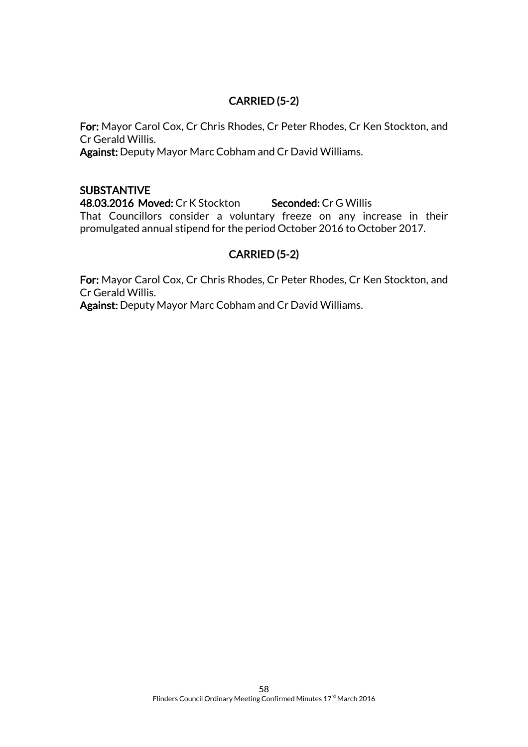**CARRIED (5-2)**

**For:** Mayor Carol Cox, Cr Chris Rhodes, Cr Peter Rhodes, Cr Ken Stockton, and Cr Gerald Willis.
**Against:** Deputy Mayor Marc Cobham and Cr David Williams.

**SUBSTANTIVE**
**48.03.2016 Moved:** Cr K Stockton **Seconded:** Cr G Willis
That Councillors consider a voluntary freeze on any increase in their promulgated annual stipend for the period October 2016 to October 2017.

**CARRIED (5-2)**

**For:** Mayor Carol Cox, Cr Chris Rhodes, Cr Peter Rhodes, Cr Ken Stockton, and Cr Gerald Willis.
**Against:** Deputy Mayor Marc Cobham and Cr David Williams.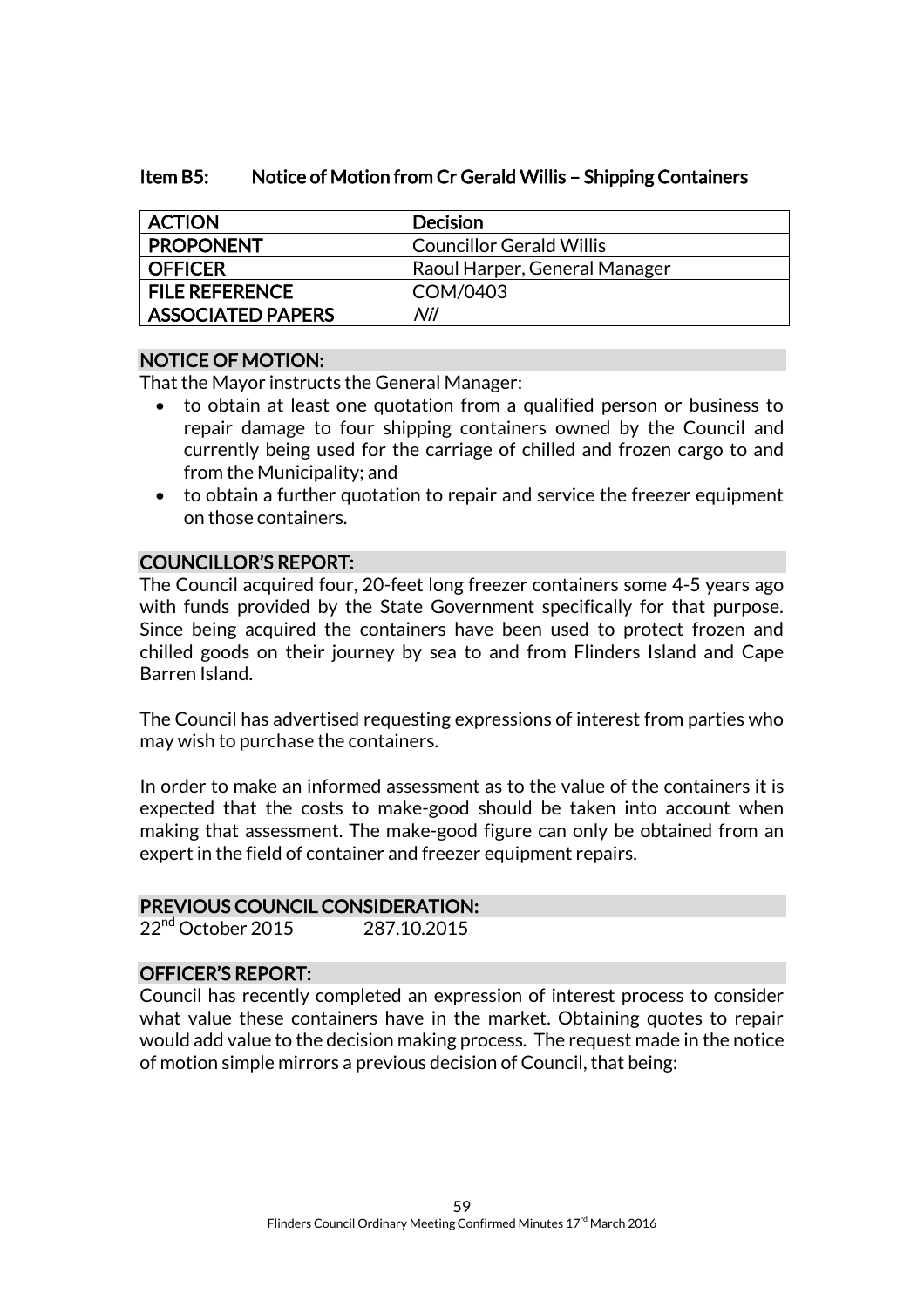### Item B5: Notice of Motion from Cr Gerald Willis – Shipping Containers

| ACTION | Decision |
|---|---|
| PROPONENT | Councillor Gerald Willis |
| OFFICER | Raoul Harper, General Manager |
| FILE REFERENCE | COM/0403 |
| ASSOCIATED PAPERS | *Nil* |

**NOTICE OF MOTION:**

That the Mayor instructs the General Manager:

- to obtain at least one quotation from a qualified person or business to repair damage to four shipping containers owned by the Council and currently being used for the carriage of chilled and frozen cargo to and from the Municipality; and
- to obtain a further quotation to repair and service the freezer equipment on those containers.

**COUNCILLOR'S REPORT:**

The Council acquired four, 20-feet long freezer containers some 4-5 years ago with funds provided by the State Government specifically for that purpose. Since being acquired the containers have been used to protect frozen and chilled goods on their journey by sea to and from Flinders Island and Cape Barren Island.

The Council has advertised requesting expressions of interest from parties who may wish to purchase the containers.

In order to make an informed assessment as to the value of the containers it is expected that the costs to make-good should be taken into account when making that assessment. The make-good figure can only be obtained from an expert in the field of container and freezer equipment repairs.

**PREVIOUS COUNCIL CONSIDERATION:**

22nd October 2015 287.10.2015

**OFFICER'S REPORT:**

Council has recently completed an expression of interest process to consider what value these containers have in the market. Obtaining quotes to repair would add value to the decision making process. The request made in the notice of motion simple mirrors a previous decision of Council, that being: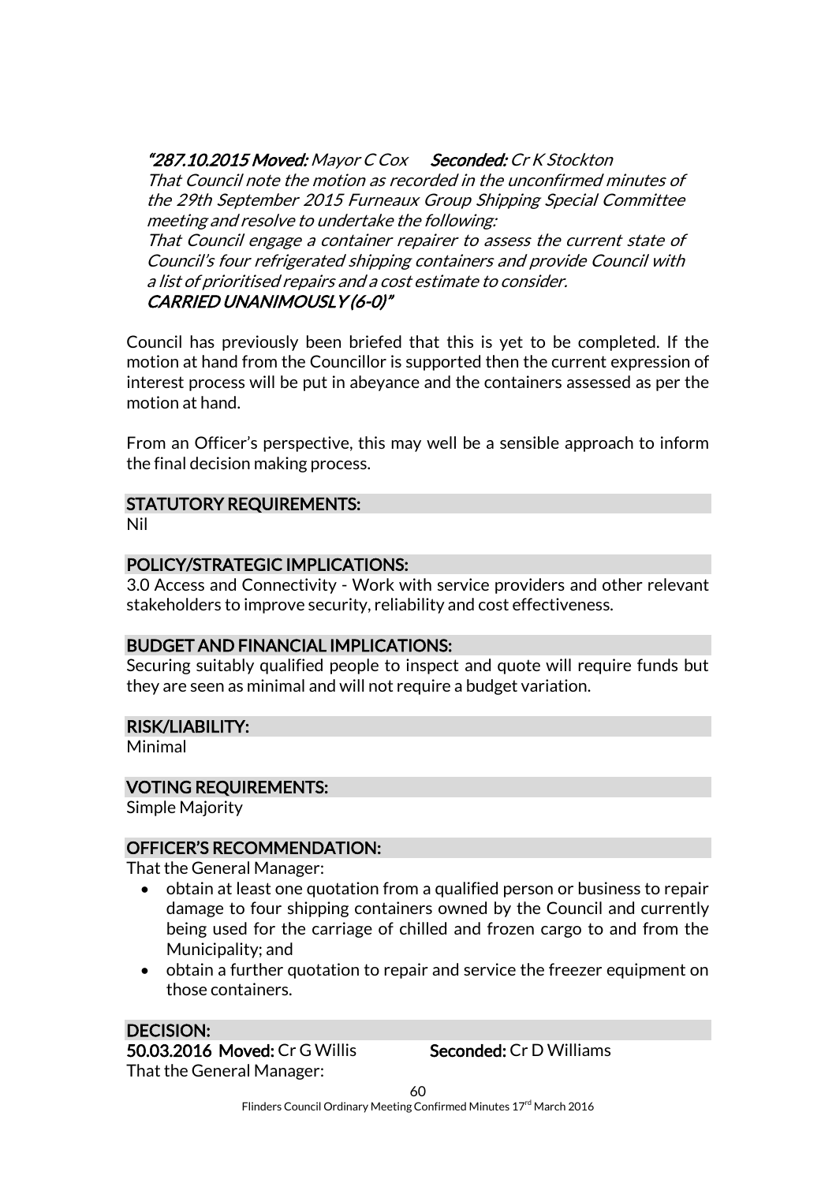*"287.10.2015 **Moved:** Mayor C Cox **Seconded:** Cr K Stockton*
*That Council note the motion as recorded in the unconfirmed minutes of the 29th September 2015 Furneaux Group Shipping Special Committee meeting and resolve to undertake the following:*
*That Council engage a container repairer to assess the current state of Council's four refrigerated shipping containers and provide Council with a list of prioritised repairs and a cost estimate to consider.*
*CARRIED UNANIMOUSLY (6-0)"*

Council has previously been briefed that this is yet to be completed. If the motion at hand from the Councillor is supported then the current expression of interest process will be put in abeyance and the containers assessed as per the motion at hand.

From an Officer's perspective, this may well be a sensible approach to inform the final decision making process.

## STATUTORY REQUIREMENTS:

Nil

## POLICY/STRATEGIC IMPLICATIONS:

3.0 Access and Connectivity - Work with service providers and other relevant stakeholders to improve security, reliability and cost effectiveness.

## BUDGET AND FINANCIAL IMPLICATIONS:

Securing suitably qualified people to inspect and quote will require funds but they are seen as minimal and will not require a budget variation.

## RISK/LIABILITY:

Minimal

## VOTING REQUIREMENTS:

Simple Majority

## OFFICER'S RECOMMENDATION:

That the General Manager:

- obtain at least one quotation from a qualified person or business to repair damage to four shipping containers owned by the Council and currently being used for the carriage of chilled and frozen cargo to and from the Municipality; and
- obtain a further quotation to repair and service the freezer equipment on those containers.

## DECISION:

**50.03.2016 Moved:** Cr G Willis **Seconded:** Cr D Williams

That the General Manager: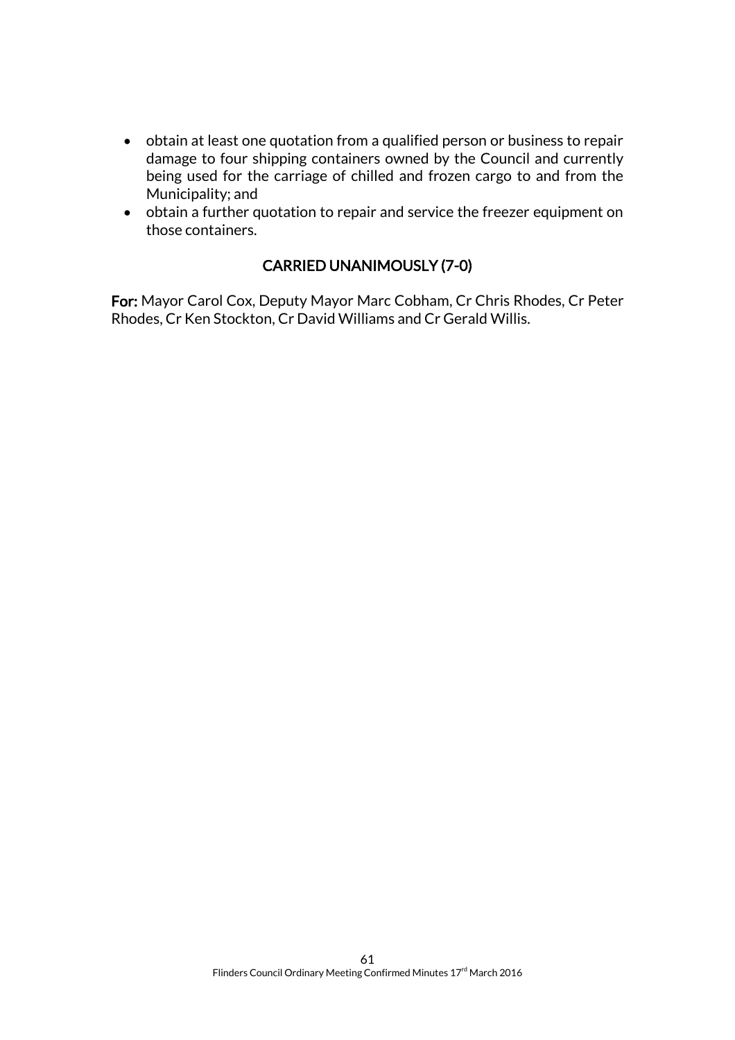- obtain at least one quotation from a qualified person or business to repair damage to four shipping containers owned by the Council and currently being used for the carriage of chilled and frozen cargo to and from the Municipality; and
- obtain a further quotation to repair and service the freezer equipment on those containers.

**CARRIED UNANIMOUSLY (7-0)**

**For:** Mayor Carol Cox, Deputy Mayor Marc Cobham, Cr Chris Rhodes, Cr Peter Rhodes, Cr Ken Stockton, Cr David Williams and Cr Gerald Willis.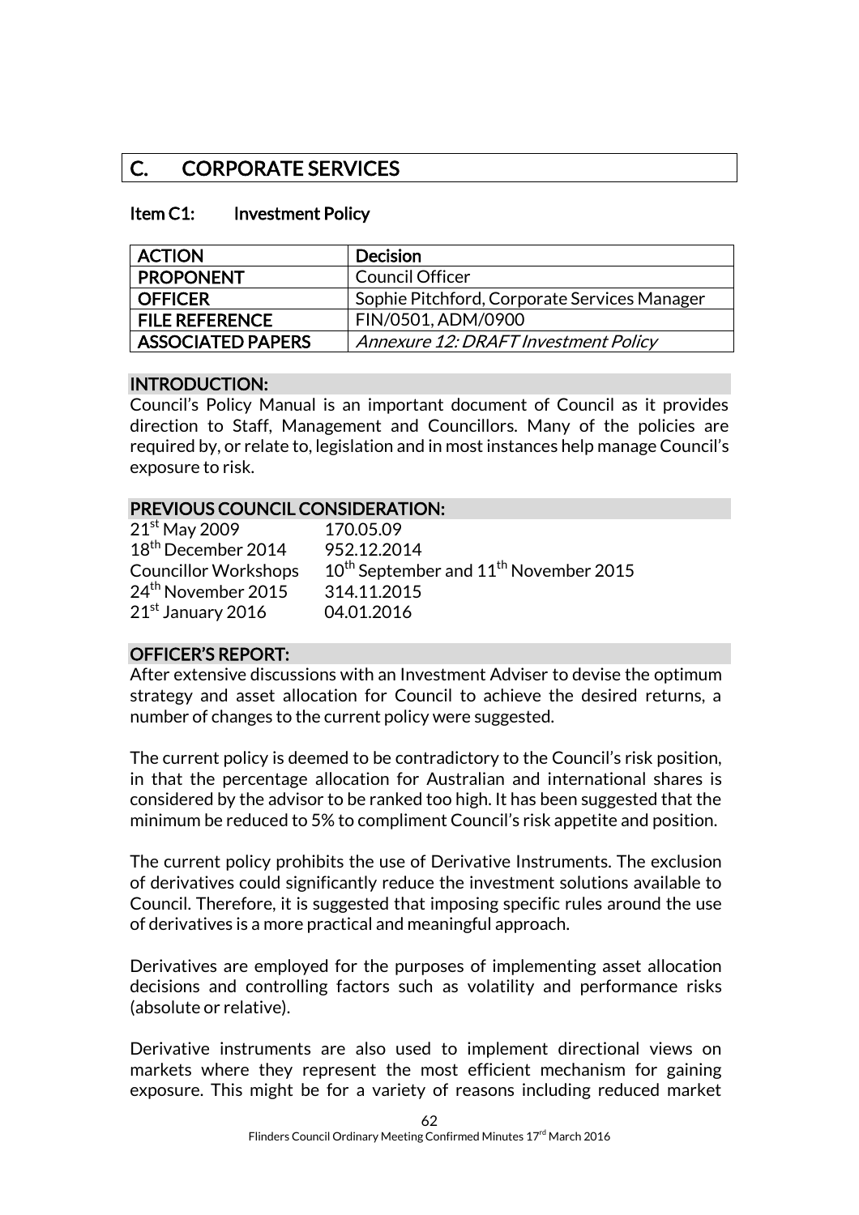## C. CORPORATE SERVICES

### Item C1: Investment Policy

| ACTION | Decision |
|---|---|
| PROPONENT | Council Officer |
| OFFICER | Sophie Pitchford, Corporate Services Manager |
| FILE REFERENCE | FIN/0501, ADM/0900 |
| ASSOCIATED PAPERS | *Annexure 12: DRAFT Investment Policy* |

**INTRODUCTION:**

Council's Policy Manual is an important document of Council as it provides direction to Staff, Management and Councillors. Many of the policies are required by, or relate to, legislation and in most instances help manage Council's exposure to risk.

**PREVIOUS COUNCIL CONSIDERATION:**

| | |
|---|---|
| 21st May 2009 | 170.05.09 |
| 18th December 2014 | 952.12.2014 |
| Councillor Workshops | 10th September and 11th November 2015 |
| 24th November 2015 | 314.11.2015 |
| 21st January 2016 | 04.01.2016 |

**OFFICER'S REPORT:**

After extensive discussions with an Investment Adviser to devise the optimum strategy and asset allocation for Council to achieve the desired returns, a number of changes to the current policy were suggested.

The current policy is deemed to be contradictory to the Council's risk position, in that the percentage allocation for Australian and international shares is considered by the advisor to be ranked too high. It has been suggested that the minimum be reduced to 5% to compliment Council's risk appetite and position.

The current policy prohibits the use of Derivative Instruments. The exclusion of derivatives could significantly reduce the investment solutions available to Council. Therefore, it is suggested that imposing specific rules around the use of derivatives is a more practical and meaningful approach.

Derivatives are employed for the purposes of implementing asset allocation decisions and controlling factors such as volatility and performance risks (absolute or relative).

Derivative instruments are also used to implement directional views on markets where they represent the most efficient mechanism for gaining exposure. This might be for a variety of reasons including reduced market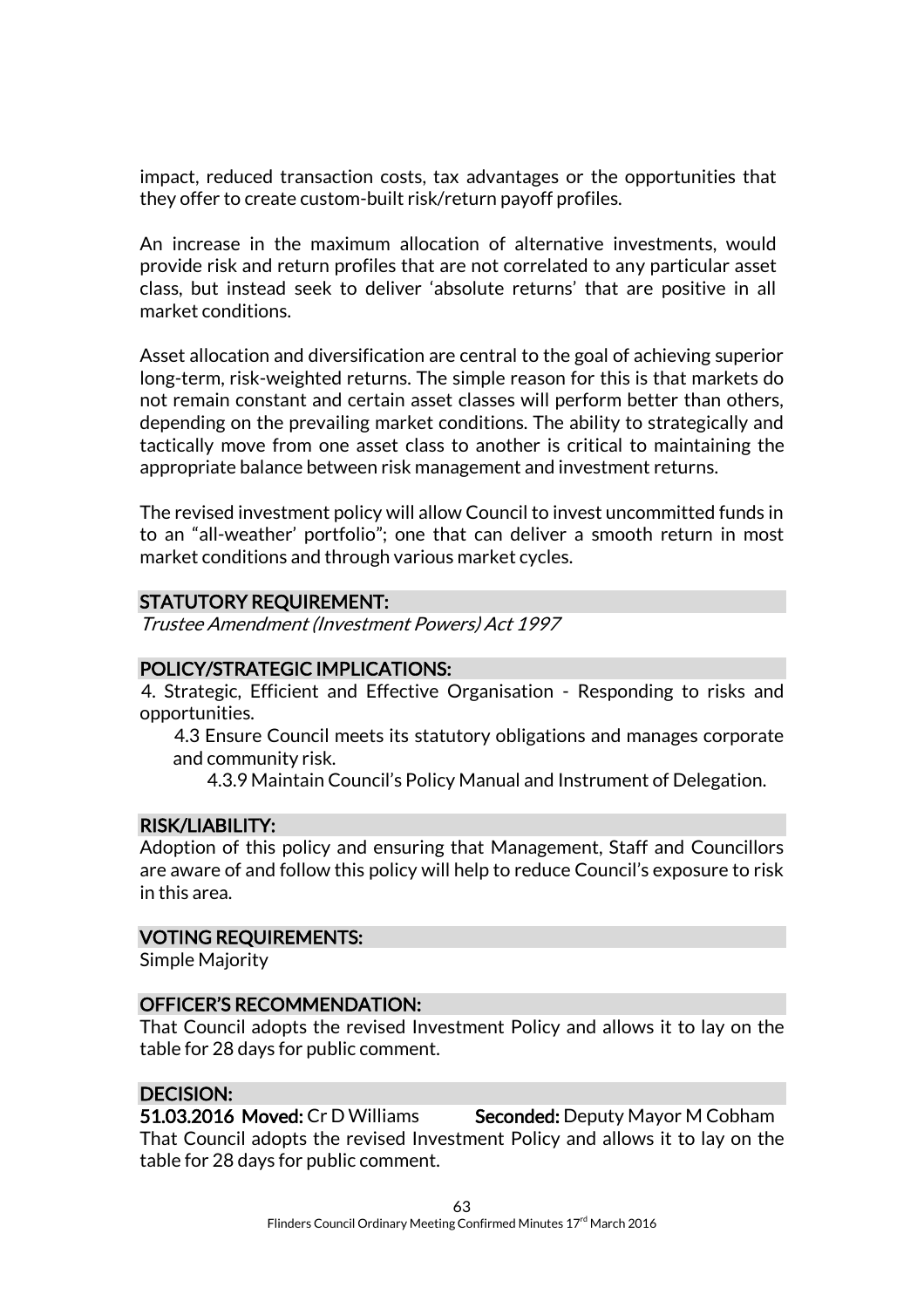impact, reduced transaction costs, tax advantages or the opportunities that they offer to create custom-built risk/return payoff profiles.

An increase in the maximum allocation of alternative investments, would provide risk and return profiles that are not correlated to any particular asset class, but instead seek to deliver 'absolute returns' that are positive in all market conditions.

Asset allocation and diversification are central to the goal of achieving superior long-term, risk-weighted returns. The simple reason for this is that markets do not remain constant and certain asset classes will perform better than others, depending on the prevailing market conditions. The ability to strategically and tactically move from one asset class to another is critical to maintaining the appropriate balance between risk management and investment returns.

The revised investment policy will allow Council to invest uncommitted funds in to an "all-weather' portfolio"; one that can deliver a smooth return in most market conditions and through various market cycles.

## STATUTORY REQUIREMENT:

*Trustee Amendment (Investment Powers) Act 1997*

## POLICY/STRATEGIC IMPLICATIONS:

4. Strategic, Efficient and Effective Organisation - Responding to risks and opportunities.

   4.3 Ensure Council meets its statutory obligations and manages corporate and community risk.

      4.3.9 Maintain Council's Policy Manual and Instrument of Delegation.

## RISK/LIABILITY:

Adoption of this policy and ensuring that Management, Staff and Councillors are aware of and follow this policy will help to reduce Council's exposure to risk in this area.

## VOTING REQUIREMENTS:

Simple Majority

## OFFICER'S RECOMMENDATION:

That Council adopts the revised Investment Policy and allows it to lay on the table for 28 days for public comment.

## DECISION:

**51.03.2016 Moved:** Cr D Williams **Seconded:** Deputy Mayor M Cobham

That Council adopts the revised Investment Policy and allows it to lay on the table for 28 days for public comment.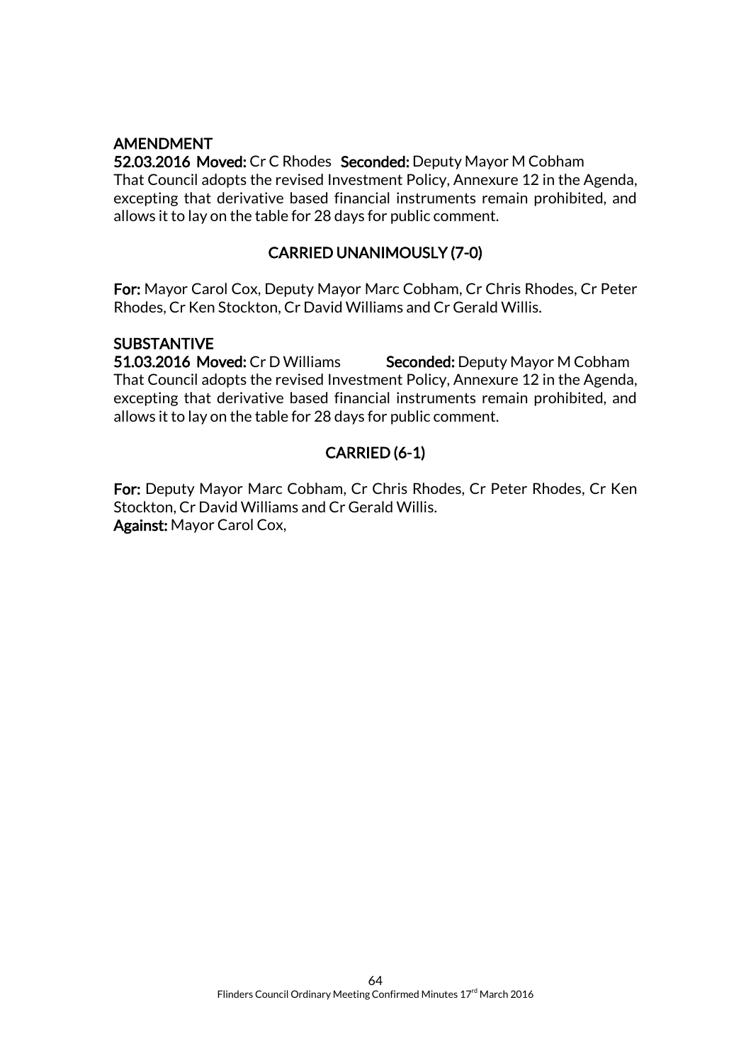**AMENDMENT**

**52.03.2016 Moved:** Cr C Rhodes **Seconded:** Deputy Mayor M Cobham

That Council adopts the revised Investment Policy, Annexure 12 in the Agenda, excepting that derivative based financial instruments remain prohibited, and allows it to lay on the table for 28 days for public comment.

**CARRIED UNANIMOUSLY (7-0)**

**For:** Mayor Carol Cox, Deputy Mayor Marc Cobham, Cr Chris Rhodes, Cr Peter Rhodes, Cr Ken Stockton, Cr David Williams and Cr Gerald Willis.

**SUBSTANTIVE**

**51.03.2016 Moved:** Cr D Williams **Seconded:** Deputy Mayor M Cobham

That Council adopts the revised Investment Policy, Annexure 12 in the Agenda, excepting that derivative based financial instruments remain prohibited, and allows it to lay on the table for 28 days for public comment.

**CARRIED (6-1)**

**For:** Deputy Mayor Marc Cobham, Cr Chris Rhodes, Cr Peter Rhodes, Cr Ken Stockton, Cr David Williams and Cr Gerald Willis.

**Against:** Mayor Carol Cox,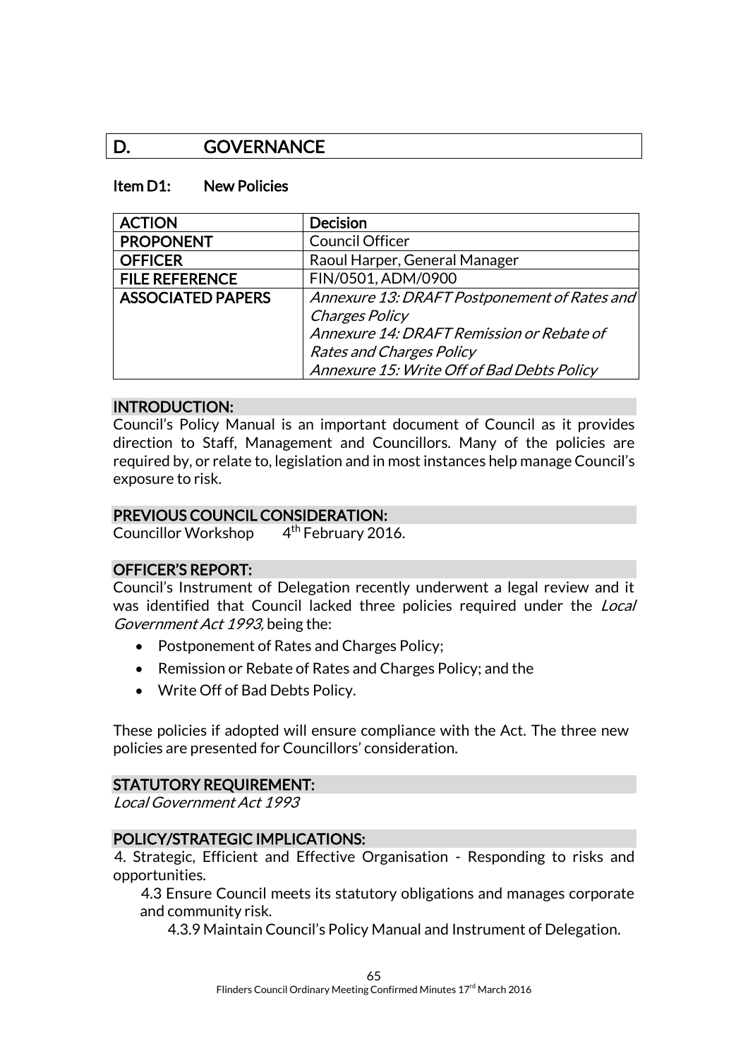# D. GOVERNANCE

## Item D1: New Policies

| ACTION | Decision |
|---|---|
| PROPONENT | Council Officer |
| OFFICER | Raoul Harper, General Manager |
| FILE REFERENCE | FIN/0501, ADM/0900 |
| ASSOCIATED PAPERS | *Annexure 13: DRAFT Postponement of Rates and Charges Policy*<br>*Annexure 14: DRAFT Remission or Rebate of Rates and Charges Policy*<br>*Annexure 15: Write Off of Bad Debts Policy* |

### INTRODUCTION:

Council's Policy Manual is an important document of Council as it provides direction to Staff, Management and Councillors. Many of the policies are required by, or relate to, legislation and in most instances help manage Council's exposure to risk.

### PREVIOUS COUNCIL CONSIDERATION:

Councillor Workshop 4th February 2016.

### OFFICER'S REPORT:

Council's Instrument of Delegation recently underwent a legal review and it was identified that Council lacked three policies required under the *Local Government Act 1993,* being the:

- Postponement of Rates and Charges Policy;
- Remission or Rebate of Rates and Charges Policy; and the
- Write Off of Bad Debts Policy.

These policies if adopted will ensure compliance with the Act. The three new policies are presented for Councillors' consideration.

### STATUTORY REQUIREMENT:

*Local Government Act 1993*

### POLICY/STRATEGIC IMPLICATIONS:

4. Strategic, Efficient and Effective Organisation - Responding to risks and opportunities.

4.3 Ensure Council meets its statutory obligations and manages corporate and community risk.

4.3.9 Maintain Council's Policy Manual and Instrument of Delegation.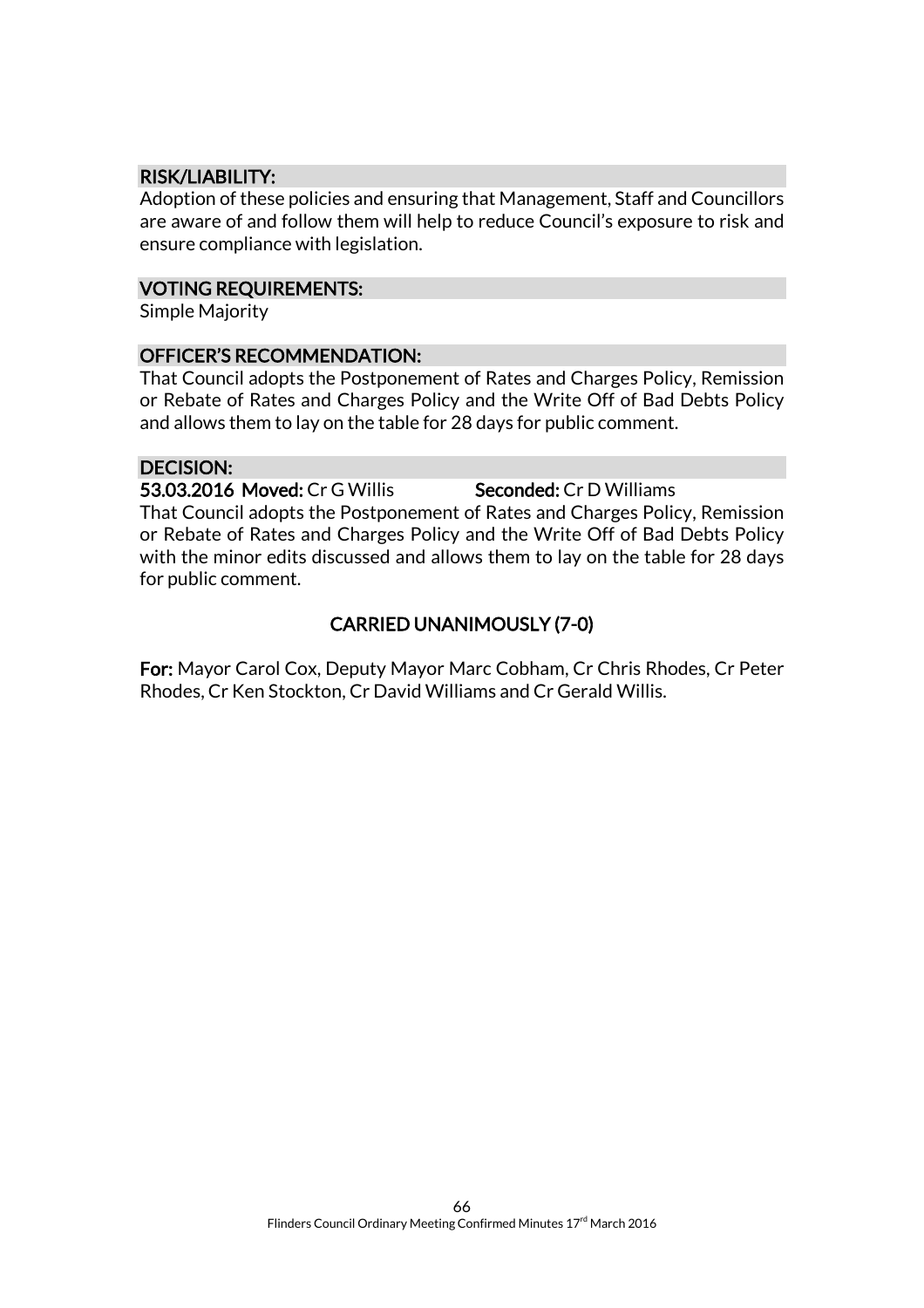## RISK/LIABILITY:

Adoption of these policies and ensuring that Management, Staff and Councillors are aware of and follow them will help to reduce Council's exposure to risk and ensure compliance with legislation.

## VOTING REQUIREMENTS:

Simple Majority

## OFFICER'S RECOMMENDATION:

That Council adopts the Postponement of Rates and Charges Policy, Remission or Rebate of Rates and Charges Policy and the Write Off of Bad Debts Policy and allows them to lay on the table for 28 days for public comment.

## DECISION:

**53.03.2016 Moved:** Cr G Willis **Seconded:** Cr D Williams

That Council adopts the Postponement of Rates and Charges Policy, Remission or Rebate of Rates and Charges Policy and the Write Off of Bad Debts Policy with the minor edits discussed and allows them to lay on the table for 28 days for public comment.

**CARRIED UNANIMOUSLY (7-0)**

**For:** Mayor Carol Cox, Deputy Mayor Marc Cobham, Cr Chris Rhodes, Cr Peter Rhodes, Cr Ken Stockton, Cr David Williams and Cr Gerald Willis.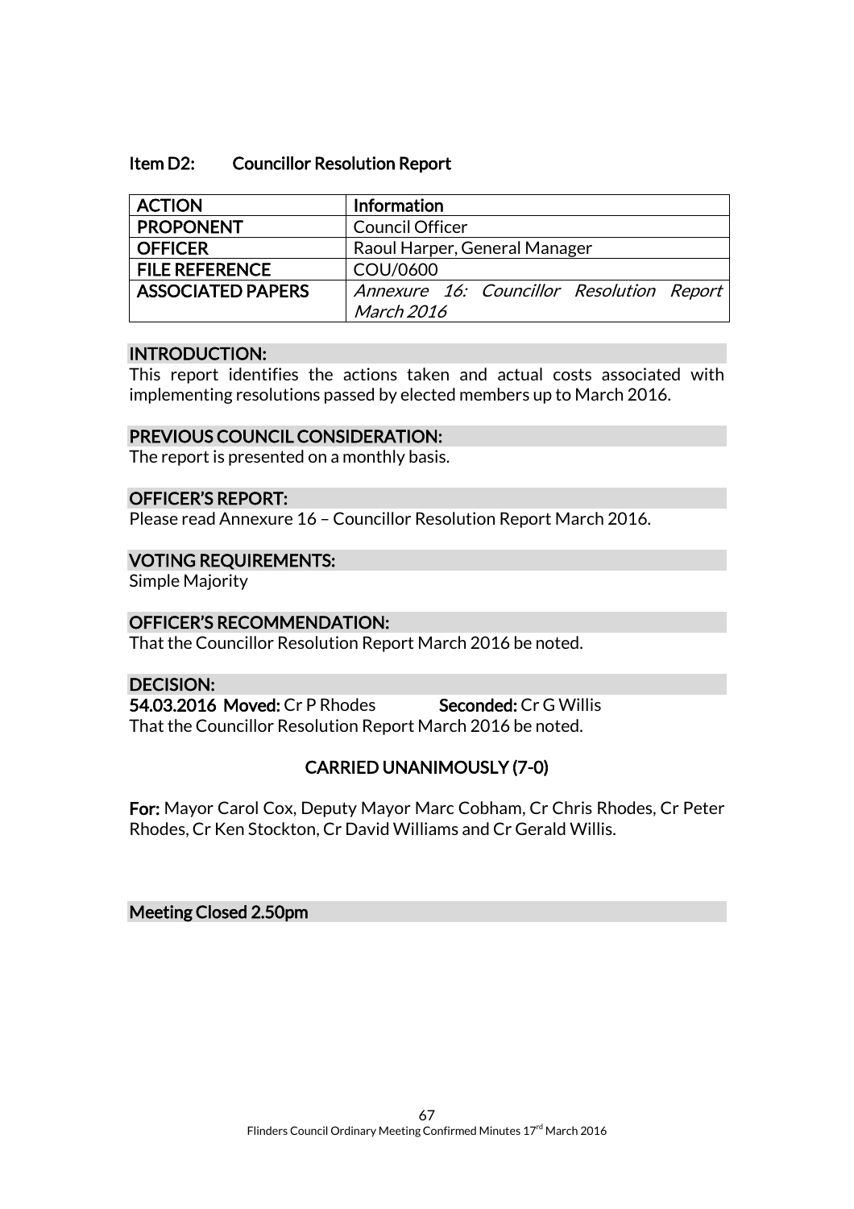### Item D2: Councillor Resolution Report

| | |
|---|---|
| **ACTION** | **Information** |
| **PROPONENT** | Council Officer |
| **OFFICER** | Raoul Harper, General Manager |
| **FILE REFERENCE** | COU/0600 |
| **ASSOCIATED PAPERS** | *Annexure 16: Councillor Resolution Report March 2016* |

**INTRODUCTION:**

This report identifies the actions taken and actual costs associated with implementing resolutions passed by elected members up to March 2016.

**PREVIOUS COUNCIL CONSIDERATION:**

The report is presented on a monthly basis.

**OFFICER'S REPORT:**

Please read Annexure 16 – Councillor Resolution Report March 2016.

**VOTING REQUIREMENTS:**

Simple Majority

**OFFICER'S RECOMMENDATION:**

That the Councillor Resolution Report March 2016 be noted.

**DECISION:**

**54.03.2016 Moved:** Cr P Rhodes **Seconded:** Cr G Willis

That the Councillor Resolution Report March 2016 be noted.

**CARRIED UNANIMOUSLY (7-0)**

**For:** Mayor Carol Cox, Deputy Mayor Marc Cobham, Cr Chris Rhodes, Cr Peter Rhodes, Cr Ken Stockton, Cr David Williams and Cr Gerald Willis.

**Meeting Closed 2.50pm**